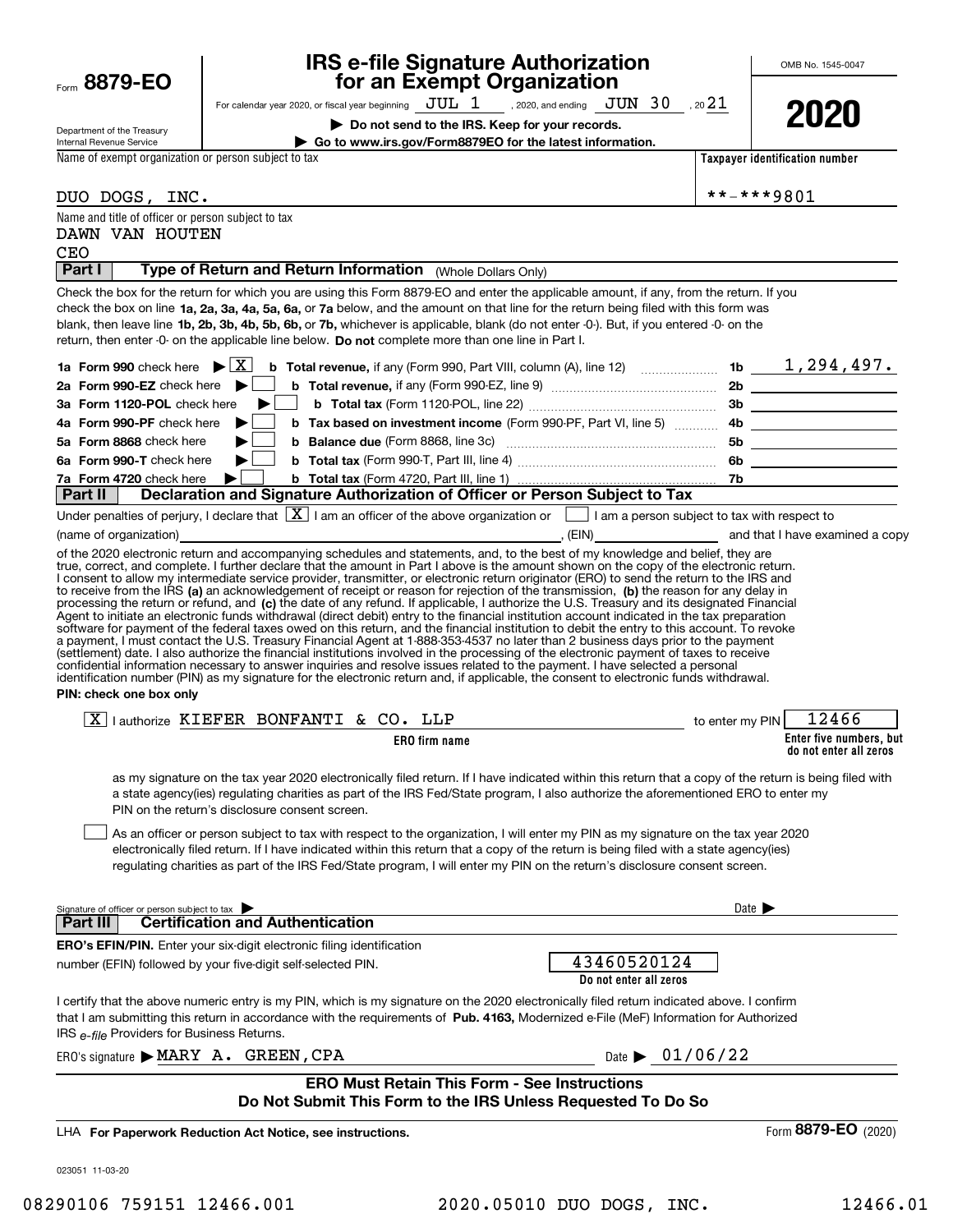Form **8879-EO**

Department of the Treasury
Internal Revenue Service

# IRS e-file Signature Authorization for an Exempt Organization

OMB No. 1545-0047

For calendar year 2020, or fiscal year beginning JUL 1 , 2020, and ending JUN 30 , 20 21

**▶ Do not send to the IRS. Keep for your records.**

**▶ Go to www.irs.gov/Form8879EO for the latest information.**

**2020**

Name of exempt organization or person subject to tax: DUO DOGS, INC.

**Taxpayer identification number:** **-***9801

Name and title of officer or person subject to tax:
DAWN VAN HOUTEN
CEO

## Part I — Type of Return and Return Information (Whole Dollars Only)

Check the box for the return for which you are using this Form 8879-EO and enter the applicable amount, if any, from the return. If you check the box on line **1a, 2a, 3a, 4a, 5a, 6a,** or **7a** below, and the amount on that line for the return being filed with this form was blank, then leave line **1b, 2b, 3b, 4b, 5b, 6b,** or **7b,** whichever is applicable, blank (do not enter -0-). But, if you entered -0- on the return, then enter -0- on the applicable line below. **Do not** complete more than one line in Part I.

| | | | |
|---|---|---|---|
| **1a Form 990** check here ▶ [X] | **b Total revenue,** if any (Form 990, Part VIII, column (A), line 12) | 1b | 1,294,497. |
| **2a Form 990-EZ** check here ▶ [ ] | **b Total revenue,** if any (Form 990-EZ, line 9) | 2b | |
| **3a Form 1120-POL** check here ▶ [ ] | **b Total tax** (Form 1120-POL, line 22) | 3b | |
| **4a Form 990-PF** check here ▶ [ ] | **b Tax based on investment income** (Form 990-PF, Part VI, line 5) | 4b | |
| **5a Form 8868** check here ▶ [ ] | **b Balance due** (Form 8868, line 3c) | 5b | |
| **6a Form 990-T** check here ▶ [ ] | **b Total tax** (Form 990-T, Part III, line 4) | 6b | |
| **7a Form 4720** check here ▶ [ ] | **b Total tax** (Form 4720, Part III, line 1) | 7b | |

## Part II — Declaration and Signature Authorization of Officer or Person Subject to Tax

Under penalties of perjury, I declare that [X] I am an officer of the above organization or [ ] I am a person subject to tax with respect to (name of organization) ______________________, (EIN) ____________ and that I have examined a copy of the 2020 electronic return and accompanying schedules and statements, and, to the best of my knowledge and belief, they are true, correct, and complete. I further declare that the amount in Part I above is the amount shown on the copy of the electronic return. I consent to allow my intermediate service provider, transmitter, or electronic return originator (ERO) to send the return to the IRS and to receive from the IRS **(a)** an acknowledgement of receipt or reason for rejection of the transmission, **(b)** the reason for any delay in processing the return or refund, and **(c)** the date of any refund. If applicable, I authorize the U.S. Treasury and its designated Financial Agent to initiate an electronic funds withdrawal (direct debit) entry to the financial institution account indicated in the tax preparation software for payment of the federal taxes owed on this return, and the financial institution to debit the entry to this account. To revoke a payment, I must contact the U.S. Treasury Financial Agent at 1-888-353-4537 no later than 2 business days prior to the payment (settlement) date. I also authorize the financial institutions involved in the processing of the electronic payment of taxes to receive confidential information necessary to answer inquiries and resolve issues related to the payment. I have selected a personal identification number (PIN) as my signature for the electronic return and, if applicable, the consent to electronic funds withdrawal.

**PIN: check one box only**

[X] I authorize KIEFER BONFANTI & CO. LLP (**ERO firm name**) to enter my PIN 12466 (**Enter five numbers, but do not enter all zeros**)

as my signature on the tax year 2020 electronically filed return. If I have indicated within this return that a copy of the return is being filed with a state agency(ies) regulating charities as part of the IRS Fed/State program, I also authorize the aforementioned ERO to enter my PIN on the return's disclosure consent screen.

[ ] As an officer or person subject to tax with respect to the organization, I will enter my PIN as my signature on the tax year 2020 electronically filed return. If I have indicated within this return that a copy of the return is being filed with a state agency(ies) regulating charities as part of the IRS Fed/State program, I will enter my PIN on the return's disclosure consent screen.

Signature of officer or person subject to tax ▶ ______________________ Date ▶ __________

## Part III — Certification and Authentication

**ERO's EFIN/PIN.** Enter your six-digit electronic filing identification number (EFIN) followed by your five-digit self-selected PIN.

43460520124
**Do not enter all zeros**

I certify that the above numeric entry is my PIN, which is my signature on the 2020 electronically filed return indicated above. I confirm that I am submitting this return in accordance with the requirements of **Pub. 4163,** Modernized e-File (MeF) Information for Authorized IRS *e-file* Providers for Business Returns.

ERO's signature ▶ MARY A. GREEN,CPA Date ▶ 01/06/22

**ERO Must Retain This Form - See Instructions**
**Do Not Submit This Form to the IRS Unless Requested To Do So**

LHA **For Paperwork Reduction Act Notice, see instructions.** Form **8879-EO** (2020)

023051 11-03-20

08290106 759151 12466.001 2020.05010 DUO DOGS, INC. 12466.01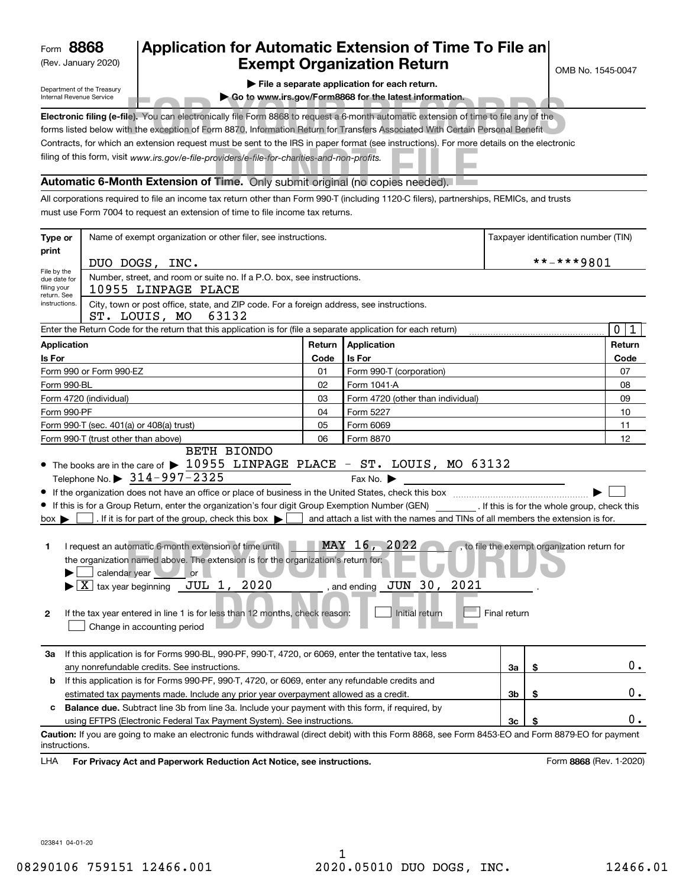Form **8868**
(Rev. January 2020)
Department of the Treasury
Internal Revenue Service

# Application for Automatic Extension of Time To File an Exempt Organization Return

OMB No. 1545-0047

▶ File a separate application for each return.
▶ Go to www.irs.gov/Form8868 for the latest information.

FOR YOUR RECORDS DO NOT FILE

**Electronic filing (e-file).** You can electronically file Form 8868 to request a 6-month automatic extension of time to file any of the forms listed below with the exception of Form 8870, Information Return for Transfers Associated With Certain Personal Benefit Contracts, for which an extension request must be sent to the IRS in paper format (see instructions). For more details on the electronic filing of this form, visit *www.irs.gov/e-file-providers/e-file-for-charities-and-non-profits.*

**Automatic 6-Month Extension of Time.** Only submit original (no copies needed).

All corporations required to file an income tax return other than Form 990-T (including 1120-C filers), partnerships, REMICs, and trusts must use Form 7004 to request an extension of time to file income tax returns.

| Type or print | Name of exempt organization or other filer, see instructions. | Taxpayer identification number (TIN) |
|---|---|---|
| | DUO DOGS, INC. | **-***9801 |
| File by the due date for filing your return. See instructions. | Number, street, and room or suite no. If a P.O. box, see instructions. 10955 LINPAGE PLACE | |
| | City, town or post office, state, and ZIP code. For a foreign address, see instructions. ST. LOUIS, MO 63132 | |

Enter the Return Code for the return that this application is for (file a separate application for each return) ..... 0 1

| Application Is For | Return Code | Application Is For | Return Code |
|---|---|---|---|
| Form 990 or Form 990-EZ | 01 | Form 990-T (corporation) | 07 |
| Form 990-BL | 02 | Form 1041-A | 08 |
| Form 4720 (individual) | 03 | Form 4720 (other than individual) | 09 |
| Form 990-PF | 04 | Form 5227 | 10 |
| Form 990-T (sec. 401(a) or 408(a) trust) | 05 | Form 6069 | 11 |
| Form 990-T (trust other than above) | 06 | Form 8870 | 12 |

- The books are in the care of ▶ BETH BIONDO 10955 LINPAGE PLACE - ST. LOUIS, MO 63132
  Telephone No. ▶ 314-997-2325 Fax No. ▶
- If the organization does not have an office or place of business in the United States, check this box ..... ▶ ☐
- If this is for a Group Return, enter the organization's four digit Group Exemption Number (GEN) ______ . If this is for the whole group, check this box ▶ ☐ . If it is for part of the group, check this box ▶ ☐ and attach a list with the names and TINs of all members the extension is for.

**1** I request an automatic 6-month extension of time until MAY 16, 2022 , to file the exempt organization return for the organization named above. The extension is for the organization's return for:
▶ ☐ calendar year ______ or
▶ ☒ tax year beginning JUL 1, 2020 , and ending JUN 30, 2021 .

**2** If the tax year entered in line 1 is for less than 12 months, check reason: ☐ Initial return ☐ Final return
☐ Change in accounting period

| | | | |
|---|---|---|---|
| **3a** | If this application is for Forms 990-BL, 990-PF, 990-T, 4720, or 6069, enter the tentative tax, less any nonrefundable credits. See instructions. | 3a | $ 0. |
| **b** | If this application is for Forms 990-PF, 990-T, 4720, or 6069, enter any refundable credits and estimated tax payments made. Include any prior year overpayment allowed as a credit. | 3b | $ 0. |
| **c** | **Balance due.** Subtract line 3b from line 3a. Include your payment with this form, if required, by using EFTPS (Electronic Federal Tax Payment System). See instructions. | 3c | $ 0. |

**Caution:** If you are going to make an electronic funds withdrawal (direct debit) with this Form 8868, see Form 8453-EO and Form 8879-EO for payment instructions.

LHA **For Privacy Act and Paperwork Reduction Act Notice, see instructions.** Form **8868** (Rev. 1-2020)

023841 04-01-20

08290106 759151 12466.001 2020.05010 DUO DOGS, INC. 12466.01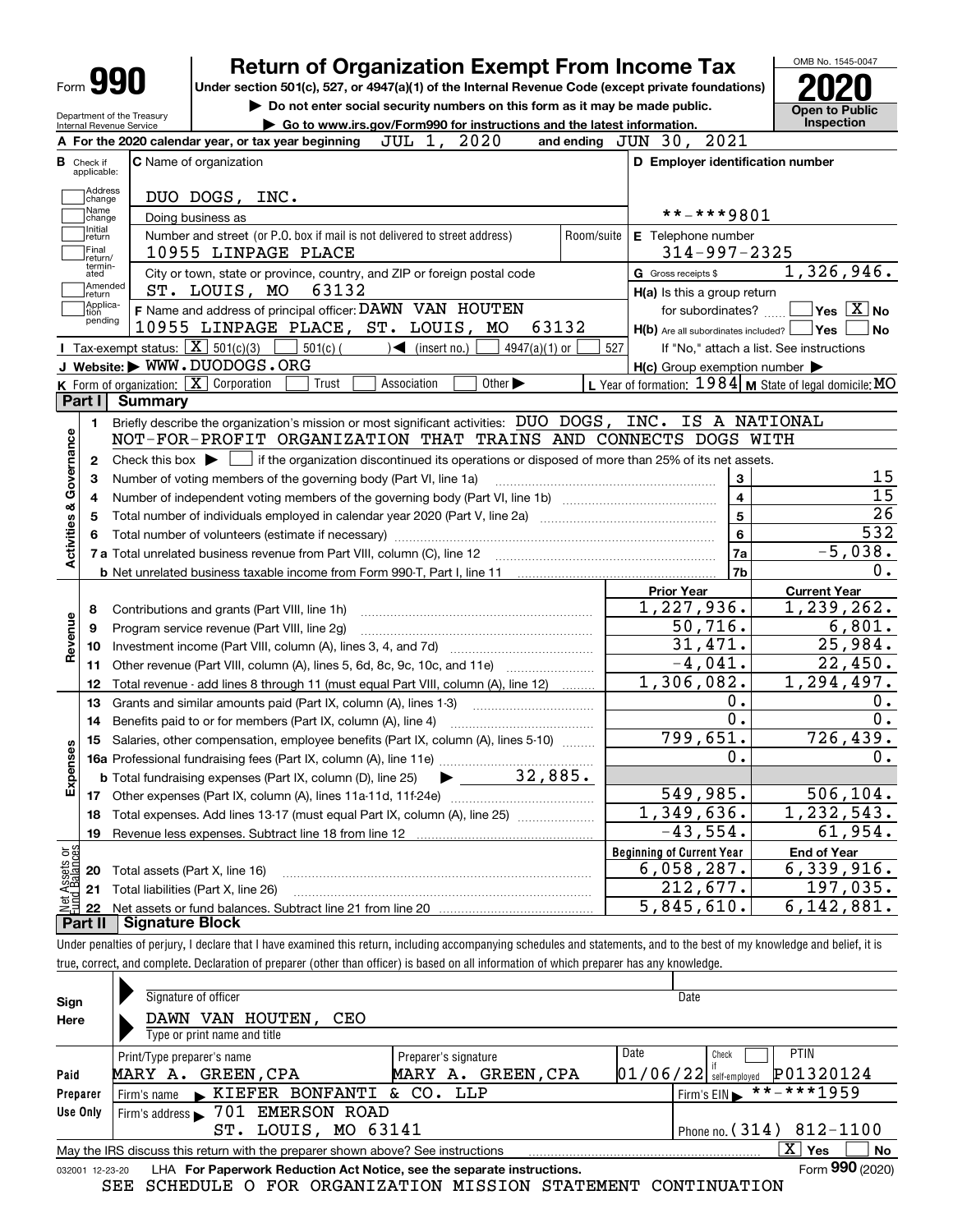# Form 990 — Return of Organization Exempt From Income Tax (2020)

Under section 501(c), 527, or 4947(a)(1) of the Internal Revenue Code (except private foundations)

▶ Do not enter social security numbers on this form as it may be made public.

▶ Go to www.irs.gov/Form990 for instructions and the latest information.

Department of the Treasury
Internal Revenue Service

OMB No. 1545-0047

**2020**

**Open to Public Inspection**

**A** For the 2020 calendar year, or tax year beginning JUL 1, 2020 and ending JUN 30, 2021

**B** Check if applicable: Address change, Name change, Initial return, Final return/terminated, Amended return, Application pending

**C** Name of organization: DUO DOGS, INC.

Doing business as

Number and street (or P.O. box if mail is not delivered to street address): 10955 LINPAGE PLACE — Room/suite

City or town, state or province, country, and ZIP or foreign postal code: ST. LOUIS, MO 63132

**D** Employer identification number: **-***9801

**E** Telephone number: 314-997-2325

**G** Gross receipts $ 1,326,946.

**F** Name and address of principal officer: DAWN VAN HOUTEN, 10955 LINPAGE PLACE, ST. LOUIS, MO 63132

**H(a)** Is this a group return for subordinates? ☐ Yes ☒ No

**H(b)** Are all subordinates included? ☐ Yes ☐ No — If "No," attach a list. See instructions

**H(c)** Group exemption number ▶

**I** Tax-exempt status: ☒ 501(c)(3) ☐ 501(c) ( ) ◀ (insert no.) ☐ 4947(a)(1) or ☐ 527

**J** Website: ▶ WWW.DUODOGS.ORG

**K** Form of organization: ☒ Corporation ☐ Trust ☐ Association ☐ Other ▶

**L** Year of formation: 1984 **M** State of legal domicile: MO

## Part I Summary

**Activities & Governance**

1. Briefly describe the organization's mission or most significant activities: DUO DOGS, INC. IS A NATIONAL NOT-FOR-PROFIT ORGANIZATION THAT TRAINS AND CONNECTS DOGS WITH
2. Check this box ▶ ☐ if the organization discontinued its operations or disposed of more than 25% of its net assets.

| | | Line | |
|---|---|---|---|
| 3 | Number of voting members of the governing body (Part VI, line 1a) | 3 | 15 |
| 4 | Number of independent voting members of the governing body (Part VI, line 1b) | 4 | 15 |
| 5 | Total number of individuals employed in calendar year 2020 (Part V, line 2a) | 5 | 26 |
| 6 | Total number of volunteers (estimate if necessary) | 6 | 532 |
| 7a | Total unrelated business revenue from Part VIII, column (C), line 12 | 7a | -5,038. |
| b | Net unrelated business taxable income from Form 990-T, Part I, line 11 | 7b | 0. |

| | | Prior Year | Current Year |
|---|---|---|---|
| **Revenue** | | | |
| 8 | Contributions and grants (Part VIII, line 1h) | 1,227,936. | 1,239,262. |
| 9 | Program service revenue (Part VIII, line 2g) | 50,716. | 6,801. |
| 10 | Investment income (Part VIII, column (A), lines 3, 4, and 7d) | 31,471. | 25,984. |
| 11 | Other revenue (Part VIII, column (A), lines 5, 6d, 8c, 9c, 10c, and 11e) | -4,041. | 22,450. |
| 12 | Total revenue - add lines 8 through 11 (must equal Part VIII, column (A), line 12) | 1,306,082. | 1,294,497. |
| **Expenses** | | | |
| 13 | Grants and similar amounts paid (Part IX, column (A), lines 1-3) | 0. | 0. |
| 14 | Benefits paid to or for members (Part IX, column (A), line 4) | 0. | 0. |
| 15 | Salaries, other compensation, employee benefits (Part IX, column (A), lines 5-10) | 799,651. | 726,439. |
| 16a | Professional fundraising fees (Part IX, column (A), line 11e) | 0. | 0. |
| b | Total fundraising expenses (Part IX, column (D), line 25) ▶ 32,885. | | |
| 17 | Other expenses (Part IX, column (A), lines 11a-11d, 11f-24e) | 549,985. | 506,104. |
| 18 | Total expenses. Add lines 13-17 (must equal Part IX, column (A), line 25) | 1,349,636. | 1,232,543. |
| 19 | Revenue less expenses. Subtract line 18 from line 12 | -43,554. | 61,954. |

| **Net Assets or Fund Balances** | | Beginning of Current Year | End of Year |
|---|---|---|---|
| 20 | Total assets (Part X, line 16) | 6,058,287. | 6,339,916. |
| 21 | Total liabilities (Part X, line 26) | 212,677. | 197,035. |
| 22 | Net assets or fund balances. Subtract line 21 from line 20 | 5,845,610. | 6,142,881. |

## Part II Signature Block

Under penalties of perjury, I declare that I have examined this return, including accompanying schedules and statements, and to the best of my knowledge and belief, it is true, correct, and complete. Declaration of preparer (other than officer) is based on all information of which preparer has any knowledge.

**Sign Here**

Signature of officer — Date

DAWN VAN HOUTEN, CEO
Type or print name and title

**Paid Preparer Use Only**

| Print/Type preparer's name | Preparer's signature | Date | Check ☐ if self-employed | PTIN |
|---|---|---|---|---|
| MARY A. GREEN, CPA | MARY A. GREEN, CPA | 01/06/22 | | P01320124 |

Firm's name ▶ KIEFER BONFANTI & CO. LLP — Firm's EIN ▶ **-***1959

Firm's address ▶ 701 EMERSON ROAD, ST. LOUIS, MO 63141 — Phone no. (314) 812-1100

May the IRS discuss this return with the preparer shown above? See instructions ☒ Yes ☐ No

032001 12-23-20 LHA For Paperwork Reduction Act Notice, see the separate instructions. Form **990** (2020)

SEE SCHEDULE O FOR ORGANIZATION MISSION STATEMENT CONTINUATION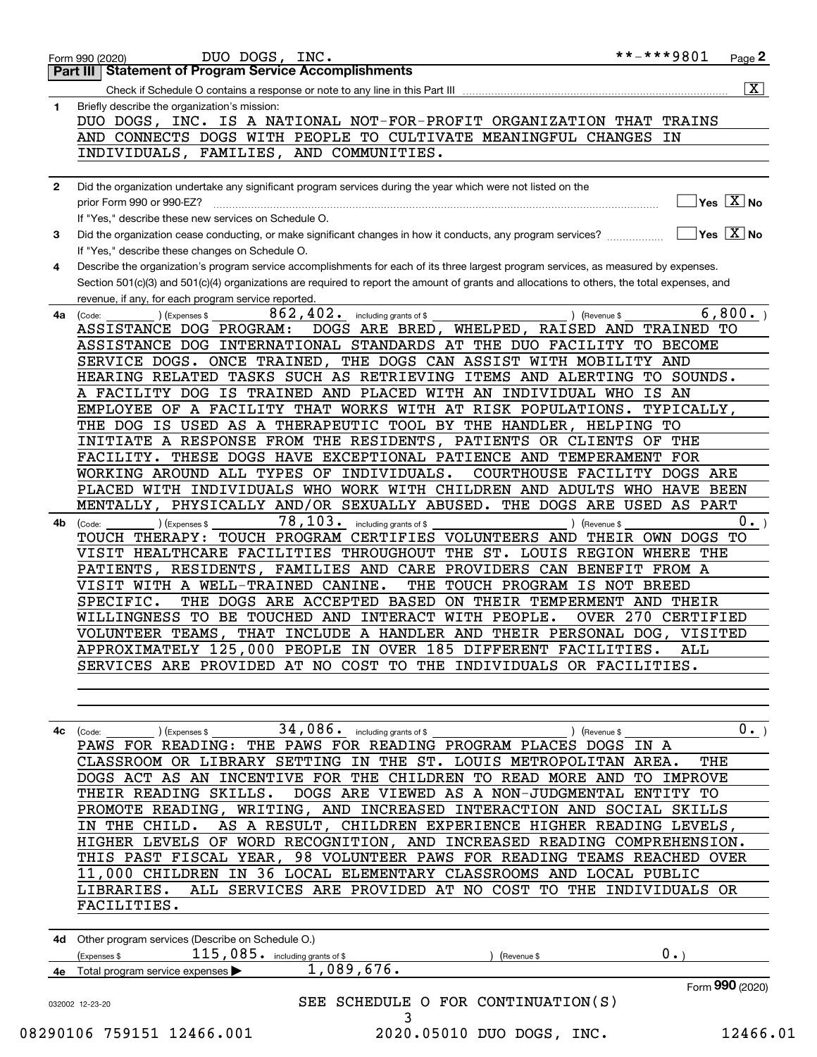Form 990 (2020) DUO DOGS, INC. **-***9801 Page 2

## Part III Statement of Program Service Accomplishments

Check if Schedule O contains a response or note to any line in this Part III [X]

**1** Briefly describe the organization's mission:

DUO DOGS, INC. IS A NATIONAL NOT-FOR-PROFIT ORGANIZATION THAT TRAINS AND CONNECTS DOGS WITH PEOPLE TO CULTIVATE MEANINGFUL CHANGES IN INDIVIDUALS, FAMILIES, AND COMMUNITIES.

**2** Did the organization undertake any significant program services during the year which were not listed on the prior Form 990 or 990-EZ? [ ] Yes [X] No

If "Yes," describe these new services on Schedule O.

**3** Did the organization cease conducting, or make significant changes in how it conducts, any program services? [ ] Yes [X] No

If "Yes," describe these changes on Schedule O.

**4** Describe the organization's program service accomplishments for each of its three largest program services, as measured by expenses. Section 501(c)(3) and 501(c)(4) organizations are required to report the amount of grants and allocations to others, the total expenses, and revenue, if any, for each program service reported.

**4a** (Code: ) (Expenses $ 862,402. including grants of $ ) (Revenue $ 6,800. )

ASSISTANCE DOG PROGRAM: DOGS ARE BRED, WHELPED, RAISED AND TRAINED TO ASSISTANCE DOG INTERNATIONAL STANDARDS AT THE DUO FACILITY TO BECOME SERVICE DOGS. ONCE TRAINED, THE DOGS CAN ASSIST WITH MOBILITY AND HEARING RELATED TASKS SUCH AS RETRIEVING ITEMS AND ALERTING TO SOUNDS. A FACILITY DOG IS TRAINED AND PLACED WITH AN INDIVIDUAL WHO IS AN EMPLOYEE OF A FACILITY THAT WORKS WITH AT RISK POPULATIONS. TYPICALLY, THE DOG IS USED AS A THERAPEUTIC TOOL BY THE HANDLER, HELPING TO INITIATE A RESPONSE FROM THE RESIDENTS, PATIENTS OR CLIENTS OF THE FACILITY. THESE DOGS HAVE EXCEPTIONAL PATIENCE AND TEMPERAMENT FOR WORKING AROUND ALL TYPES OF INDIVIDUALS. COURTHOUSE FACILITY DOGS ARE PLACED WITH INDIVIDUALS WHO WORK WITH CHILDREN AND ADULTS WHO HAVE BEEN MENTALLY, PHYSICALLY AND/OR SEXUALLY ABUSED. THE DOGS ARE USED AS PART

**4b** (Code: ) (Expenses $ 78,103. including grants of $ ) (Revenue $ 0. )

TOUCH THERAPY: TOUCH PROGRAM CERTIFIES VOLUNTEERS AND THEIR OWN DOGS TO VISIT HEALTHCARE FACILITIES THROUGHOUT THE ST. LOUIS REGION WHERE THE PATIENTS, RESIDENTS, FAMILIES AND CARE PROVIDERS CAN BENEFIT FROM A VISIT WITH A WELL-TRAINED CANINE. THE TOUCH PROGRAM IS NOT BREED SPECIFIC. THE DOGS ARE ACCEPTED BASED ON THEIR TEMPERMENT AND THEIR WILLINGNESS TO BE TOUCHED AND INTERACT WITH PEOPLE. OVER 270 CERTIFIED VOLUNTEER TEAMS, THAT INCLUDE A HANDLER AND THEIR PERSONAL DOG, VISITED APPROXIMATELY 125,000 PEOPLE IN OVER 185 DIFFERENT FACILITIES. ALL SERVICES ARE PROVIDED AT NO COST TO THE INDIVIDUALS OR FACILITIES.

**4c** (Code: ) (Expenses $ 34,086. including grants of $ ) (Revenue $ 0. )

PAWS FOR READING: THE PAWS FOR READING PROGRAM PLACES DOGS IN A CLASSROOM OR LIBRARY SETTING IN THE ST. LOUIS METROPOLITAN AREA. THE DOGS ACT AS AN INCENTIVE FOR THE CHILDREN TO READ MORE AND TO IMPROVE THEIR READING SKILLS. DOGS ARE VIEWED AS A NON-JUDGMENTAL ENTITY TO PROMOTE READING, WRITING, AND INCREASED INTERACTION AND SOCIAL SKILLS IN THE CHILD. AS A RESULT, CHILDREN EXPERIENCE HIGHER READING LEVELS, HIGHER LEVELS OF WORD RECOGNITION, AND INCREASED READING COMPREHENSION. THIS PAST FISCAL YEAR, 98 VOLUNTEER PAWS FOR READING TEAMS REACHED OVER 11,000 CHILDREN IN 36 LOCAL ELEMENTARY CLASSROOMS AND LOCAL PUBLIC LIBRARIES. ALL SERVICES ARE PROVIDED AT NO COST TO THE INDIVIDUALS OR FACILITIES.

**4d** Other program services (Describe on Schedule O.)

(Expenses $ 115,085. including grants of $ ) (Revenue $ 0. )

**4e** Total program service expenses ▶ 1,089,676.

Form **990** (2020)

SEE SCHEDULE O FOR CONTINUATION(S)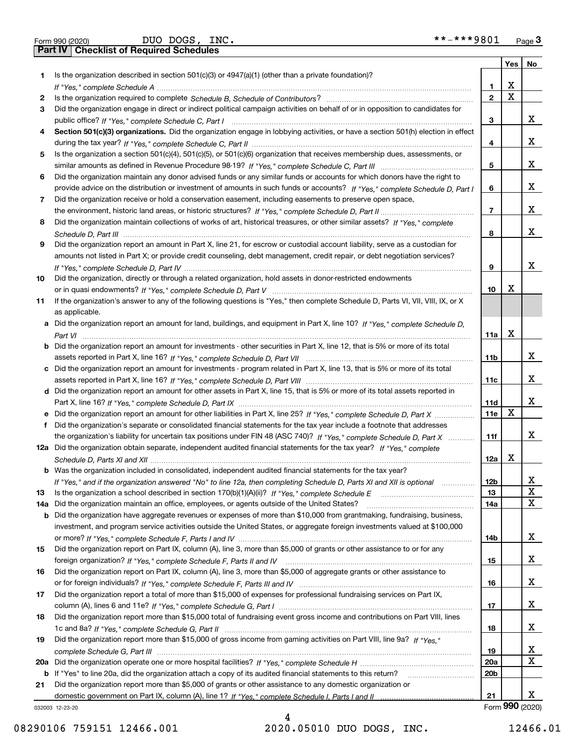Form 990 (2020) DUO DOGS, INC. **-***9801 Page 3

## Part IV Checklist of Required Schedules

| | | | Yes | No |
|---|---|---|---|---|
| 1 | Is the organization described in section 501(c)(3) or 4947(a)(1) (other than a private foundation)? *If "Yes," complete Schedule A* | 1 | X | |
| 2 | Is the organization required to complete *Schedule B, Schedule of Contributors*? | 2 | X | |
| 3 | Did the organization engage in direct or indirect political campaign activities on behalf of or in opposition to candidates for public office? *If "Yes," complete Schedule C, Part I* | 3 | | X |
| 4 | **Section 501(c)(3) organizations.** Did the organization engage in lobbying activities, or have a section 501(h) election in effect during the tax year? *If "Yes," complete Schedule C, Part II* | 4 | | X |
| 5 | Is the organization a section 501(c)(4), 501(c)(5), or 501(c)(6) organization that receives membership dues, assessments, or similar amounts as defined in Revenue Procedure 98-19? *If "Yes," complete Schedule C, Part III* | 5 | | X |
| 6 | Did the organization maintain any donor advised funds or any similar funds or accounts for which donors have the right to provide advice on the distribution or investment of amounts in such funds or accounts? *If "Yes," complete Schedule D, Part I* | 6 | | X |
| 7 | Did the organization receive or hold a conservation easement, including easements to preserve open space, the environment, historic land areas, or historic structures? *If "Yes," complete Schedule D, Part II* | 7 | | X |
| 8 | Did the organization maintain collections of works of art, historical treasures, or other similar assets? *If "Yes," complete Schedule D, Part III* | 8 | | X |
| 9 | Did the organization report an amount in Part X, line 21, for escrow or custodial account liability, serve as a custodian for amounts not listed in Part X; or provide credit counseling, debt management, credit repair, or debt negotiation services? *If "Yes," complete Schedule D, Part IV* | 9 | | X |
| 10 | Did the organization, directly or through a related organization, hold assets in donor-restricted endowments or in quasi endowments? *If "Yes," complete Schedule D, Part V* | 10 | X | |
| 11 | If the organization's answer to any of the following questions is "Yes," then complete Schedule D, Parts VI, VII, VIII, IX, or X as applicable. | | | |
| a | Did the organization report an amount for land, buildings, and equipment in Part X, line 10? *If "Yes," complete Schedule D, Part VI* | 11a | X | |
| b | Did the organization report an amount for investments - other securities in Part X, line 12, that is 5% or more of its total assets reported in Part X, line 16? *If "Yes," complete Schedule D, Part VII* | 11b | | X |
| c | Did the organization report an amount for investments - program related in Part X, line 13, that is 5% or more of its total assets reported in Part X, line 16? *If "Yes," complete Schedule D, Part VIII* | 11c | | X |
| d | Did the organization report an amount for other assets in Part X, line 15, that is 5% or more of its total assets reported in Part X, line 16? *If "Yes," complete Schedule D, Part IX* | 11d | | X |
| e | Did the organization report an amount for other liabilities in Part X, line 25? *If "Yes," complete Schedule D, Part X* | 11e | X | |
| f | Did the organization's separate or consolidated financial statements for the tax year include a footnote that addresses the organization's liability for uncertain tax positions under FIN 48 (ASC 740)? *If "Yes," complete Schedule D, Part X* | 11f | | X |
| 12a | Did the organization obtain separate, independent audited financial statements for the tax year? *If "Yes," complete Schedule D, Parts XI and XII* | 12a | X | |
| b | Was the organization included in consolidated, independent audited financial statements for the tax year? *If "Yes," and if the organization answered "No" to line 12a, then completing Schedule D, Parts XI and XII is optional* | 12b | | X |
| 13 | Is the organization a school described in section 170(b)(1)(A)(ii)? *If "Yes," complete Schedule E* | 13 | | X |
| 14a | Did the organization maintain an office, employees, or agents outside of the United States? | 14a | | X |
| b | Did the organization have aggregate revenues or expenses of more than $10,000 from grantmaking, fundraising, business, investment, and program service activities outside the United States, or aggregate foreign investments valued at $100,000 or more? *If "Yes," complete Schedule F, Parts I and IV* | 14b | | X |
| 15 | Did the organization report on Part IX, column (A), line 3, more than $5,000 of grants or other assistance to or for any foreign organization? *If "Yes," complete Schedule F, Parts II and IV* | 15 | | X |
| 16 | Did the organization report on Part IX, column (A), line 3, more than $5,000 of aggregate grants or other assistance to or for foreign individuals? *If "Yes," complete Schedule F, Parts III and IV* | 16 | | X |
| 17 | Did the organization report a total of more than $15,000 of expenses for professional fundraising services on Part IX, column (A), lines 6 and 11e? *If "Yes," complete Schedule G, Part I* | 17 | | X |
| 18 | Did the organization report more than $15,000 total of fundraising event gross income and contributions on Part VIII, lines 1c and 8a? *If "Yes," complete Schedule G, Part II* | 18 | | X |
| 19 | Did the organization report more than $15,000 of gross income from gaming activities on Part VIII, line 9a? *If "Yes," complete Schedule G, Part III* | 19 | | X |
| 20a | Did the organization operate one or more hospital facilities? *If "Yes," complete Schedule H* | 20a | | X |
| b | If "Yes" to line 20a, did the organization attach a copy of its audited financial statements to this return? | 20b | | |
| 21 | Did the organization report more than $5,000 of grants or other assistance to any domestic organization or domestic government on Part IX, column (A), line 1? *If "Yes," complete Schedule I, Parts I and II* | 21 | | X |

032003 12-23-20 Form **990** (2020)

08290106 759151 12466.001 2020.05010 DUO DOGS, INC. 12466.01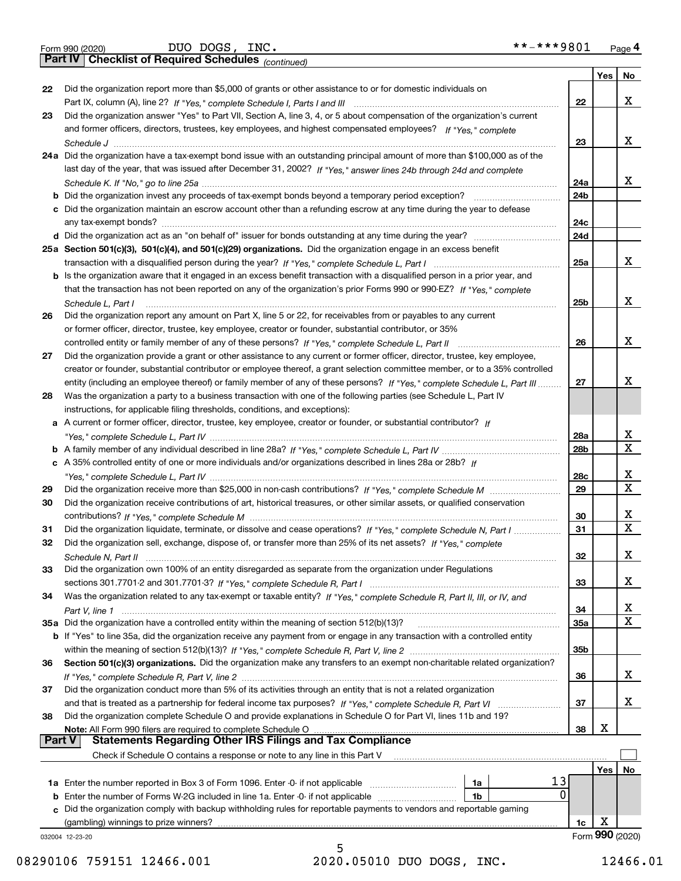Form 990 (2020) DUO DOGS, INC. **-***9801 Page 4

**Part IV Checklist of Required Schedules** *(continued)*

| | | | Yes | No |
|---|---|---|---|---|
| 22 | Did the organization report more than $5,000 of grants or other assistance to or for domestic individuals on Part IX, column (A), line 2? *If "Yes," complete Schedule I, Parts I and III* | 22 | | X |
| 23 | Did the organization answer "Yes" to Part VII, Section A, line 3, 4, or 5 about compensation of the organization's current and former officers, directors, trustees, key employees, and highest compensated employees? *If "Yes," complete Schedule J* | 23 | | X |
| 24a | Did the organization have a tax-exempt bond issue with an outstanding principal amount of more than $100,000 as of the last day of the year, that was issued after December 31, 2002? *If "Yes," answer lines 24b through 24d and complete Schedule K. If "No," go to line 25a* | 24a | | X |
| b | Did the organization invest any proceeds of tax-exempt bonds beyond a temporary period exception? | 24b | | |
| c | Did the organization maintain an escrow account other than a refunding escrow at any time during the year to defease any tax-exempt bonds? | 24c | | |
| d | Did the organization act as an "on behalf of" issuer for bonds outstanding at any time during the year? | 24d | | |
| 25a | **Section 501(c)(3), 501(c)(4), and 501(c)(29) organizations.** Did the organization engage in an excess benefit transaction with a disqualified person during the year? *If "Yes," complete Schedule L, Part I* | 25a | | X |
| b | Is the organization aware that it engaged in an excess benefit transaction with a disqualified person in a prior year, and that the transaction has not been reported on any of the organization's prior Forms 990 or 990-EZ? *If "Yes," complete Schedule L, Part I* | 25b | | X |
| 26 | Did the organization report any amount on Part X, line 5 or 22, for receivables from or payables to any current or former officer, director, trustee, key employee, creator or founder, substantial contributor, or 35% controlled entity or family member of any of these persons? *If "Yes," complete Schedule L, Part II* | 26 | | X |
| 27 | Did the organization provide a grant or other assistance to any current or former officer, director, trustee, key employee, creator or founder, substantial contributor or employee thereof, a grant selection committee member, or to a 35% controlled entity (including an employee thereof) or family member of any of these persons? *If "Yes," complete Schedule L, Part III* | 27 | | X |
| 28 | Was the organization a party to a business transaction with one of the following parties (see Schedule L, Part IV instructions, for applicable filing thresholds, conditions, and exceptions): | | | |
| a | A current or former officer, director, trustee, key employee, creator or founder, or substantial contributor? *If "Yes," complete Schedule L, Part IV* | 28a | | X |
| b | A family member of any individual described in line 28a? *If "Yes," complete Schedule L, Part IV* | 28b | | X |
| c | A 35% controlled entity of one or more individuals and/or organizations described in lines 28a or 28b? *If "Yes," complete Schedule L, Part IV* | 28c | | X |
| 29 | Did the organization receive more than $25,000 in non-cash contributions? *If "Yes," complete Schedule M* | 29 | | X |
| 30 | Did the organization receive contributions of art, historical treasures, or other similar assets, or qualified conservation contributions? *If "Yes," complete Schedule M* | 30 | | X |
| 31 | Did the organization liquidate, terminate, or dissolve and cease operations? *If "Yes," complete Schedule N, Part I* | 31 | | X |
| 32 | Did the organization sell, exchange, dispose of, or transfer more than 25% of its net assets? *If "Yes," complete Schedule N, Part II* | 32 | | X |
| 33 | Did the organization own 100% of an entity disregarded as separate from the organization under Regulations sections 301.7701-2 and 301.7701-3? *If "Yes," complete Schedule R, Part I* | 33 | | X |
| 34 | Was the organization related to any tax-exempt or taxable entity? *If "Yes," complete Schedule R, Part II, III, or IV, and Part V, line 1* | 34 | | X |
| 35a | Did the organization have a controlled entity within the meaning of section 512(b)(13)? | 35a | | X |
| b | If "Yes" to line 35a, did the organization receive any payment from or engage in any transaction with a controlled entity within the meaning of section 512(b)(13)? *If "Yes," complete Schedule R, Part V, line 2* | 35b | | |
| 36 | **Section 501(c)(3) organizations.** Did the organization make any transfers to an exempt non-charitable related organization? *If "Yes," complete Schedule R, Part V, line 2* | 36 | | X |
| 37 | Did the organization conduct more than 5% of its activities through an entity that is not a related organization and that is treated as a partnership for federal income tax purposes? *If "Yes," complete Schedule R, Part VI* | 37 | | X |
| 38 | Did the organization complete Schedule O and provide explanations in Schedule O for Part VI, lines 11b and 19? **Note:** All Form 990 filers are required to complete Schedule O | 38 | X | |

**Part V Statements Regarding Other IRS Filings and Tax Compliance**

Check if Schedule O contains a response or note to any line in this Part V ☐

| | | | | | Yes | No |
|---|---|---|---|---|---|---|
| 1a | Enter the number reported in Box 3 of Form 1096. Enter -0- if not applicable | 1a | 13 | | | |
| b | Enter the number of Forms W-2G included in line 1a. Enter -0- if not applicable | 1b | 0 | | | |
| c | Did the organization comply with backup withholding rules for reportable payments to vendors and reportable gaming (gambling) winnings to prize winners? | | | 1c | X | |

032004 12-23-20 Form **990** (2020)

08290106 759151 12466.001 2020.05010 DUO DOGS, INC. 12466.01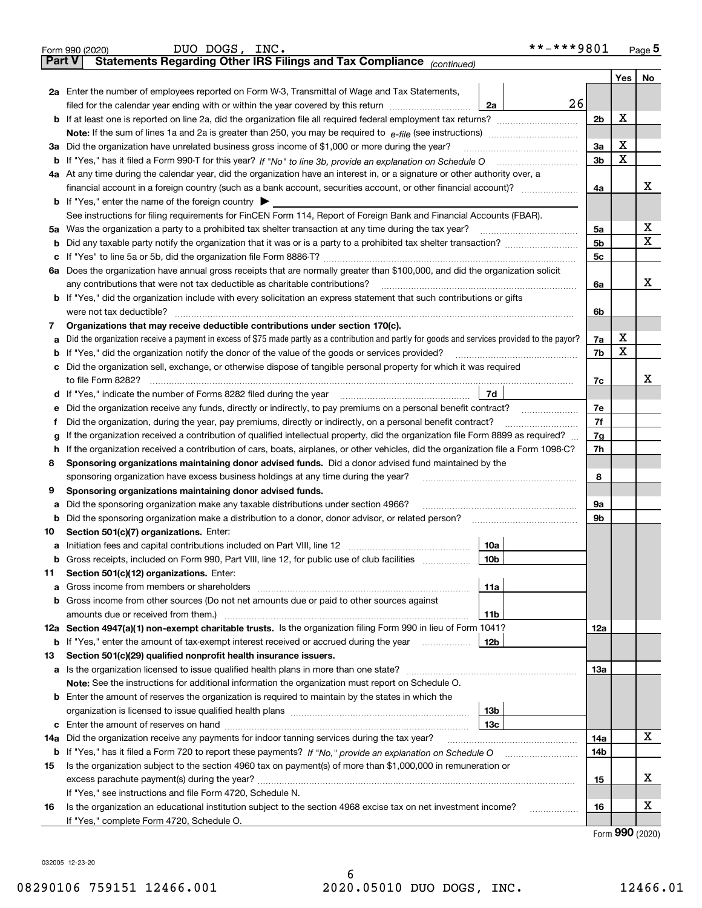Form 990 (2020) DUO DOGS, INC. **-***9801 Page **5**

## Part V Statements Regarding Other IRS Filings and Tax Compliance *(continued)*

| | | | | | Yes | No |
|---|---|---|---|---|---|---|
| **2a** | Enter the number of employees reported on Form W-3, Transmittal of Wage and Tax Statements, filed for the calendar year ending with or within the year covered by this return | 2a | 26 | | | |
| **b** | If at least one is reported on line 2a, did the organization file all required federal employment tax returns? | | | 2b | X | |
| | **Note:** If the sum of lines 1a and 2a is greater than 250, you may be required to *e-file* (see instructions) | | | | | |
| **3a** | Did the organization have unrelated business gross income of $1,000 or more during the year? | | | 3a | X | |
| **b** | If "Yes," has it filed a Form 990-T for this year? *If "No" to line 3b, provide an explanation on Schedule O* | | | 3b | X | |
| **4a** | At any time during the calendar year, did the organization have an interest in, or a signature or other authority over, a financial account in a foreign country (such as a bank account, securities account, or other financial account)? | | | 4a | | X |
| **b** | If "Yes," enter the name of the foreign country ▶ | | | | | |
| | See instructions for filing requirements for FinCEN Form 114, Report of Foreign Bank and Financial Accounts (FBAR). | | | | | |
| **5a** | Was the organization a party to a prohibited tax shelter transaction at any time during the tax year? | | | 5a | | X |
| **b** | Did any taxable party notify the organization that it was or is a party to a prohibited tax shelter transaction? | | | 5b | | X |
| **c** | If "Yes" to line 5a or 5b, did the organization file Form 8886-T? | | | 5c | | |
| **6a** | Does the organization have annual gross receipts that are normally greater than $100,000, and did the organization solicit any contributions that were not tax deductible as charitable contributions? | | | 6a | | X |
| **b** | If "Yes," did the organization include with every solicitation an express statement that such contributions or gifts were not tax deductible? | | | 6b | | |
| **7** | **Organizations that may receive deductible contributions under section 170(c).** | | | | | |
| **a** | Did the organization receive a payment in excess of $75 made partly as a contribution and partly for goods and services provided to the payor? | | | 7a | X | |
| **b** | If "Yes," did the organization notify the donor of the value of the goods or services provided? | | | 7b | X | |
| **c** | Did the organization sell, exchange, or otherwise dispose of tangible personal property for which it was required to file Form 8282? | | | 7c | | X |
| **d** | If "Yes," indicate the number of Forms 8282 filed during the year | 7d | | | | |
| **e** | Did the organization receive any funds, directly or indirectly, to pay premiums on a personal benefit contract? | | | 7e | | |
| **f** | Did the organization, during the year, pay premiums, directly or indirectly, on a personal benefit contract? | | | 7f | | |
| **g** | If the organization received a contribution of qualified intellectual property, did the organization file Form 8899 as required? | | | 7g | | |
| **h** | If the organization received a contribution of cars, boats, airplanes, or other vehicles, did the organization file a Form 1098-C? | | | 7h | | |
| **8** | **Sponsoring organizations maintaining donor advised funds.** Did a donor advised fund maintained by the sponsoring organization have excess business holdings at any time during the year? | | | 8 | | |
| **9** | **Sponsoring organizations maintaining donor advised funds.** | | | | | |
| **a** | Did the sponsoring organization make any taxable distributions under section 4966? | | | 9a | | |
| **b** | Did the sponsoring organization make a distribution to a donor, donor advisor, or related person? | | | 9b | | |
| **10** | **Section 501(c)(7) organizations.** Enter: | | | | | |
| **a** | Initiation fees and capital contributions included on Part VIII, line 12 | 10a | | | | |
| **b** | Gross receipts, included on Form 990, Part VIII, line 12, for public use of club facilities | 10b | | | | |
| **11** | **Section 501(c)(12) organizations.** Enter: | | | | | |
| **a** | Gross income from members or shareholders | 11a | | | | |
| **b** | Gross income from other sources (Do not net amounts due or paid to other sources against amounts due or received from them.) | 11b | | | | |
| **12a** | **Section 4947(a)(1) non-exempt charitable trusts.** Is the organization filing Form 990 in lieu of Form 1041? | | | 12a | | |
| **b** | If "Yes," enter the amount of tax-exempt interest received or accrued during the year | 12b | | | | |
| **13** | **Section 501(c)(29) qualified nonprofit health insurance issuers.** | | | | | |
| **a** | Is the organization licensed to issue qualified health plans in more than one state? | | | 13a | | |
| | **Note:** See the instructions for additional information the organization must report on Schedule O. | | | | | |
| **b** | Enter the amount of reserves the organization is required to maintain by the states in which the organization is licensed to issue qualified health plans | 13b | | | | |
| **c** | Enter the amount of reserves on hand | 13c | | | | |
| **14a** | Did the organization receive any payments for indoor tanning services during the tax year? | | | 14a | | X |
| **b** | If "Yes," has it filed a Form 720 to report these payments? *If "No," provide an explanation on Schedule O* | | | 14b | | |
| **15** | Is the organization subject to the section 4960 tax on payment(s) of more than $1,000,000 in remuneration or excess parachute payment(s) during the year? | | | 15 | | X |
| | If "Yes," see instructions and file Form 4720, Schedule N. | | | | | |
| **16** | Is the organization an educational institution subject to the section 4968 excise tax on net investment income? | | | 16 | | X |
| | If "Yes," complete Form 4720, Schedule O. | | | | | |

Form **990** (2020)

032005 12-23-20

08290106 759151 12466.001 2020.05010 DUO DOGS, INC. 12466.01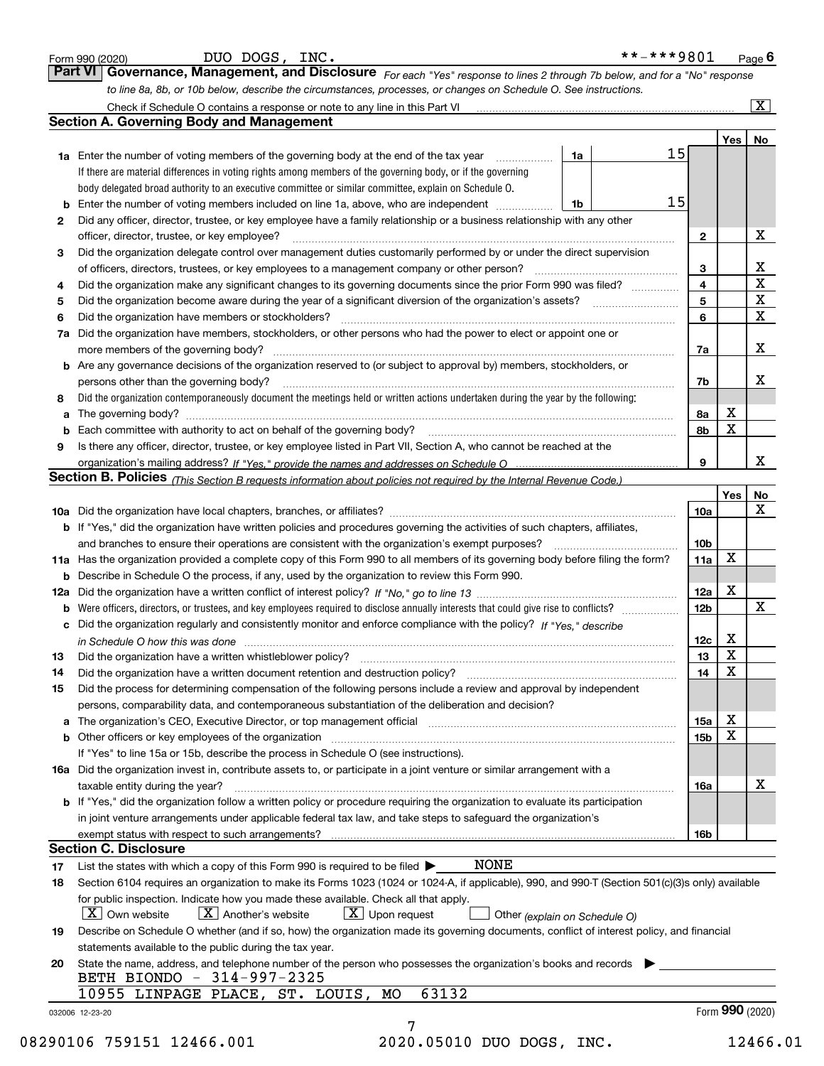Form 990 (2020) DUO DOGS, INC. **-***9801 Page 6

## Part VI Governance, Management, and Disclosure

*For each "Yes" response to lines 2 through 7b below, and for a "No" response to line 8a, 8b, or 10b below, describe the circumstances, processes, or changes on Schedule O. See instructions.*

Check if Schedule O contains a response or note to any line in this Part VI .......... [X]

### Section A. Governing Body and Management

| | | | | Yes | No |
|---|---|---|---|---|---|
| **1a** | Enter the number of voting members of the governing body at the end of the tax year ... If there are material differences in voting rights among members of the governing body, or if the governing body delegated broad authority to an executive committee or similar committee, explain on Schedule O. | 1a: 15 | | | |
| **b** | Enter the number of voting members included on line 1a, above, who are independent ... | 1b: 15 | | | |
| **2** | Did any officer, director, trustee, or key employee have a family relationship or a business relationship with any other officer, director, trustee, or key employee? | | 2 | | X |
| **3** | Did the organization delegate control over management duties customarily performed by or under the direct supervision of officers, directors, trustees, or key employees to a management company or other person? | | 3 | | X |
| **4** | Did the organization make any significant changes to its governing documents since the prior Form 990 was filed? | | 4 | | X |
| **5** | Did the organization become aware during the year of a significant diversion of the organization's assets? | | 5 | | X |
| **6** | Did the organization have members or stockholders? | | 6 | | X |
| **7a** | Did the organization have members, stockholders, or other persons who had the power to elect or appoint one or more members of the governing body? | | 7a | | X |
| **b** | Are any governance decisions of the organization reserved to (or subject to approval by) members, stockholders, or persons other than the governing body? | | 7b | | X |
| **8** | Did the organization contemporaneously document the meetings held or written actions undertaken during the year by the following: | | | | |
| **a** | The governing body? | | 8a | X | |
| **b** | Each committee with authority to act on behalf of the governing body? | | 8b | X | |
| **9** | Is there any officer, director, trustee, or key employee listed in Part VII, Section A, who cannot be reached at the organization's mailing address? *If "Yes," provide the names and addresses on Schedule O* | | 9 | | X |

### Section B. Policies *(This Section B requests information about policies not required by the Internal Revenue Code.)*

| | | | Yes | No |
|---|---|---|---|---|
| **10a** | Did the organization have local chapters, branches, or affiliates? | 10a | | X |
| **b** | If "Yes," did the organization have written policies and procedures governing the activities of such chapters, affiliates, and branches to ensure their operations are consistent with the organization's exempt purposes? | 10b | | |
| **11a** | Has the organization provided a complete copy of this Form 990 to all members of its governing body before filing the form? | 11a | X | |
| **b** | Describe in Schedule O the process, if any, used by the organization to review this Form 990. | | | |
| **12a** | Did the organization have a written conflict of interest policy? *If "No," go to line 13* | 12a | X | |
| **b** | Were officers, directors, or trustees, and key employees required to disclose annually interests that could give rise to conflicts? | 12b | | X |
| **c** | Did the organization regularly and consistently monitor and enforce compliance with the policy? *If "Yes," describe in Schedule O how this was done* | 12c | X | |
| **13** | Did the organization have a written whistleblower policy? | 13 | X | |
| **14** | Did the organization have a written document retention and destruction policy? | 14 | X | |
| **15** | Did the process for determining compensation of the following persons include a review and approval by independent persons, comparability data, and contemporaneous substantiation of the deliberation and decision? | | | |
| **a** | The organization's CEO, Executive Director, or top management official | 15a | X | |
| **b** | Other officers or key employees of the organization | 15b | X | |
| | If "Yes" to line 15a or 15b, describe the process in Schedule O (see instructions). | | | |
| **16a** | Did the organization invest in, contribute assets to, or participate in a joint venture or similar arrangement with a taxable entity during the year? | 16a | | X |
| **b** | If "Yes," did the organization follow a written policy or procedure requiring the organization to evaluate its participation in joint venture arrangements under applicable federal tax law, and take steps to safeguard the organization's exempt status with respect to such arrangements? | 16b | | |

### Section C. Disclosure

**17** List the states with which a copy of this Form 990 is required to be filed ▶ NONE

**18** Section 6104 requires an organization to make its Forms 1023 (1024 or 1024-A, if applicable), 990, and 990-T (Section 501(c)(3)s only) available for public inspection. Indicate how you made these available. Check all that apply.

[X] Own website [X] Another's website [X] Upon request [ ] Other *(explain on Schedule O)*

**19** Describe on Schedule O whether (and if so, how) the organization made its governing documents, conflict of interest policy, and financial statements available to the public during the tax year.

**20** State the name, address, and telephone number of the person who possesses the organization's books and records ▶

BETH BIONDO - 314-997-2325
10955 LINPAGE PLACE, ST. LOUIS, MO 63132

032006 12-23-20 Form 990 (2020)

08290106 759151 12466.001 2020.05010 DUO DOGS, INC. 12466.01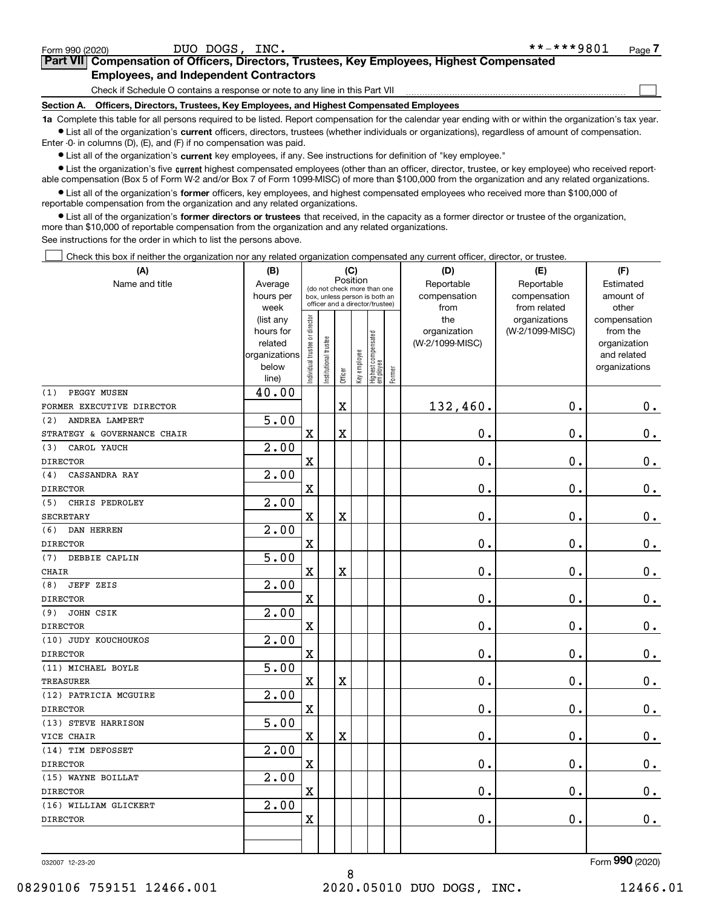Form 990 (2020) DUO DOGS, INC. **-***9801

## Part VII Compensation of Officers, Directors, Trustees, Key Employees, Highest Compensated Employees, and Independent Contractors

Check if Schedule O contains a response or note to any line in this Part VII

### Section A. Officers, Directors, Trustees, Key Employees, and Highest Compensated Employees

**1a** Complete this table for all persons required to be listed. Report compensation for the calendar year ending with or within the organization's tax year.

- List all of the organization's **current** officers, directors, trustees (whether individuals or organizations), regardless of amount of compensation. Enter -0- in columns (D), (E), and (F) if no compensation was paid.
- List all of the organization's **current** key employees, if any. See instructions for definition of "key employee."
- List the organization's five **current** highest compensated employees (other than an officer, director, trustee, or key employee) who received reportable compensation (Box 5 of Form W-2 and/or Box 7 of Form 1099-MISC) of more than $100,000 from the organization and any related organizations.
- List all of the organization's **former** officers, key employees, and highest compensated employees who received more than $100,000 of reportable compensation from the organization and any related organizations.
- List all of the organization's **former directors or trustees** that received, in the capacity as a former director or trustee of the organization, more than $10,000 of reportable compensation from the organization and any related organizations.

See instructions for the order in which to list the persons above.

Check this box if neither the organization nor any related organization compensated any current officer, director, or trustee.

| (A) Name and title | (B) Average hours per week (list any hours for related organizations below line) | (C) Position: Individual trustee or director | Institutional trustee | Officer | Key employee | Highest compensated employee | Former | (D) Reportable compensation from the organization (W-2/1099-MISC) | (E) Reportable compensation from related organizations (W-2/1099-MISC) | (F) Estimated amount of other compensation from the organization and related organizations |
|---|---|---|---|---|---|---|---|---|---|---|
| (1) PEGGY MUSEN<br>FORMER EXECUTIVE DIRECTOR | 40.00 | | | X | | | | 132,460. | 0. | 0. |
| (2) ANDREA LAMPERT<br>STRATEGY & GOVERNANCE CHAIR | 5.00 | X | | X | | | | 0. | 0. | 0. |
| (3) CAROL YAUCH<br>DIRECTOR | 2.00 | X | | | | | | 0. | 0. | 0. |
| (4) CASSANDRA RAY<br>DIRECTOR | 2.00 | X | | | | | | 0. | 0. | 0. |
| (5) CHRIS PEDROLEY<br>SECRETARY | 2.00 | X | | X | | | | 0. | 0. | 0. |
| (6) DAN HERREN<br>DIRECTOR | 2.00 | X | | | | | | 0. | 0. | 0. |
| (7) DEBBIE CAPLIN<br>CHAIR | 5.00 | X | | X | | | | 0. | 0. | 0. |
| (8) JEFF ZEIS<br>DIRECTOR | 2.00 | X | | | | | | 0. | 0. | 0. |
| (9) JOHN CSIK<br>DIRECTOR | 2.00 | X | | | | | | 0. | 0. | 0. |
| (10) JUDY KOUCHOUKOS<br>DIRECTOR | 2.00 | X | | | | | | 0. | 0. | 0. |
| (11) MICHAEL BOYLE<br>TREASURER | 5.00 | X | | X | | | | 0. | 0. | 0. |
| (12) PATRICIA MCGUIRE<br>DIRECTOR | 2.00 | X | | | | | | 0. | 0. | 0. |
| (13) STEVE HARRISON<br>VICE CHAIR | 5.00 | X | | X | | | | 0. | 0. | 0. |
| (14) TIM DEFOSSET<br>DIRECTOR | 2.00 | X | | | | | | 0. | 0. | 0. |
| (15) WAYNE BOILLAT<br>DIRECTOR | 2.00 | X | | | | | | 0. | 0. | 0. |
| (16) WILLIAM GLICKERT<br>DIRECTOR | 2.00 | X | | | | | | 0. | 0. | 0. |

Form **990** (2020)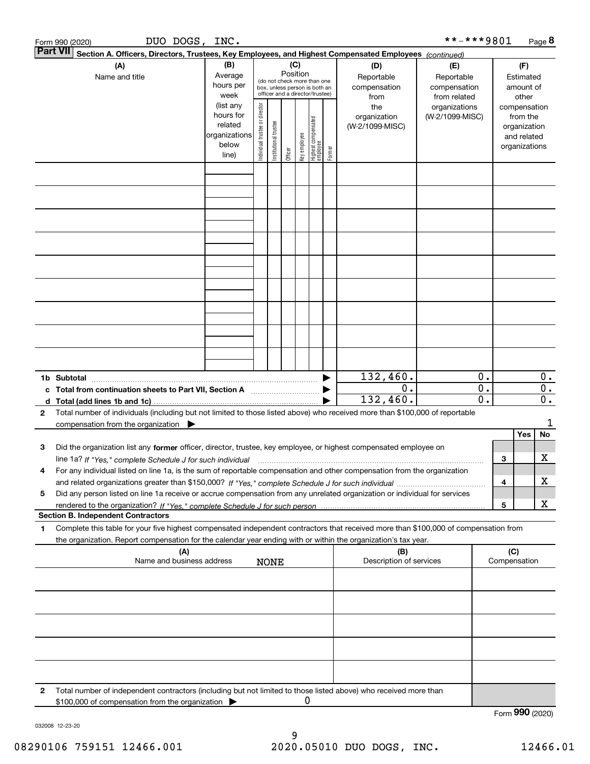Form 990 (2020) DUO DOGS, INC. **-***9801 Page **8**

**Part VII** Section A. Officers, Directors, Trustees, Key Employees, and Highest Compensated Employees *(continued)*

| (A) Name and title | (B) Average hours per week (list any hours for related organizations below line) | (C) Position (do not check more than one box, unless person is both an officer and a director/trustee): Individual trustee or director | Institutional trustee | Officer | Key employee | Highest compensated employee | Former | (D) Reportable compensation from the organization (W-2/1099-MISC) | (E) Reportable compensation from related organizations (W-2/1099-MISC) | (F) Estimated amount of other compensation from the organization and related organizations |
|---|---|---|---|---|---|---|---|---|---|---|
| | | | | | | | | | | |
| | | | | | | | | | | |
| | | | | | | | | | | |
| | | | | | | | | | | |
| | | | | | | | | | | |
| | | | | | | | | | | |
| | | | | | | | | | | |
| | | | | | | | | | | |
| | | | | | | | | | | |
| **1b Subtotal** | | | | | | | | 132,460. | 0. | 0. |
| **c Total from continuation sheets to Part VII, Section A** | | | | | | | | 0. | 0. | 0. |
| **d Total (add lines 1b and 1c)** | | | | | | | | 132,460. | 0. | 0. |

**2** Total number of individuals (including but not limited to those listed above) who received more than $100,000 of reportable compensation from the organization ▶ 1

| | | | Yes | No |
|---|---|---|---|---|
| **3** | Did the organization list any **former** officer, director, trustee, key employee, or highest compensated employee on line 1a? *If "Yes," complete Schedule J for such individual* | 3 | | X |
| **4** | For any individual listed on line 1a, is the sum of reportable compensation and other compensation from the organization and related organizations greater than $150,000? *If "Yes," complete Schedule J for such individual* | 4 | | X |
| **5** | Did any person listed on line 1a receive or accrue compensation from any unrelated organization or individual for services rendered to the organization? *If "Yes," complete Schedule J for such person* | 5 | | X |

**Section B. Independent Contractors**

**1** Complete this table for your five highest compensated independent contractors that received more than $100,000 of compensation from the organization. Report compensation for the calendar year ending with or within the organization's tax year.

| (A) Name and business address NONE | (B) Description of services | (C) Compensation |
|---|---|---|
| | | |
| | | |
| | | |
| | | |
| | | |

**2** Total number of independent contractors (including but not limited to those listed above) who received more than $100,000 of compensation from the organization ▶ 0

Form **990** (2020)

032008 12-23-20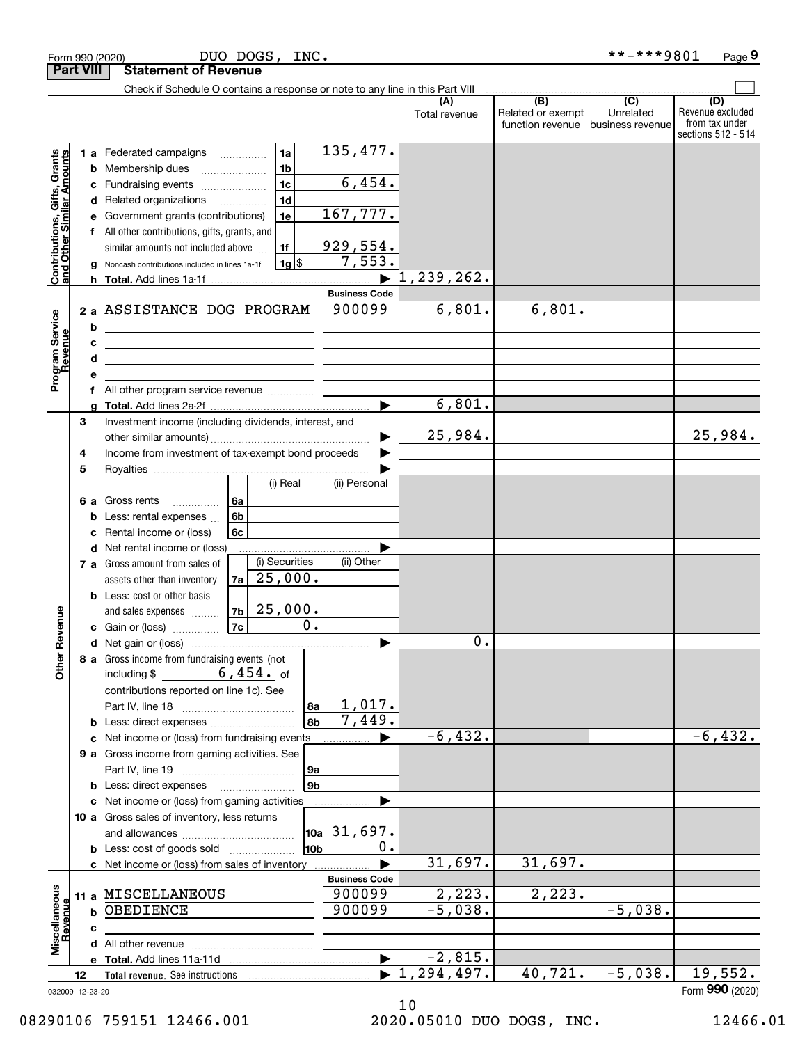Form 990 (2020) DUO DOGS, INC. **-***9801 Page 9

**Part VIII Statement of Revenue**

Check if Schedule O contains a response or note to any line in this Part VIII

| | | | (A) Total revenue | (B) Related or exempt function revenue | (C) Unrelated business revenue | (D) Revenue excluded from tax under sections 512 - 514 |
|---|---|---|---|---|---|---|
| **Contributions, Gifts, Grants and Other Similar Amounts** | 1a Federated campaigns | 1a 135,477. | | | | |
| | b Membership dues | 1b | | | | |
| | c Fundraising events | 1c 6,454. | | | | |
| | d Related organizations | 1d | | | | |
| | e Government grants (contributions) | 1e 167,777. | | | | |
| | f All other contributions, gifts, grants, and similar amounts not included above | 1f 929,554. | | | | |
| | g Noncash contributions included in lines 1a-1f | 1g $ 7,553. | | | | |
| | h Total. Add lines 1a-1f | | 1,239,262. | | | |
| **Program Service Revenue** | | Business Code | | | | |
| | 2a ASSISTANCE DOG PROGRAM | 900099 | 6,801. | 6,801. | | |
| | b | | | | | |
| | c | | | | | |
| | d | | | | | |
| | e | | | | | |
| | f All other program service revenue | | | | | |
| | g Total. Add lines 2a-2f | | 6,801. | | | |
| **Other Revenue** | 3 Investment income (including dividends, interest, and other similar amounts) | | 25,984. | | | 25,984. |
| | 4 Income from investment of tax-exempt bond proceeds | | | | | |
| | 5 Royalties | | | | | |
| | 6a Gross rents — 6a (i) Real / (ii) Personal | | | | | |
| | b Less: rental expenses — 6b | | | | | |
| | c Rental income or (loss) — 6c | | | | | |
| | d Net rental income or (loss) | | | | | |
| | 7a Gross amount from sales of assets other than inventory — 7a (i) Securities 25,000. / (ii) Other | | | | | |
| | b Less: cost or other basis and sales expenses — 7b (i) Securities 25,000. | | | | | |
| | c Gain or (loss) — 7c (i) Securities 0. | | | | | |
| | d Net gain or (loss) | | 0. | | | |
| | 8a Gross income from fundraising events (not including $ 6,454. of contributions reported on line 1c). See Part IV, line 18 | 8a 1,017. | | | | |
| | b Less: direct expenses | 8b 7,449. | | | | |
| | c Net income or (loss) from fundraising events | | -6,432. | | | -6,432. |
| | 9a Gross income from gaming activities. See Part IV, line 19 | 9a | | | | |
| | b Less: direct expenses | 9b | | | | |
| | c Net income or (loss) from gaming activities | | | | | |
| | 10a Gross sales of inventory, less returns and allowances | 10a 31,697. | | | | |
| | b Less: cost of goods sold | 10b 0. | | | | |
| | c Net income or (loss) from sales of inventory | | 31,697. | 31,697. | | |
| **Miscellaneous Revenue** | | Business Code | | | | |
| | 11a MISCELLANEOUS | 900099 | 2,223. | 2,223. | | |
| | b OBEDIENCE | 900099 | -5,038. | | -5,038. | |
| | c | | | | | |
| | d All other revenue | | | | | |
| | e Total. Add lines 11a-11d | | -2,815. | | | |
| | 12 Total revenue. See instructions | | 1,294,497. | 40,721. | -5,038. | 19,552. |

032009 12-23-20 Form 990 (2020)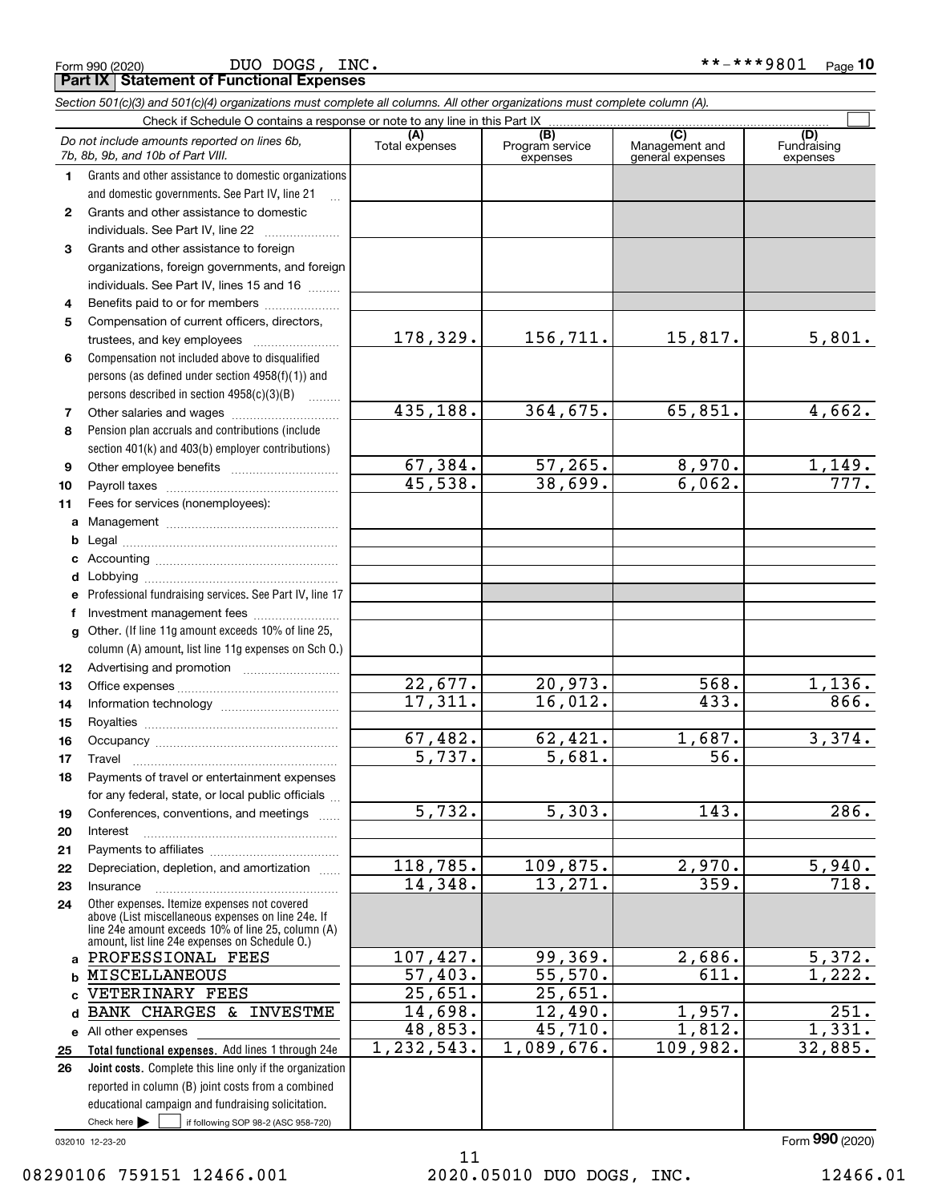Form 990 (2020) DUO DOGS, INC. **-***9801 Page 10

**Part IX Statement of Functional Expenses**

*Section 501(c)(3) and 501(c)(4) organizations must complete all columns. All other organizations must complete column (A).*

Check if Schedule O contains a response or note to any line in this Part IX

| | *Do not include amounts reported on lines 6b, 7b, 8b, 9b, and 10b of Part VIII.* | (A) Total expenses | (B) Program service expenses | (C) Management and general expenses | (D) Fundraising expenses |
|---|---|---|---|---|---|
| 1 | Grants and other assistance to domestic organizations and domestic governments. See Part IV, line 21 | | | | |
| 2 | Grants and other assistance to domestic individuals. See Part IV, line 22 | | | | |
| 3 | Grants and other assistance to foreign organizations, foreign governments, and foreign individuals. See Part IV, lines 15 and 16 | | | | |
| 4 | Benefits paid to or for members | | | | |
| 5 | Compensation of current officers, directors, trustees, and key employees | 178,329. | 156,711. | 15,817. | 5,801. |
| 6 | Compensation not included above to disqualified persons (as defined under section 4958(f)(1)) and persons described in section 4958(c)(3)(B) | | | | |
| 7 | Other salaries and wages | 435,188. | 364,675. | 65,851. | 4,662. |
| 8 | Pension plan accruals and contributions (include section 401(k) and 403(b) employer contributions) | | | | |
| 9 | Other employee benefits | 67,384. | 57,265. | 8,970. | 1,149. |
| 10 | Payroll taxes | 45,538. | 38,699. | 6,062. | 777. |
| 11 | Fees for services (nonemployees): | | | | |
| a | Management | | | | |
| b | Legal | | | | |
| c | Accounting | | | | |
| d | Lobbying | | | | |
| e | Professional fundraising services. See Part IV, line 17 | | | | |
| f | Investment management fees | | | | |
| g | Other. (If line 11g amount exceeds 10% of line 25, column (A) amount, list line 11g expenses on Sch O.) | | | | |
| 12 | Advertising and promotion | | | | |
| 13 | Office expenses | 22,677. | 20,973. | 568. | 1,136. |
| 14 | Information technology | 17,311. | 16,012. | 433. | 866. |
| 15 | Royalties | | | | |
| 16 | Occupancy | 67,482. | 62,421. | 1,687. | 3,374. |
| 17 | Travel | 5,737. | 5,681. | 56. | |
| 18 | Payments of travel or entertainment expenses for any federal, state, or local public officials | | | | |
| 19 | Conferences, conventions, and meetings | 5,732. | 5,303. | 143. | 286. |
| 20 | Interest | | | | |
| 21 | Payments to affiliates | | | | |
| 22 | Depreciation, depletion, and amortization | 118,785. | 109,875. | 2,970. | 5,940. |
| 23 | Insurance | 14,348. | 13,271. | 359. | 718. |
| 24 | Other expenses. Itemize expenses not covered above (List miscellaneous expenses on line 24e. If line 24e amount exceeds 10% of line 25, column (A) amount, list line 24e expenses on Schedule O.) | | | | |
| a | PROFESSIONAL FEES | 107,427. | 99,369. | 2,686. | 5,372. |
| b | MISCELLANEOUS | 57,403. | 55,570. | 611. | 1,222. |
| c | VETERINARY FEES | 25,651. | 25,651. | | |
| d | BANK CHARGES & INVESTME | 14,698. | 12,490. | 1,957. | 251. |
| e | All other expenses | 48,853. | 45,710. | 1,812. | 1,331. |
| 25 | **Total functional expenses.** Add lines 1 through 24e | 1,232,543. | 1,089,676. | 109,982. | 32,885. |
| 26 | **Joint costs.** Complete this line only if the organization reported in column (B) joint costs from a combined educational campaign and fundraising solicitation. Check here ☐ if following SOP 98-2 (ASC 958-720) | | | | |

032010 12-23-20 Form **990** (2020)

08290106 759151 12466.001 2020.05010 DUO DOGS, INC. 12466.01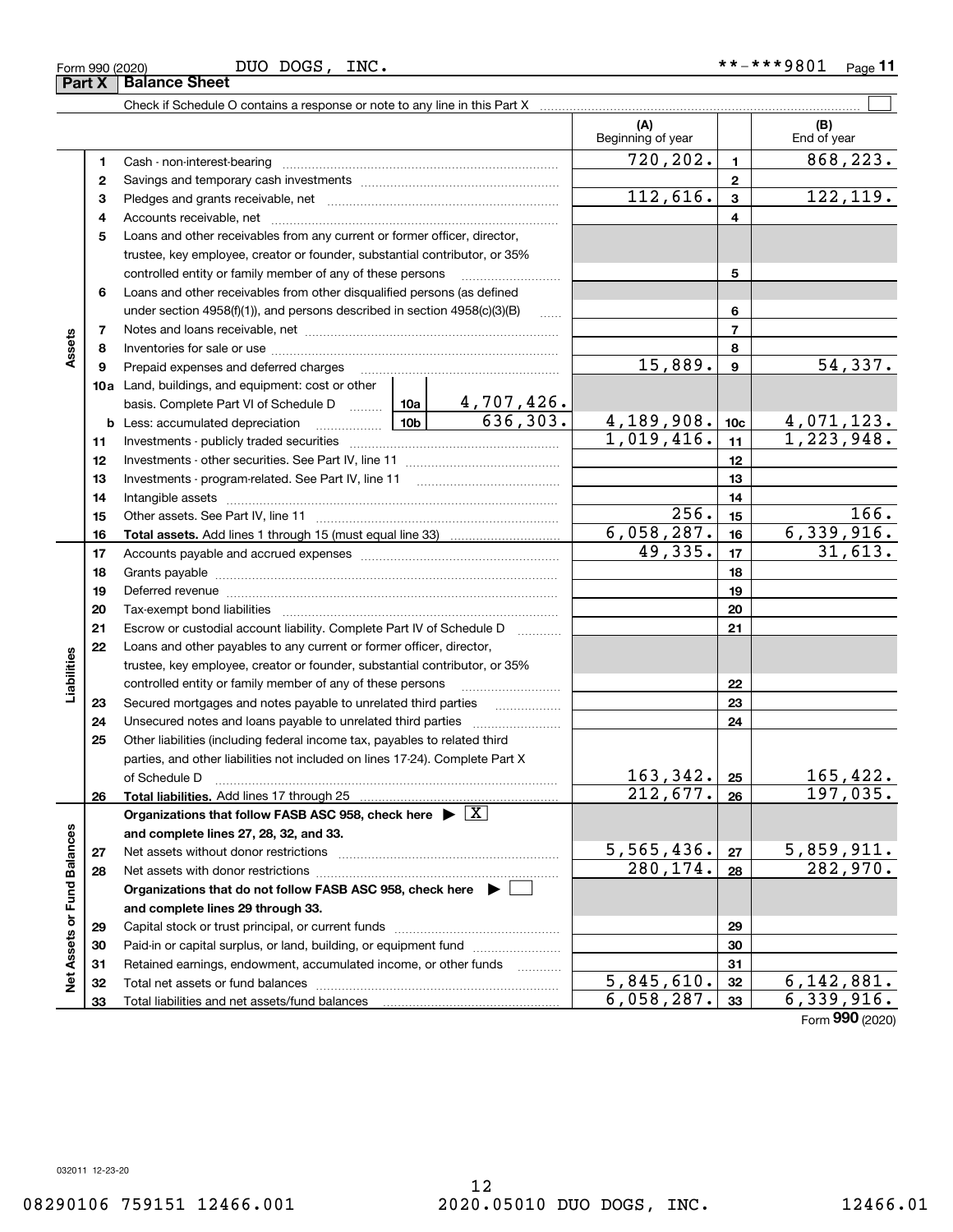Form 990 (2020) DUO DOGS, INC. **-***9801 Page 11

## Part X Balance Sheet

Check if Schedule O contains a response or note to any line in this Part X

| | | | | (A) Beginning of year | | (B) End of year |
|---|---|---|---|---|---|---|
| **Assets** | 1 | Cash - non-interest-bearing | | 720,202. | 1 | 868,223. |
| | 2 | Savings and temporary cash investments | | | 2 | |
| | 3 | Pledges and grants receivable, net | | 112,616. | 3 | 122,119. |
| | 4 | Accounts receivable, net | | | 4 | |
| | 5 | Loans and other receivables from any current or former officer, director, trustee, key employee, creator or founder, substantial contributor, or 35% controlled entity or family member of any of these persons | | | 5 | |
| | 6 | Loans and other receivables from other disqualified persons (as defined under section 4958(f)(1)), and persons described in section 4958(c)(3)(B) | | | 6 | |
| | 7 | Notes and loans receivable, net | | | 7 | |
| | 8 | Inventories for sale or use | | | 8 | |
| | 9 | Prepaid expenses and deferred charges | | 15,889. | 9 | 54,337. |
| | 10a | Land, buildings, and equipment: cost or other basis. Complete Part VI of Schedule D | 10a 4,707,426. | | | |
| | b | Less: accumulated depreciation | 10b 636,303. | 4,189,908. | 10c | 4,071,123. |
| | 11 | Investments - publicly traded securities | | 1,019,416. | 11 | 1,223,948. |
| | 12 | Investments - other securities. See Part IV, line 11 | | | 12 | |
| | 13 | Investments - program-related. See Part IV, line 11 | | | 13 | |
| | 14 | Intangible assets | | | 14 | |
| | 15 | Other assets. See Part IV, line 11 | | 256. | 15 | 166. |
| | 16 | **Total assets.** Add lines 1 through 15 (must equal line 33) | | 6,058,287. | 16 | 6,339,916. |
| **Liabilities** | 17 | Accounts payable and accrued expenses | | 49,335. | 17 | 31,613. |
| | 18 | Grants payable | | | 18 | |
| | 19 | Deferred revenue | | | 19 | |
| | 20 | Tax-exempt bond liabilities | | | 20 | |
| | 21 | Escrow or custodial account liability. Complete Part IV of Schedule D | | | 21 | |
| | 22 | Loans and other payables to any current or former officer, director, trustee, key employee, creator or founder, substantial contributor, or 35% controlled entity or family member of any of these persons | | | 22 | |
| | 23 | Secured mortgages and notes payable to unrelated third parties | | | 23 | |
| | 24 | Unsecured notes and loans payable to unrelated third parties | | | 24 | |
| | 25 | Other liabilities (including federal income tax, payables to related third parties, and other liabilities not included on lines 17-24). Complete Part X of Schedule D | | 163,342. | 25 | 165,422. |
| | 26 | **Total liabilities.** Add lines 17 through 25 | | 212,677. | 26 | 197,035. |
| **Net Assets or Fund Balances** | | **Organizations that follow FASB ASC 958, check here ▶ [X] and complete lines 27, 28, 32, and 33.** | | | | |
| | 27 | Net assets without donor restrictions | | 5,565,436. | 27 | 5,859,911. |
| | 28 | Net assets with donor restrictions | | 280,174. | 28 | 282,970. |
| | | **Organizations that do not follow FASB ASC 958, check here ▶ [ ] and complete lines 29 through 33.** | | | | |
| | 29 | Capital stock or trust principal, or current funds | | | 29 | |
| | 30 | Paid-in or capital surplus, or land, building, or equipment fund | | | 30 | |
| | 31 | Retained earnings, endowment, accumulated income, or other funds | | | 31 | |
| | 32 | Total net assets or fund balances | | 5,845,610. | 32 | 6,142,881. |
| | 33 | Total liabilities and net assets/fund balances | | 6,058,287. | 33 | 6,339,916. |

Form **990** (2020)

032011 12-23-20

08290106 759151 12466.001 2020.05010 DUO DOGS, INC. 12466.01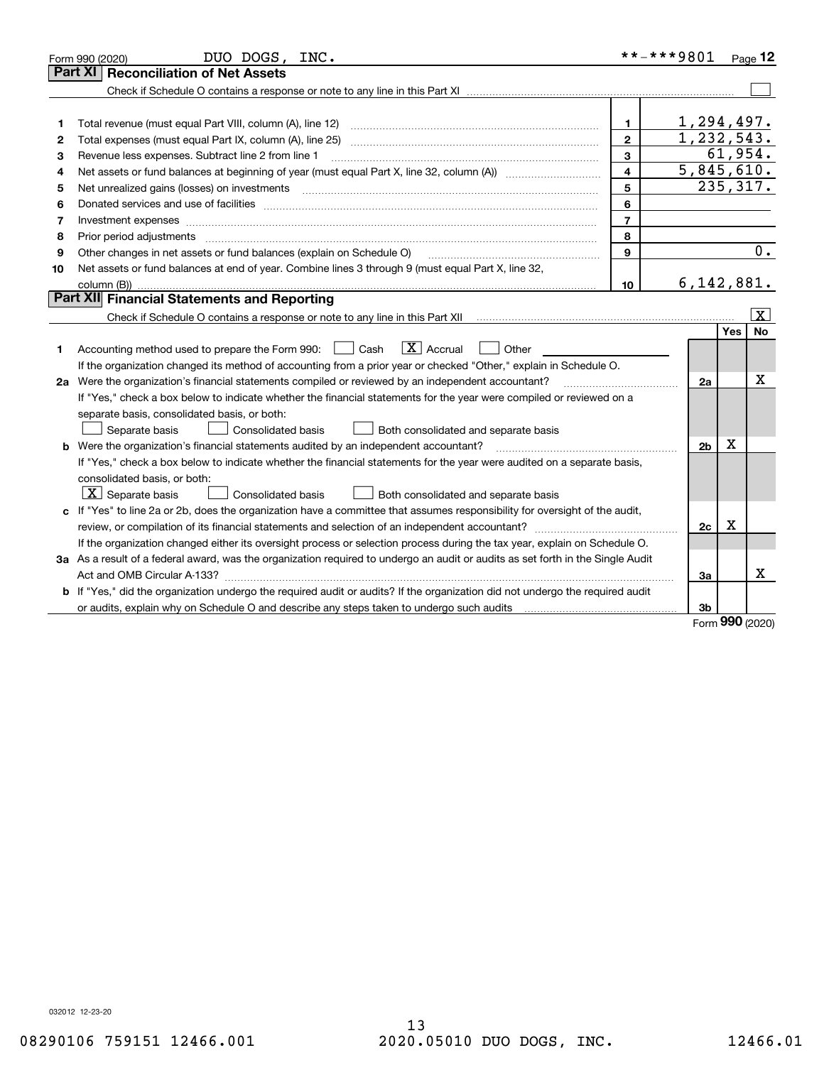Form 990 (2020) DUO DOGS, INC. **-***9801 Page 12

## Part XI Reconciliation of Net Assets

Check if Schedule O contains a response or note to any line in this Part XI ☐

| | | | |
|---|---|---|---|
| 1 | Total revenue (must equal Part VIII, column (A), line 12) | 1 | 1,294,497. |
| 2 | Total expenses (must equal Part IX, column (A), line 25) | 2 | 1,232,543. |
| 3 | Revenue less expenses. Subtract line 2 from line 1 | 3 | 61,954. |
| 4 | Net assets or fund balances at beginning of year (must equal Part X, line 32, column (A)) | 4 | 5,845,610. |
| 5 | Net unrealized gains (losses) on investments | 5 | 235,317. |
| 6 | Donated services and use of facilities | 6 | |
| 7 | Investment expenses | 7 | |
| 8 | Prior period adjustments | 8 | |
| 9 | Other changes in net assets or fund balances (explain on Schedule O) | 9 | 0. |
| 10 | Net assets or fund balances at end of year. Combine lines 3 through 9 (must equal Part X, line 32, column (B)) | 10 | 6,142,881. |

## Part XII Financial Statements and Reporting

Check if Schedule O contains a response or note to any line in this Part XII ☒

| | | | Yes | No |
|---|---|---|---|---|
| 1 | Accounting method used to prepare the Form 990: ☐ Cash ☒ Accrual ☐ Other<br>If the organization changed its method of accounting from a prior year or checked "Other," explain in Schedule O. | | | |
| 2a | Were the organization's financial statements compiled or reviewed by an independent accountant?<br>If "Yes," check a box below to indicate whether the financial statements for the year were compiled or reviewed on a separate basis, consolidated basis, or both:<br>☐ Separate basis ☐ Consolidated basis ☐ Both consolidated and separate basis | 2a | | X |
| b | Were the organization's financial statements audited by an independent accountant?<br>If "Yes," check a box below to indicate whether the financial statements for the year were audited on a separate basis, consolidated basis, or both:<br>☒ Separate basis ☐ Consolidated basis ☐ Both consolidated and separate basis | 2b | X | |
| c | If "Yes" to line 2a or 2b, does the organization have a committee that assumes responsibility for oversight of the audit, review, or compilation of its financial statements and selection of an independent accountant?<br>If the organization changed either its oversight process or selection process during the tax year, explain on Schedule O. | 2c | X | |
| 3a | As a result of a federal award, was the organization required to undergo an audit or audits as set forth in the Single Audit Act and OMB Circular A-133? | 3a | | X |
| b | If "Yes," did the organization undergo the required audit or audits? If the organization did not undergo the required audit or audits, explain why on Schedule O and describe any steps taken to undergo such audits | 3b | | |

Form **990** (2020)

032012 12-23-20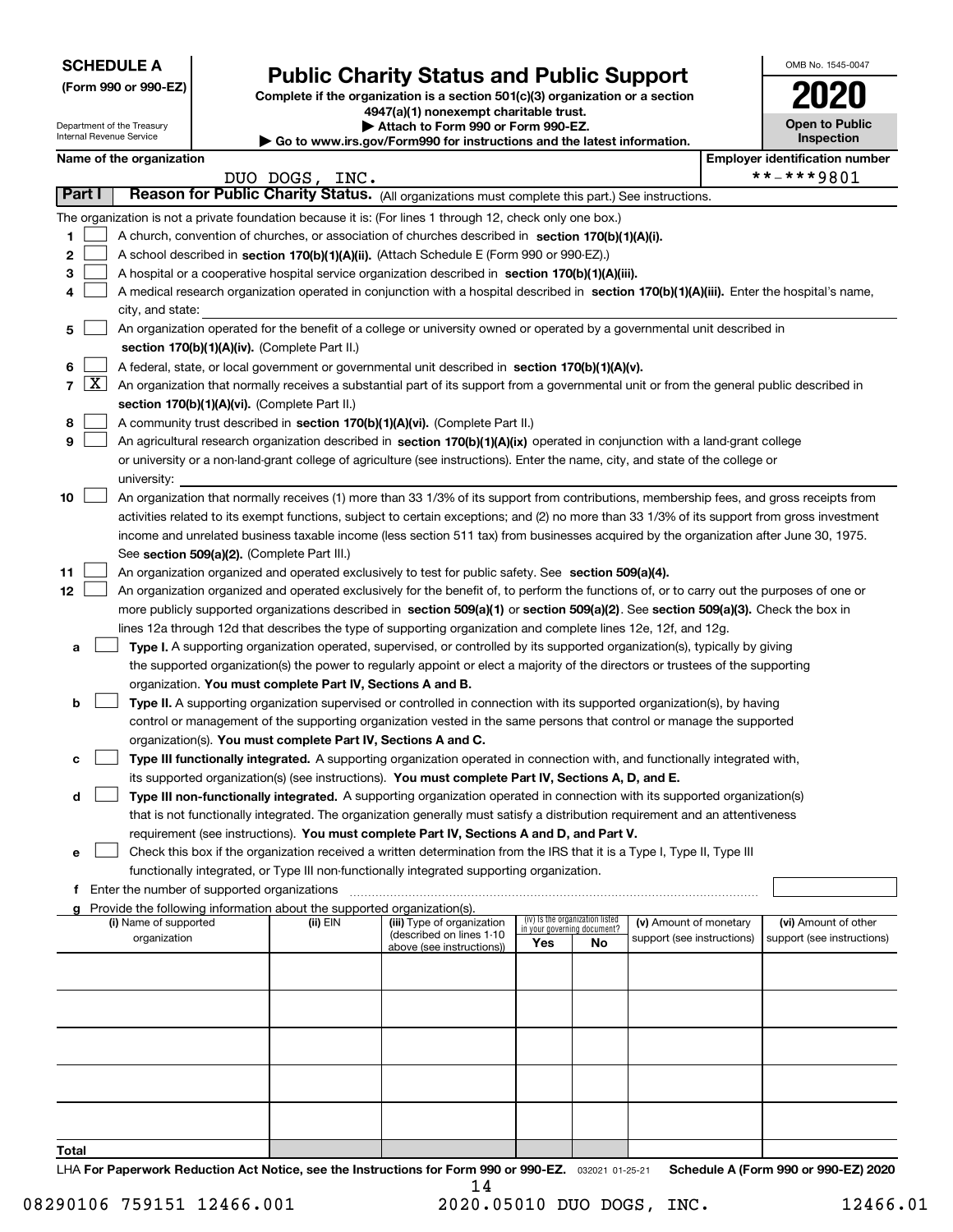**SCHEDULE A**
**(Form 990 or 990-EZ)**

Department of the Treasury
Internal Revenue Service

# Public Charity Status and Public Support

**Complete if the organization is a section 501(c)(3) organization or a section 4947(a)(1) nonexempt charitable trust.**
**▶ Attach to Form 990 or Form 990-EZ.**
**▶ Go to www.irs.gov/Form990 for instructions and the latest information.**

OMB No. 1545-0047

**2020**

**Open to Public Inspection**

**Name of the organization**
DUO DOGS, INC.

**Employer identification number**
**-***9801

## Part I — Reason for Public Charity Status. (All organizations must complete this part.) See instructions.

The organization is not a private foundation because it is: (For lines 1 through 12, check only one box.)

1. [ ] A church, convention of churches, or association of churches described in **section 170(b)(1)(A)(i).**
2. [ ] A school described in **section 170(b)(1)(A)(ii).** (Attach Schedule E (Form 990 or 990-EZ).)
3. [ ] A hospital or a cooperative hospital service organization described in **section 170(b)(1)(A)(iii).**
4. [ ] A medical research organization operated in conjunction with a hospital described in **section 170(b)(1)(A)(iii).** Enter the hospital's name, city, and state: ____________
5. [ ] An organization operated for the benefit of a college or university owned or operated by a governmental unit described in **section 170(b)(1)(A)(iv).** (Complete Part II.)
6. [ ] A federal, state, or local government or governmental unit described in **section 170(b)(1)(A)(v).**
7. [X] An organization that normally receives a substantial part of its support from a governmental unit or from the general public described in **section 170(b)(1)(A)(vi).** (Complete Part II.)
8. [ ] A community trust described in **section 170(b)(1)(A)(vi).** (Complete Part II.)
9. [ ] An agricultural research organization described in **section 170(b)(1)(A)(ix)** operated in conjunction with a land-grant college or university or a non-land-grant college of agriculture (see instructions). Enter the name, city, and state of the college or university: ____________
10. [ ] An organization that normally receives (1) more than 33 1/3% of its support from contributions, membership fees, and gross receipts from activities related to its exempt functions, subject to certain exceptions; and (2) no more than 33 1/3% of its support from gross investment income and unrelated business taxable income (less section 511 tax) from businesses acquired by the organization after June 30, 1975. See **section 509(a)(2).** (Complete Part III.)
11. [ ] An organization organized and operated exclusively to test for public safety. See **section 509(a)(4).**
12. [ ] An organization organized and operated exclusively for the benefit of, to perform the functions of, or to carry out the purposes of one or more publicly supported organizations described in **section 509(a)(1)** or **section 509(a)(2)**. See **section 509(a)(3).** Check the box in lines 12a through 12d that describes the type of supporting organization and complete lines 12e, 12f, and 12g.

   a. [ ] **Type I.** A supporting organization operated, supervised, or controlled by its supported organization(s), typically by giving the supported organization(s) the power to regularly appoint or elect a majority of the directors or trustees of the supporting organization. **You must complete Part IV, Sections A and B.**

   b. [ ] **Type II.** A supporting organization supervised or controlled in connection with its supported organization(s), by having control or management of the supporting organization vested in the same persons that control or manage the supported organization(s). **You must complete Part IV, Sections A and C.**

   c. [ ] **Type III functionally integrated.** A supporting organization operated in connection with, and functionally integrated with, its supported organization(s) (see instructions). **You must complete Part IV, Sections A, D, and E.**

   d. [ ] **Type III non-functionally integrated.** A supporting organization operated in connection with its supported organization(s) that is not functionally integrated. The organization generally must satisfy a distribution requirement and an attentiveness requirement (see instructions). **You must complete Part IV, Sections A and D, and Part V.**

   e. [ ] Check this box if the organization received a written determination from the IRS that it is a Type I, Type II, Type III functionally integrated, or Type III non-functionally integrated supporting organization.

   f. Enter the number of supported organizations ____________

   g. Provide the following information about the supported organization(s).

| (i) Name of supported organization | (ii) EIN | (iii) Type of organization (described on lines 1-10 above (see instructions)) | (iv) Is the organization listed in your governing document? Yes | No | (v) Amount of monetary support (see instructions) | (vi) Amount of other support (see instructions) |
|---|---|---|---|---|---|---|
| | | | | | | |
| | | | | | | |
| | | | | | | |
| | | | | | | |
| | | | | | | |
| **Total** | | | | | | |

LHA **For Paperwork Reduction Act Notice, see the Instructions for Form 990 or 990-EZ.** 032021 01-25-21 **Schedule A (Form 990 or 990-EZ) 2020**

08290106 759151 12466.001 2020.05010 DUO DOGS, INC. 12466.01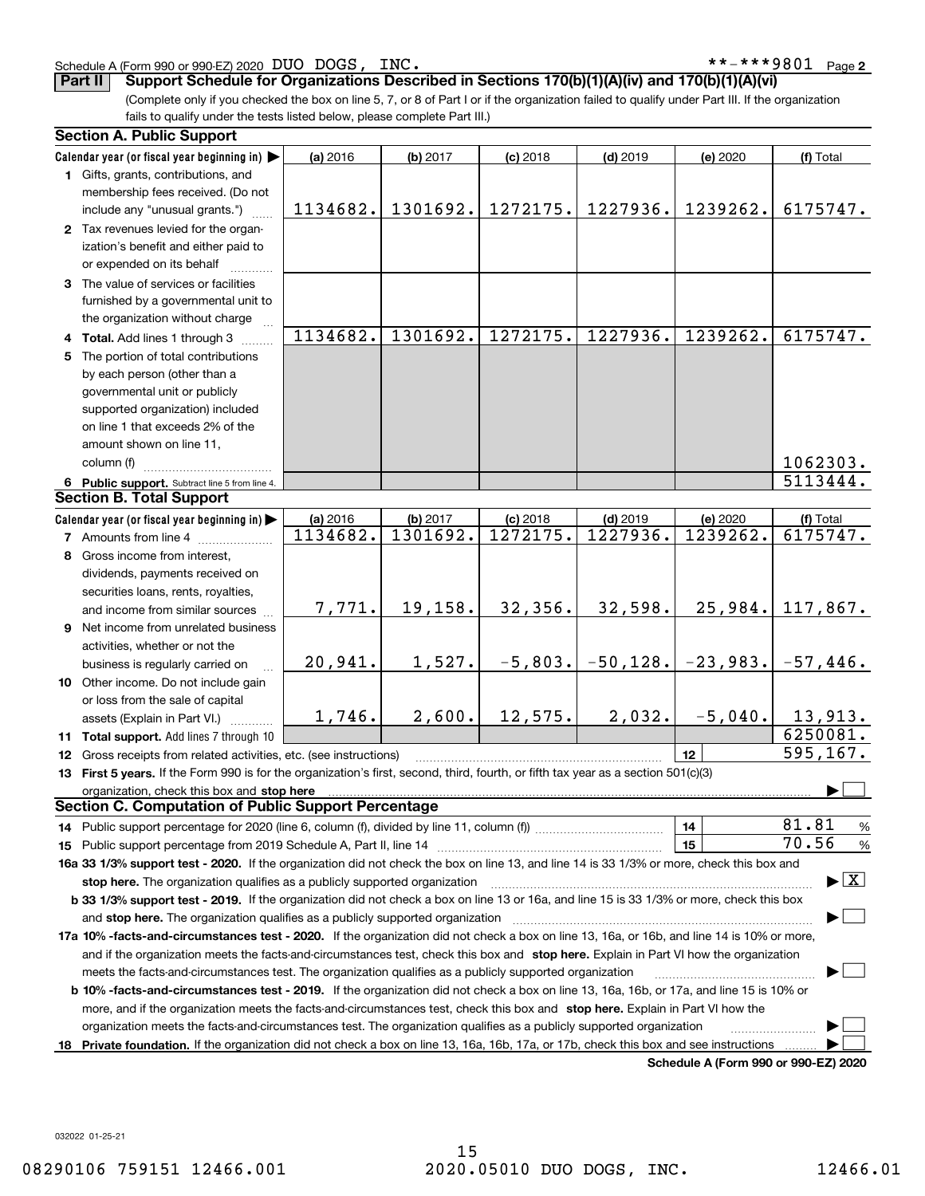Schedule A (Form 990 or 990-EZ) 2020 DUO DOGS, INC. **-***9801 Page 2

## Part II Support Schedule for Organizations Described in Sections 170(b)(1)(A)(iv) and 170(b)(1)(A)(vi)

(Complete only if you checked the box on line 5, 7, or 8 of Part I or if the organization failed to qualify under Part III. If the organization fails to qualify under the tests listed below, please complete Part III.)

### Section A. Public Support

| Calendar year (or fiscal year beginning in) ▶ | (a) 2016 | (b) 2017 | (c) 2018 | (d) 2019 | (e) 2020 | (f) Total |
|---|---|---|---|---|---|---|
| 1 Gifts, grants, contributions, and membership fees received. (Do not include any "unusual grants.") | 1134682. | 1301692. | 1272175. | 1227936. | 1239262. | 6175747. |
| 2 Tax revenues levied for the organization's benefit and either paid to or expended on its behalf | | | | | | |
| 3 The value of services or facilities furnished by a governmental unit to the organization without charge | | | | | | |
| 4 Total. Add lines 1 through 3 | 1134682. | 1301692. | 1272175. | 1227936. | 1239262. | 6175747. |
| 5 The portion of total contributions by each person (other than a governmental unit or publicly supported organization) included on line 1 that exceeds 2% of the amount shown on line 11, column (f) | | | | | | 1062303. |
| 6 Public support. Subtract line 5 from line 4. | | | | | | 5113444. |

### Section B. Total Support

| Calendar year (or fiscal year beginning in) ▶ | (a) 2016 | (b) 2017 | (c) 2018 | (d) 2019 | (e) 2020 | (f) Total |
|---|---|---|---|---|---|---|
| 7 Amounts from line 4 | 1134682. | 1301692. | 1272175. | 1227936. | 1239262. | 6175747. |
| 8 Gross income from interest, dividends, payments received on securities loans, rents, royalties, and income from similar sources | 7,771. | 19,158. | 32,356. | 32,598. | 25,984. | 117,867. |
| 9 Net income from unrelated business activities, whether or not the business is regularly carried on | 20,941. | 1,527. | -5,803. | -50,128. | -23,983. | -57,446. |
| 10 Other income. Do not include gain or loss from the sale of capital assets (Explain in Part VI.) | 1,746. | 2,600. | 12,575. | 2,032. | -5,040. | 13,913. |
| 11 Total support. Add lines 7 through 10 | | | | | | 6250081. |
| 12 Gross receipts from related activities, etc. (see instructions) | | | | | 12 | 595,167. |

13 **First 5 years.** If the Form 990 is for the organization's first, second, third, fourth, or fifth tax year as a section 501(c)(3) organization, check this box and **stop here** ▶ ☐

### Section C. Computation of Public Support Percentage

14 Public support percentage for 2020 (line 6, column (f), divided by line 11, column (f)) — 14 — 81.81 %

15 Public support percentage from 2019 Schedule A, Part II, line 14 — 15 — 70.56 %

**16a 33 1/3% support test - 2020.** If the organization did not check the box on line 13, and line 14 is 33 1/3% or more, check this box and **stop here.** The organization qualifies as a publicly supported organization ▶ ☒

**b 33 1/3% support test - 2019.** If the organization did not check a box on line 13 or 16a, and line 15 is 33 1/3% or more, check this box and **stop here.** The organization qualifies as a publicly supported organization ▶ ☐

**17a 10% -facts-and-circumstances test - 2020.** If the organization did not check a box on line 13, 16a, or 16b, and line 14 is 10% or more, and if the organization meets the facts-and-circumstances test, check this box and **stop here.** Explain in Part VI how the organization meets the facts-and-circumstances test. The organization qualifies as a publicly supported organization ▶ ☐

**b 10% -facts-and-circumstances test - 2019.** If the organization did not check a box on line 13, 16a, 16b, or 17a, and line 15 is 10% or more, and if the organization meets the facts-and-circumstances test, check this box and **stop here.** Explain in Part VI how the organization meets the facts-and-circumstances test. The organization qualifies as a publicly supported organization ▶ ☐

**18 Private foundation.** If the organization did not check a box on line 13, 16a, 16b, 17a, or 17b, check this box and see instructions ▶ ☐

**Schedule A (Form 990 or 990-EZ) 2020**

032022 01-25-21

08290106 759151 12466.001 2020.05010 DUO DOGS, INC. 12466.01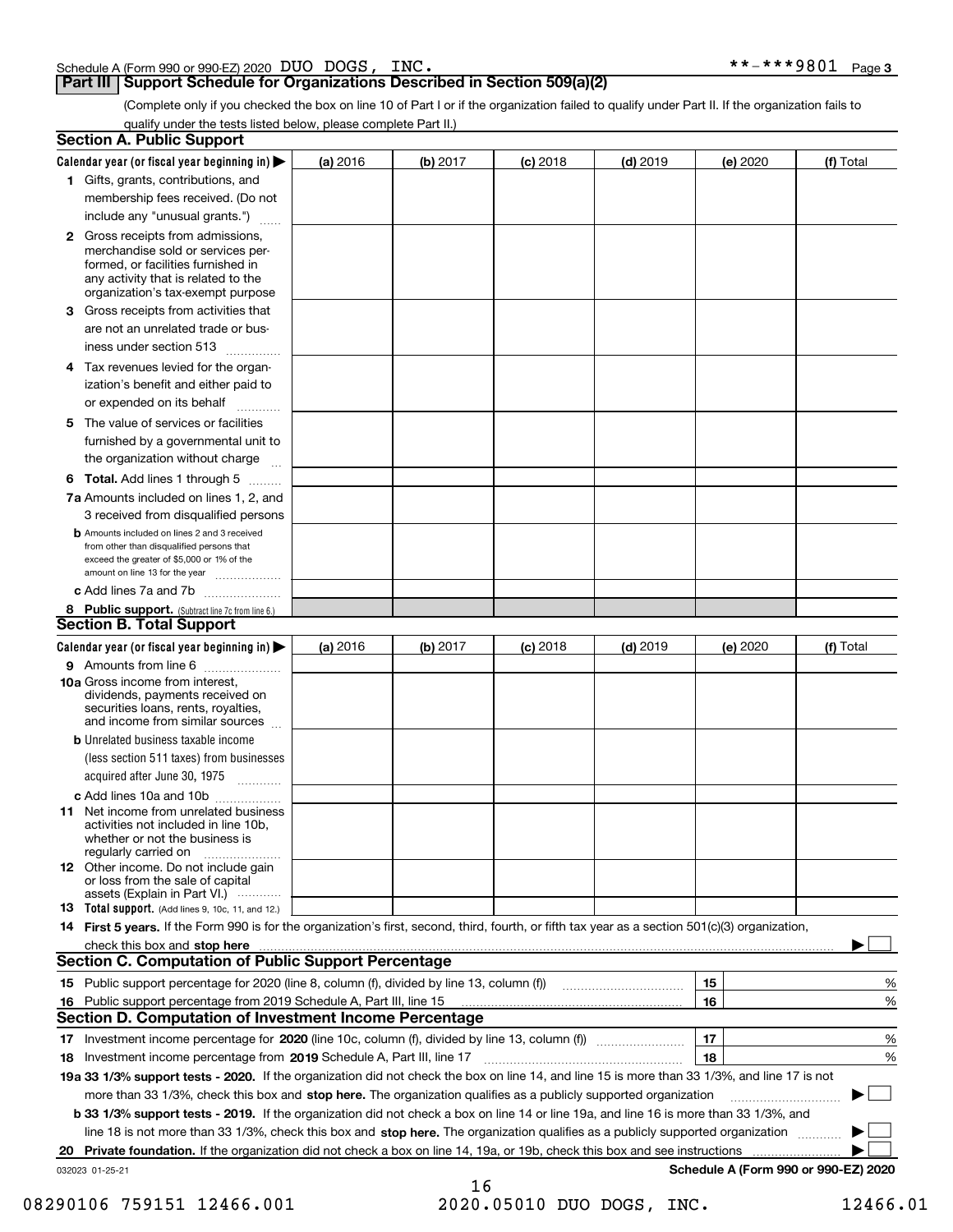Schedule A (Form 990 or 990-EZ) 2020 DUO DOGS, INC. **-***9801 Page 3

## Part III Support Schedule for Organizations Described in Section 509(a)(2)

(Complete only if you checked the box on line 10 of Part I or if the organization failed to qualify under Part II. If the organization fails to qualify under the tests listed below, please complete Part II.)

### Section A. Public Support

| Calendar year (or fiscal year beginning in) ▶ | (a) 2016 | (b) 2017 | (c) 2018 | (d) 2019 | (e) 2020 | (f) Total |
|---|---|---|---|---|---|---|
| 1 Gifts, grants, contributions, and membership fees received. (Do not include any "unusual grants.") | | | | | | |
| 2 Gross receipts from admissions, merchandise sold or services performed, or facilities furnished in any activity that is related to the organization's tax-exempt purpose | | | | | | |
| 3 Gross receipts from activities that are not an unrelated trade or business under section 513 | | | | | | |
| 4 Tax revenues levied for the organization's benefit and either paid to or expended on its behalf | | | | | | |
| 5 The value of services or facilities furnished by a governmental unit to the organization without charge | | | | | | |
| 6 **Total.** Add lines 1 through 5 | | | | | | |
| 7a Amounts included on lines 1, 2, and 3 received from disqualified persons | | | | | | |
| b Amounts included on lines 2 and 3 received from other than disqualified persons that exceed the greater of $5,000 or 1% of the amount on line 13 for the year | | | | | | |
| c Add lines 7a and 7b | | | | | | |
| 8 **Public support.** (Subtract line 7c from line 6.) | | | | | | |

### Section B. Total Support

| Calendar year (or fiscal year beginning in) ▶ | (a) 2016 | (b) 2017 | (c) 2018 | (d) 2019 | (e) 2020 | (f) Total |
|---|---|---|---|---|---|---|
| 9 Amounts from line 6 | | | | | | |
| 10a Gross income from interest, dividends, payments received on securities loans, rents, royalties, and income from similar sources | | | | | | |
| b Unrelated business taxable income (less section 511 taxes) from businesses acquired after June 30, 1975 | | | | | | |
| c Add lines 10a and 10b | | | | | | |
| 11 Net income from unrelated business activities not included in line 10b, whether or not the business is regularly carried on | | | | | | |
| 12 Other income. Do not include gain or loss from the sale of capital assets (Explain in Part VI.) | | | | | | |
| 13 **Total support.** (Add lines 9, 10c, 11, and 12.) | | | | | | |

14 **First 5 years.** If the Form 990 is for the organization's first, second, third, fourth, or fifth tax year as a section 501(c)(3) organization, check this box and **stop here** ▶ ☐

### Section C. Computation of Public Support Percentage

| | | | |
|---|---|---|---|
| 15 | Public support percentage for 2020 (line 8, column (f), divided by line 13, column (f)) | 15 | % |
| 16 | Public support percentage from 2019 Schedule A, Part III, line 15 | 16 | % |

### Section D. Computation of Investment Income Percentage

| | | | |
|---|---|---|---|
| 17 | Investment income percentage for **2020** (line 10c, column (f), divided by line 13, column (f)) | 17 | % |
| 18 | Investment income percentage from **2019** Schedule A, Part III, line 17 | 18 | % |

**19a 33 1/3% support tests - 2020.** If the organization did not check the box on line 14, and line 15 is more than 33 1/3%, and line 17 is not more than 33 1/3%, check this box and **stop here.** The organization qualifies as a publicly supported organization ▶ ☐

**b 33 1/3% support tests - 2019.** If the organization did not check a box on line 14 or line 19a, and line 16 is more than 33 1/3%, and line 18 is not more than 33 1/3%, check this box and **stop here.** The organization qualifies as a publicly supported organization ▶ ☐

**20 Private foundation.** If the organization did not check a box on line 14, 19a, or 19b, check this box and see instructions ▶ ☐

032023 01-25-21 **Schedule A (Form 990 or 990-EZ) 2020**

08290106 759151 12466.001 2020.05010 DUO DOGS, INC. 12466.01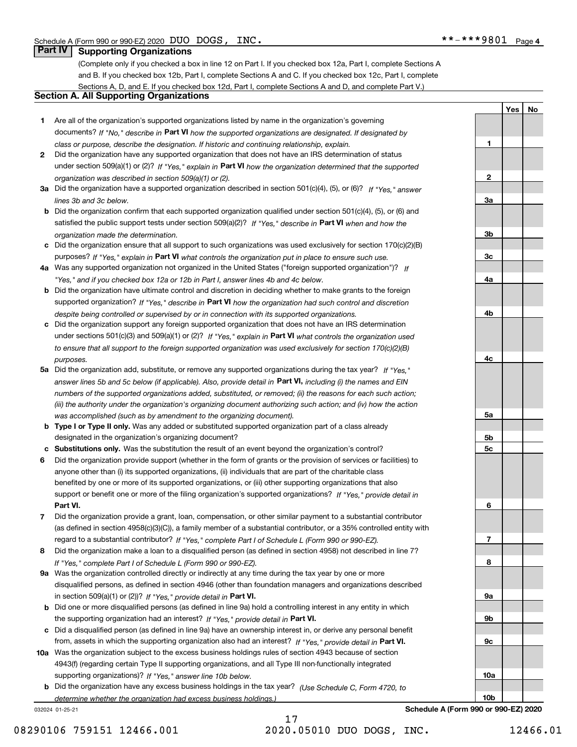Schedule A (Form 990 or 990-EZ) 2020 DUO DOGS, INC. **-***9801 Page 4

## Part IV Supporting Organizations

(Complete only if you checked a box in line 12 on Part I. If you checked box 12a, Part I, complete Sections A and B. If you checked box 12b, Part I, complete Sections A and C. If you checked box 12c, Part I, complete Sections A, D, and E. If you checked box 12d, Part I, complete Sections A and D, and complete Part V.)

### Section A. All Supporting Organizations

| | | | Yes | No |
|---|---|---|---|---|
| 1 | Are all of the organization's supported organizations listed by name in the organization's governing documents? *If "No," describe in* **Part VI** *how the supported organizations are designated. If designated by class or purpose, describe the designation. If historic and continuing relationship, explain.* | 1 | | |
| 2 | Did the organization have any supported organization that does not have an IRS determination of status under section 509(a)(1) or (2)? *If "Yes," explain in* **Part VI** *how the organization determined that the supported organization was described in section 509(a)(1) or (2).* | 2 | | |
| 3a | Did the organization have a supported organization described in section 501(c)(4), (5), or (6)? *If "Yes," answer lines 3b and 3c below.* | 3a | | |
| b | Did the organization confirm that each supported organization qualified under section 501(c)(4), (5), or (6) and satisfied the public support tests under section 509(a)(2)? *If "Yes," describe in* **Part VI** *when and how the organization made the determination.* | 3b | | |
| c | Did the organization ensure that all support to such organizations was used exclusively for section 170(c)(2)(B) purposes? *If "Yes," explain in* **Part VI** *what controls the organization put in place to ensure such use.* | 3c | | |
| 4a | Was any supported organization not organized in the United States ("foreign supported organization")? *If "Yes," and if you checked box 12a or 12b in Part I, answer lines 4b and 4c below.* | 4a | | |
| b | Did the organization have ultimate control and discretion in deciding whether to make grants to the foreign supported organization? *If "Yes," describe in* **Part VI** *how the organization had such control and discretion despite being controlled or supervised by or in connection with its supported organizations.* | 4b | | |
| c | Did the organization support any foreign supported organization that does not have an IRS determination under sections 501(c)(3) and 509(a)(1) or (2)? *If "Yes," explain in* **Part VI** *what controls the organization used to ensure that all support to the foreign supported organization was used exclusively for section 170(c)(2)(B) purposes.* | 4c | | |
| 5a | Did the organization add, substitute, or remove any supported organizations during the tax year? *If "Yes," answer lines 5b and 5c below (if applicable). Also, provide detail in* **Part VI,** *including (i) the names and EIN numbers of the supported organizations added, substituted, or removed; (ii) the reasons for each such action; (iii) the authority under the organization's organizing document authorizing such action; and (iv) how the action was accomplished (such as by amendment to the organizing document).* | 5a | | |
| b | **Type I or Type II only.** Was any added or substituted supported organization part of a class already designated in the organization's organizing document? | 5b | | |
| c | **Substitutions only.** Was the substitution the result of an event beyond the organization's control? | 5c | | |
| 6 | Did the organization provide support (whether in the form of grants or the provision of services or facilities) to anyone other than (i) its supported organizations, (ii) individuals that are part of the charitable class benefited by one or more of its supported organizations, or (iii) other supporting organizations that also support or benefit one or more of the filing organization's supported organizations? *If "Yes," provide detail in* **Part VI.** | 6 | | |
| 7 | Did the organization provide a grant, loan, compensation, or other similar payment to a substantial contributor (as defined in section 4958(c)(3)(C)), a family member of a substantial contributor, or a 35% controlled entity with regard to a substantial contributor? *If "Yes," complete Part I of Schedule L (Form 990 or 990-EZ).* | 7 | | |
| 8 | Did the organization make a loan to a disqualified person (as defined in section 4958) not described in line 7? *If "Yes," complete Part I of Schedule L (Form 990 or 990-EZ).* | 8 | | |
| 9a | Was the organization controlled directly or indirectly at any time during the tax year by one or more disqualified persons, as defined in section 4946 (other than foundation managers and organizations described in section 509(a)(1) or (2))? *If "Yes," provide detail in* **Part VI.** | 9a | | |
| b | Did one or more disqualified persons (as defined in line 9a) hold a controlling interest in any entity in which the supporting organization had an interest? *If "Yes," provide detail in* **Part VI.** | 9b | | |
| c | Did a disqualified person (as defined in line 9a) have an ownership interest in, or derive any personal benefit from, assets in which the supporting organization also had an interest? *If "Yes," provide detail in* **Part VI.** | 9c | | |
| 10a | Was the organization subject to the excess business holdings rules of section 4943 because of section 4943(f) (regarding certain Type II supporting organizations, and all Type III non-functionally integrated supporting organizations)? *If "Yes," answer line 10b below.* | 10a | | |
| b | Did the organization have any excess business holdings in the tax year? *(Use Schedule C, Form 4720, to determine whether the organization had excess business holdings.)* | 10b | | |

032024 01-25-21 **Schedule A (Form 990 or 990-EZ) 2020**

08290106 759151 12466.001 2020.05010 DUO DOGS, INC. 12466.01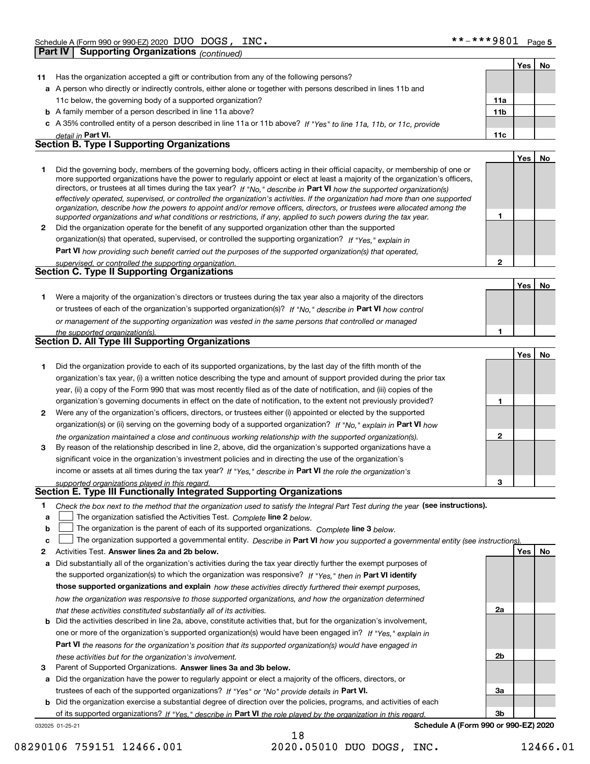Schedule A (Form 990 or 990-EZ) 2020 DUO DOGS, INC. **-***9801

## Part IV Supporting Organizations *(continued)*

| | | | Yes | No |
|---|---|---|---|---|
| **11** | Has the organization accepted a gift or contribution from any of the following persons? | | | |
| **a** | A person who directly or indirectly controls, either alone or together with persons described in lines 11b and 11c below, the governing body of a supported organization? | **11a** | | |
| **b** | A family member of a person described in line 11a above? | **11b** | | |
| **c** | A 35% controlled entity of a person described in line 11a or 11b above? *If "Yes" to line 11a, 11b, or 11c, provide detail in* **Part VI.** | **11c** | | |

### Section B. Type I Supporting Organizations

| | | | Yes | No |
|---|---|---|---|---|
| **1** | Did the governing body, members of the governing body, officers acting in their official capacity, or membership of one or more supported organizations have the power to regularly appoint or elect at least a majority of the organization's officers, directors, or trustees at all times during the tax year? *If "No," describe in* **Part VI** *how the supported organization(s) effectively operated, supervised, or controlled the organization's activities. If the organization had more than one supported organization, describe how the powers to appoint and/or remove officers, directors, or trustees were allocated among the supported organizations and what conditions or restrictions, if any, applied to such powers during the tax year.* | **1** | | |
| **2** | Did the organization operate for the benefit of any supported organization other than the supported organization(s) that operated, supervised, or controlled the supporting organization? *If "Yes," explain in* **Part VI** *how providing such benefit carried out the purposes of the supported organization(s) that operated, supervised, or controlled the supporting organization.* | **2** | | |

### Section C. Type II Supporting Organizations

| | | | Yes | No |
|---|---|---|---|---|
| **1** | Were a majority of the organization's directors or trustees during the tax year also a majority of the directors or trustees of each of the organization's supported organization(s)? *If "No," describe in* **Part VI** *how control or management of the supporting organization was vested in the same persons that controlled or managed the supported organization(s).* | **1** | | |

### Section D. All Type III Supporting Organizations

| | | | Yes | No |
|---|---|---|---|---|
| **1** | Did the organization provide to each of its supported organizations, by the last day of the fifth month of the organization's tax year, (i) a written notice describing the type and amount of support provided during the prior tax year, (ii) a copy of the Form 990 that was most recently filed as of the date of notification, and (iii) copies of the organization's governing documents in effect on the date of notification, to the extent not previously provided? | **1** | | |
| **2** | Were any of the organization's officers, directors, or trustees either (i) appointed or elected by the supported organization(s) or (ii) serving on the governing body of a supported organization? *If "No," explain in* **Part VI** *how the organization maintained a close and continuous working relationship with the supported organization(s).* | **2** | | |
| **3** | By reason of the relationship described in line 2, above, did the organization's supported organizations have a significant voice in the organization's investment policies and in directing the use of the organization's income or assets at all times during the tax year? *If "Yes," describe in* **Part VI** *the role the organization's supported organizations played in this regard.* | **3** | | |

### Section E. Type III Functionally Integrated Supporting Organizations

**1** *Check the box next to the method that the organization used to satisfy the Integral Part Test during the year* **(see instructions).**

**a** ☐ The organization satisfied the Activities Test. *Complete* **line 2** *below.*

**b** ☐ The organization is the parent of each of its supported organizations. *Complete* **line 3** *below.*

**c** ☐ The organization supported a governmental entity. *Describe in* **Part VI** *how you supported a governmental entity (see instructions).*

| | | | Yes | No |
|---|---|---|---|---|
| **2** | Activities Test. **Answer lines 2a and 2b below.** | | | |
| **a** | Did substantially all of the organization's activities during the tax year directly further the exempt purposes of the supported organization(s) to which the organization was responsive? *If "Yes," then in* **Part VI identify those supported organizations and explain** *how these activities directly furthered their exempt purposes, how the organization was responsive to those supported organizations, and how the organization determined that these activities constituted substantially all of its activities.* | **2a** | | |
| **b** | Did the activities described in line 2a, above, constitute activities that, but for the organization's involvement, one or more of the organization's supported organization(s) would have been engaged in? *If "Yes," explain in* **Part VI** *the reasons for the organization's position that its supported organization(s) would have engaged in these activities but for the organization's involvement.* | **2b** | | |
| **3** | Parent of Supported Organizations. **Answer lines 3a and 3b below.** | | | |
| **a** | Did the organization have the power to regularly appoint or elect a majority of the officers, directors, or trustees of each of the supported organizations? *If "Yes" or "No" provide details in* **Part VI.** | **3a** | | |
| **b** | Did the organization exercise a substantial degree of direction over the policies, programs, and activities of each of its supported organizations? *If "Yes," describe in* **Part VI** *the role played by the organization in this regard.* | **3b** | | |

032025 01-25-21 **Schedule A (Form 990 or 990-EZ) 2020**

08290106 759151 12466.001 2020.05010 DUO DOGS, INC. 12466.01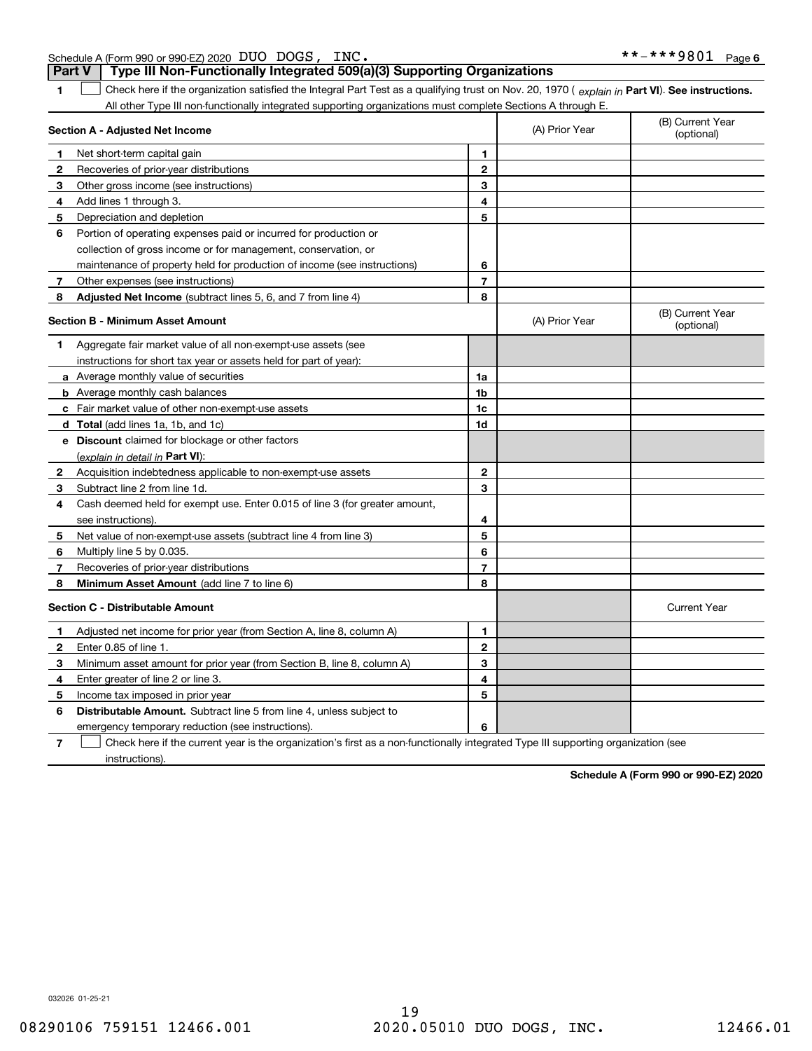Schedule A (Form 990 or 990-EZ) 2020 DUO DOGS, INC. **-***9801 Page 6

## Part V | Type III Non-Functionally Integrated 509(a)(3) Supporting Organizations

**1** ☐ Check here if the organization satisfied the Integral Part Test as a qualifying trust on Nov. 20, 1970 ( *explain in* **Part VI**). **See instructions.** All other Type III non-functionally integrated supporting organizations must complete Sections A through E.

| **Section A - Adjusted Net Income** | | (A) Prior Year | (B) Current Year (optional) |
|---|---|---|---|
| **1** Net short-term capital gain | 1 | | |
| **2** Recoveries of prior-year distributions | 2 | | |
| **3** Other gross income (see instructions) | 3 | | |
| **4** Add lines 1 through 3. | 4 | | |
| **5** Depreciation and depletion | 5 | | |
| **6** Portion of operating expenses paid or incurred for production or collection of gross income or for management, conservation, or maintenance of property held for production of income (see instructions) | 6 | | |
| **7** Other expenses (see instructions) | 7 | | |
| **8** **Adjusted Net Income** (subtract lines 5, 6, and 7 from line 4) | 8 | | |

| **Section B - Minimum Asset Amount** | | (A) Prior Year | (B) Current Year (optional) |
|---|---|---|---|
| **1** Aggregate fair market value of all non-exempt-use assets (see instructions for short tax year or assets held for part of year): | | | |
| **a** Average monthly value of securities | 1a | | |
| **b** Average monthly cash balances | 1b | | |
| **c** Fair market value of other non-exempt-use assets | 1c | | |
| **d** **Total** (add lines 1a, 1b, and 1c) | 1d | | |
| **e** **Discount** claimed for blockage or other factors (*explain in detail in* **Part VI**): | | | |
| **2** Acquisition indebtedness applicable to non-exempt-use assets | 2 | | |
| **3** Subtract line 2 from line 1d. | 3 | | |
| **4** Cash deemed held for exempt use. Enter 0.015 of line 3 (for greater amount, see instructions). | 4 | | |
| **5** Net value of non-exempt-use assets (subtract line 4 from line 3) | 5 | | |
| **6** Multiply line 5 by 0.035. | 6 | | |
| **7** Recoveries of prior-year distributions | 7 | | |
| **8** **Minimum Asset Amount** (add line 7 to line 6) | 8 | | |

| **Section C - Distributable Amount** | | | Current Year |
|---|---|---|---|
| **1** Adjusted net income for prior year (from Section A, line 8, column A) | 1 | | |
| **2** Enter 0.85 of line 1. | 2 | | |
| **3** Minimum asset amount for prior year (from Section B, line 8, column A) | 3 | | |
| **4** Enter greater of line 2 or line 3. | 4 | | |
| **5** Income tax imposed in prior year | 5 | | |
| **6** **Distributable Amount.** Subtract line 5 from line 4, unless subject to emergency temporary reduction (see instructions). | 6 | | |

**7** ☐ Check here if the current year is the organization's first as a non-functionally integrated Type III supporting organization (see instructions).

**Schedule A (Form 990 or 990-EZ) 2020**

032026 01-25-21

08290106 759151 12466.001 2020.05010 DUO DOGS, INC. 12466.01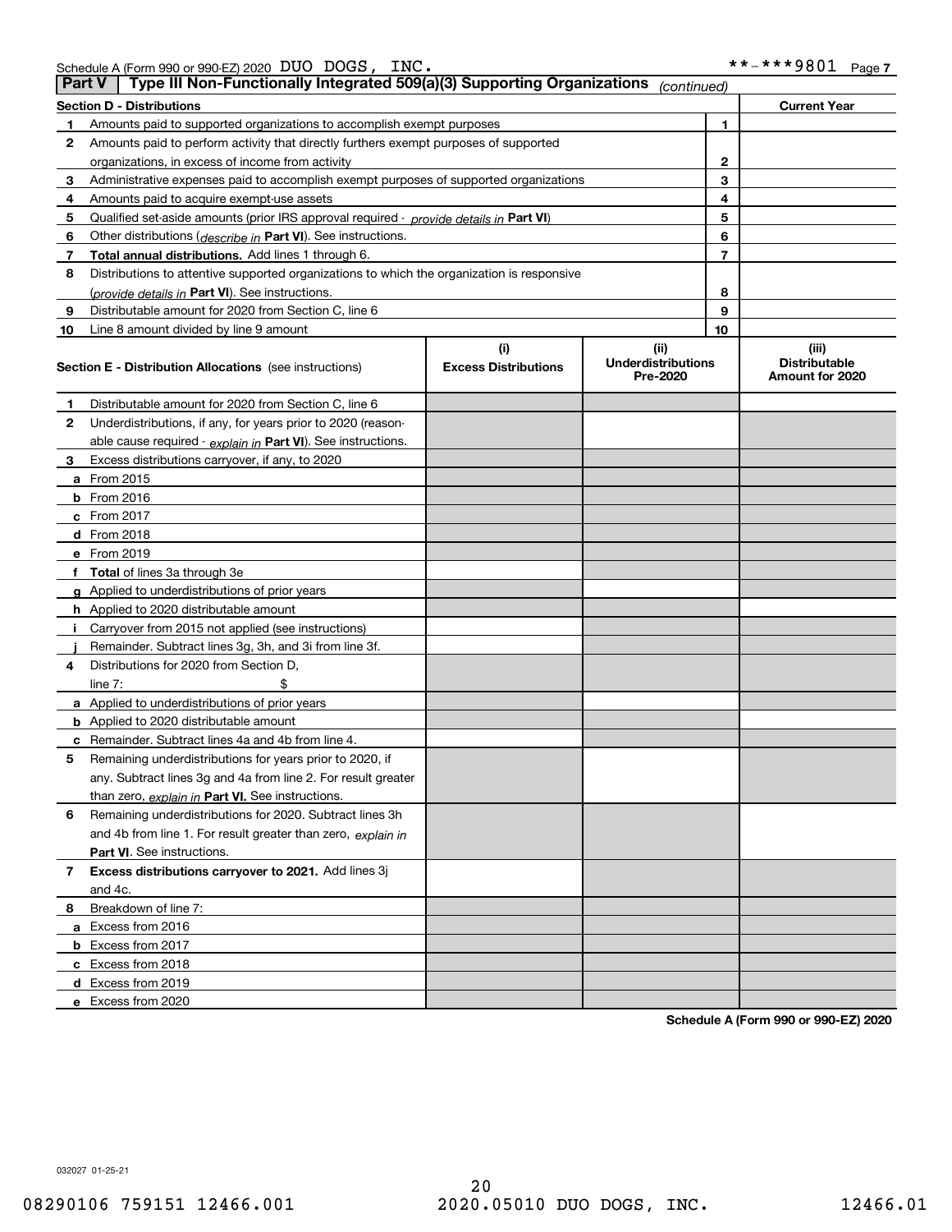Schedule A (Form 990 or 990-EZ) 2020 DUO DOGS, INC. **-***9801 Page 7

## Part V Type III Non-Functionally Integrated 509(a)(3) Supporting Organizations *(continued)*

| Section D - Distributions | | Current Year |
|---|---|---|
| 1 Amounts paid to supported organizations to accomplish exempt purposes | 1 | |
| 2 Amounts paid to perform activity that directly furthers exempt purposes of supported organizations, in excess of income from activity | 2 | |
| 3 Administrative expenses paid to accomplish exempt purposes of supported organizations | 3 | |
| 4 Amounts paid to acquire exempt-use assets | 4 | |
| 5 Qualified set-aside amounts (prior IRS approval required - *provide details in* **Part VI**) | 5 | |
| 6 Other distributions (*describe in* **Part VI**). See instructions. | 6 | |
| 7 **Total annual distributions.** Add lines 1 through 6. | 7 | |
| 8 Distributions to attentive supported organizations to which the organization is responsive (*provide details in* **Part VI**). See instructions. | 8 | |
| 9 Distributable amount for 2020 from Section C, line 6 | 9 | |
| 10 Line 8 amount divided by line 9 amount | 10 | |

| Section E - Distribution Allocations (see instructions) | (i) Excess Distributions | (ii) Underdistributions Pre-2020 | (iii) Distributable Amount for 2020 |
|---|---|---|---|
| 1 Distributable amount for 2020 from Section C, line 6 | | | |
| 2 Underdistributions, if any, for years prior to 2020 (reasonable cause required - *explain in* **Part VI**). See instructions. | | | |
| 3 Excess distributions carryover, if any, to 2020 | | | |
| a From 2015 | | | |
| b From 2016 | | | |
| c From 2017 | | | |
| d From 2018 | | | |
| e From 2019 | | | |
| f **Total** of lines 3a through 3e | | | |
| g Applied to underdistributions of prior years | | | |
| h Applied to 2020 distributable amount | | | |
| i Carryover from 2015 not applied (see instructions) | | | |
| j Remainder. Subtract lines 3g, 3h, and 3i from line 3f. | | | |
| 4 Distributions for 2020 from Section D, line 7: $ | | | |
| a Applied to underdistributions of prior years | | | |
| b Applied to 2020 distributable amount | | | |
| c Remainder. Subtract lines 4a and 4b from line 4. | | | |
| 5 Remaining underdistributions for years prior to 2020, if any. Subtract lines 3g and 4a from line 2. For result greater than zero, *explain in* **Part VI.** See instructions. | | | |
| 6 Remaining underdistributions for 2020. Subtract lines 3h and 4b from line 1. For result greater than zero, *explain in* **Part VI**. See instructions. | | | |
| 7 **Excess distributions carryover to 2021.** Add lines 3j and 4c. | | | |
| 8 Breakdown of line 7: | | | |
| a Excess from 2016 | | | |
| b Excess from 2017 | | | |
| c Excess from 2018 | | | |
| d Excess from 2019 | | | |
| e Excess from 2020 | | | |

**Schedule A (Form 990 or 990-EZ) 2020**

032027 01-25-21

08290106 759151 12466.001 2020.05010 DUO DOGS, INC. 12466.01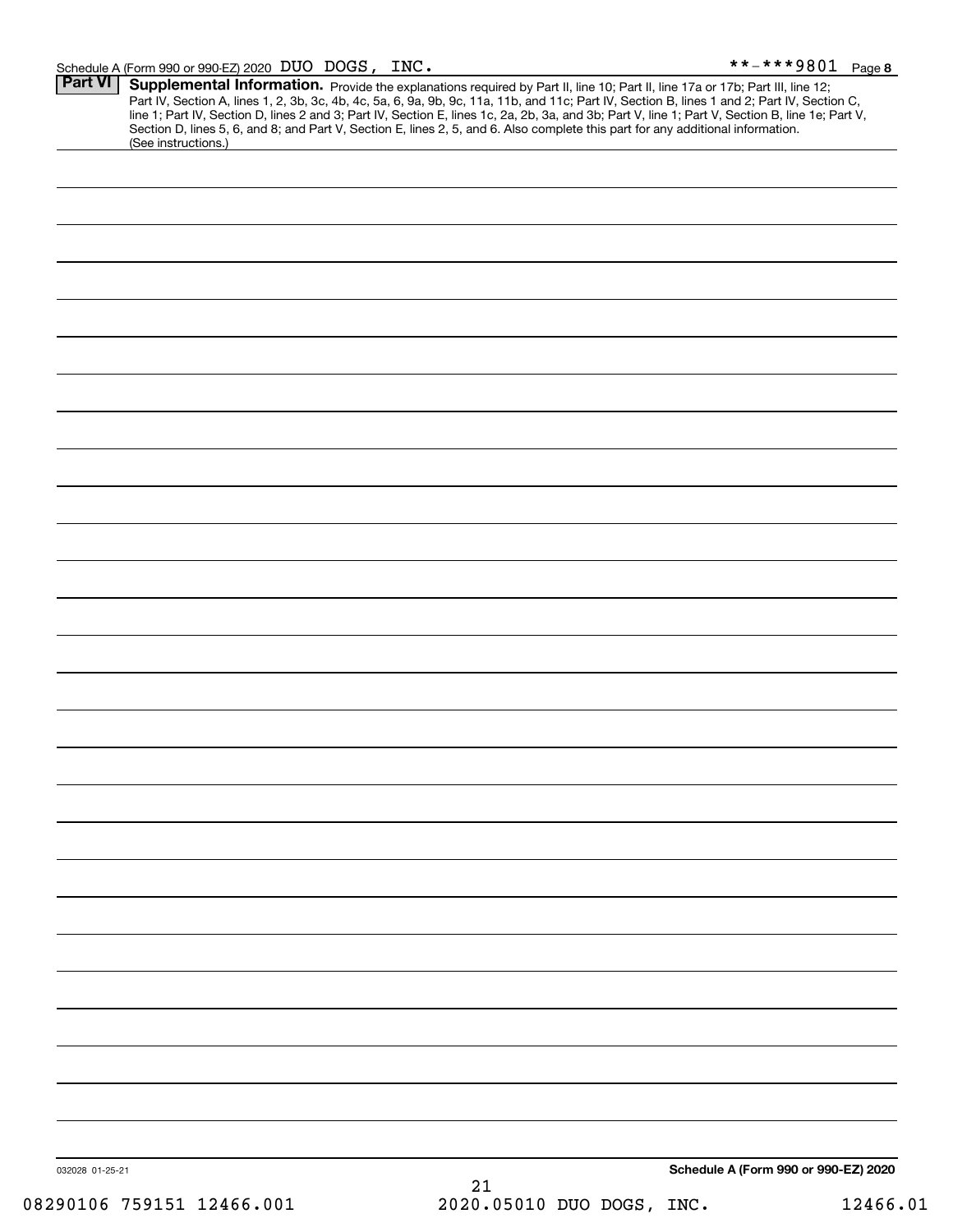Schedule A (Form 990 or 990-EZ) 2020 DUO DOGS, INC. **-***9801 Page 8

## Part VI Supplemental Information.

Provide the explanations required by Part II, line 10; Part II, line 17a or 17b; Part III, line 12; Part IV, Section A, lines 1, 2, 3b, 3c, 4b, 4c, 5a, 6, 9a, 9b, 9c, 11a, 11b, and 11c; Part IV, Section B, lines 1 and 2; Part IV, Section C, line 1; Part IV, Section D, lines 2 and 3; Part IV, Section E, lines 1c, 2a, 2b, 3a, and 3b; Part V, line 1; Part V, Section B, line 1e; Part V, Section D, lines 5, 6, and 8; and Part V, Section E, lines 2, 5, and 6. Also complete this part for any additional information. (See instructions.)

032028 01-25-21

**Schedule A (Form 990 or 990-EZ) 2020**

08290106 759151 12466.001 2020.05010 DUO DOGS, INC. 12466.01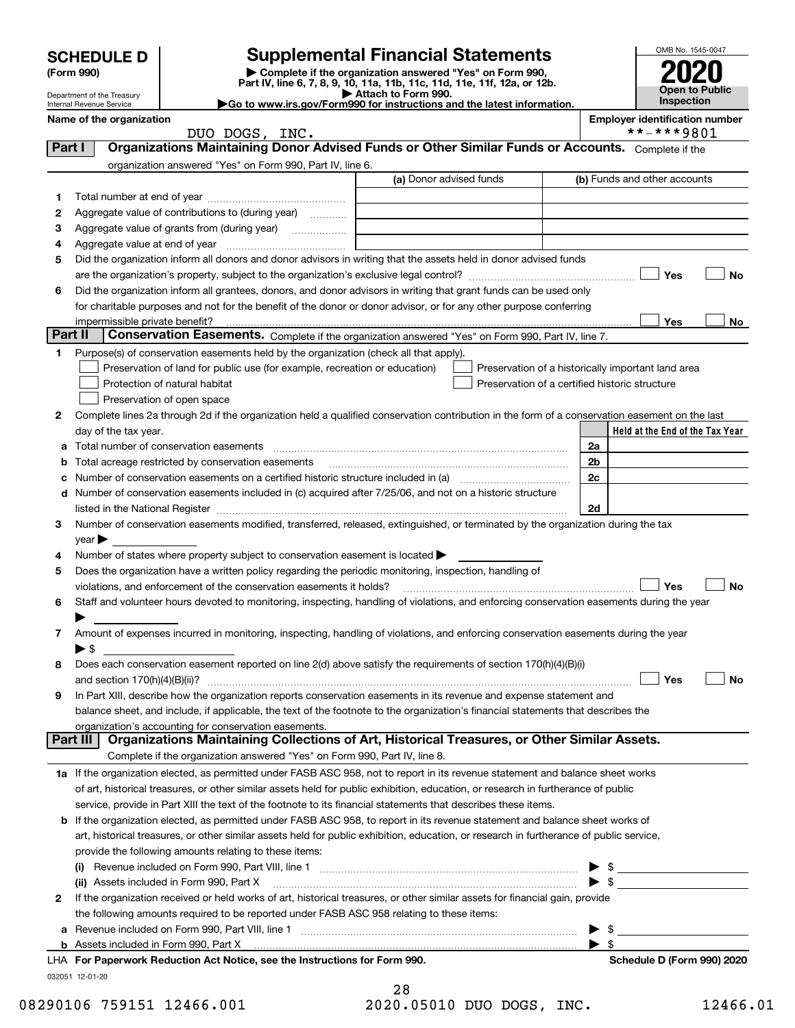# SCHEDULE D (Form 990)

Department of the Treasury
Internal Revenue Service

## Supplemental Financial Statements

▶ Complete if the organization answered "Yes" on Form 990, Part IV, line 6, 7, 8, 9, 10, 11a, 11b, 11c, 11d, 11e, 11f, 12a, or 12b.
▶ Attach to Form 990.
▶Go to www.irs.gov/Form990 for instructions and the latest information.

OMB No. 1545-0047
**2020**
**Open to Public Inspection**

**Name of the organization**
DUO DOGS, INC.

**Employer identification number**
**-***9801

## Part I Organizations Maintaining Donor Advised Funds or Other Similar Funds or Accounts.

Complete if the organization answered "Yes" on Form 990, Part IV, line 6.

| | | (a) Donor advised funds | (b) Funds and other accounts |
|---|---|---|---|
| 1 | Total number at end of year | | |
| 2 | Aggregate value of contributions to (during year) | | |
| 3 | Aggregate value of grants from (during year) | | |
| 4 | Aggregate value at end of year | | |

5 Did the organization inform all donors and donor advisors in writing that the assets held in donor advised funds are the organization's property, subject to the organization's exclusive legal control? ☐ Yes ☐ No

6 Did the organization inform all grantees, donors, and donor advisors in writing that grant funds can be used only for charitable purposes and not for the benefit of the donor or donor advisor, or for any other purpose conferring impermissible private benefit? ☐ Yes ☐ No

## Part II Conservation Easements.

Complete if the organization answered "Yes" on Form 990, Part IV, line 7.

1 Purpose(s) of conservation easements held by the organization (check all that apply).

- ☐ Preservation of land for public use (for example, recreation or education)
- ☐ Protection of natural habitat
- ☐ Preservation of open space
- ☐ Preservation of a historically important land area
- ☐ Preservation of a certified historic structure

2 Complete lines 2a through 2d if the organization held a qualified conservation contribution in the form of a conservation easement on the last day of the tax year.

| | | | Held at the End of the Tax Year |
|---|---|---|---|
| a | Total number of conservation easements | 2a | |
| b | Total acreage restricted by conservation easements | 2b | |
| c | Number of conservation easements on a certified historic structure included in (a) | 2c | |
| d | Number of conservation easements included in (c) acquired after 7/25/06, and not on a historic structure listed in the National Register | 2d | |

3 Number of conservation easements modified, transferred, released, extinguished, or terminated by the organization during the tax year ▶

4 Number of states where property subject to conservation easement is located ▶

5 Does the organization have a written policy regarding the periodic monitoring, inspection, handling of violations, and enforcement of the conservation easements it holds? ☐ Yes ☐ No

6 Staff and volunteer hours devoted to monitoring, inspecting, handling of violations, and enforcing conservation easements during the year ▶

7 Amount of expenses incurred in monitoring, inspecting, handling of violations, and enforcing conservation easements during the year ▶ $

8 Does each conservation easement reported on line 2(d) above satisfy the requirements of section 170(h)(4)(B)(i) and section 170(h)(4)(B)(ii)? ☐ Yes ☐ No

9 In Part XIII, describe how the organization reports conservation easements in its revenue and expense statement and balance sheet, and include, if applicable, the text of the footnote to the organization's financial statements that describes the organization's accounting for conservation easements.

## Part III Organizations Maintaining Collections of Art, Historical Treasures, or Other Similar Assets.

Complete if the organization answered "Yes" on Form 990, Part IV, line 8.

1a If the organization elected, as permitted under FASB ASC 958, not to report in its revenue statement and balance sheet works of art, historical treasures, or other similar assets held for public exhibition, education, or research in furtherance of public service, provide in Part XIII the text of the footnote to its financial statements that describes these items.

b If the organization elected, as permitted under FASB ASC 958, to report in its revenue statement and balance sheet works of art, historical treasures, or other similar assets held for public exhibition, education, or research in furtherance of public service, provide the following amounts relating to these items:

(i) Revenue included on Form 990, Part VIII, line 1 ▶ $

(ii) Assets included in Form 990, Part X ▶ $

2 If the organization received or held works of art, historical treasures, or other similar assets for financial gain, provide the following amounts required to be reported under FASB ASC 958 relating to these items:

a Revenue included on Form 990, Part VIII, line 1 ▶ $

b Assets included in Form 990, Part X ▶ $

LHA **For Paperwork Reduction Act Notice, see the Instructions for Form 990.** **Schedule D (Form 990) 2020**

032051 12-01-20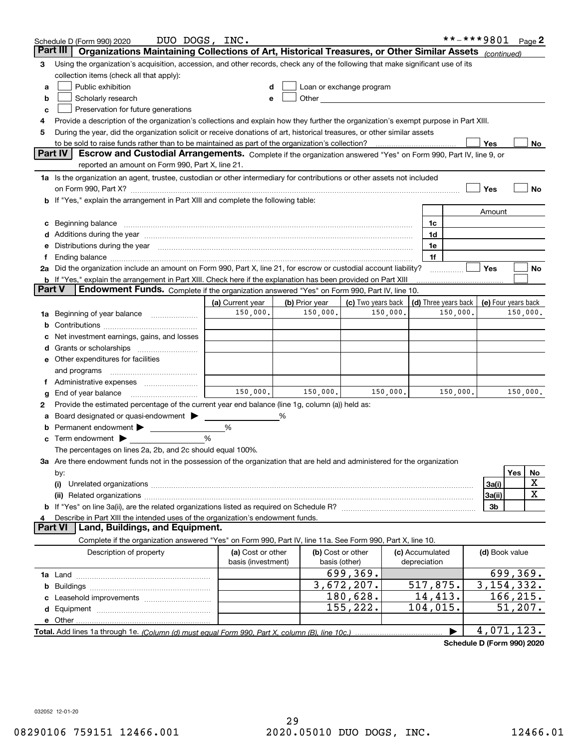Schedule D (Form 990) 2020 DUO DOGS, INC. **-***9801 Page 2

**Part III | Organizations Maintaining Collections of Art, Historical Treasures, or Other Similar Assets** *(continued)*

3 Using the organization's acquisition, accession, and other records, check any of the following that make significant use of its collection items (check all that apply):

a ☐ Public exhibition
b ☐ Scholarly research
c ☐ Preservation for future generations
d ☐ Loan or exchange program
e ☐ Other

4 Provide a description of the organization's collections and explain how they further the organization's exempt purpose in Part XIII.

5 During the year, did the organization solicit or receive donations of art, historical treasures, or other similar assets to be sold to raise funds rather than to be maintained as part of the organization's collection? ☐ Yes ☐ No

**Part IV | Escrow and Custodial Arrangements.** Complete if the organization answered "Yes" on Form 990, Part IV, line 9, or reported an amount on Form 990, Part X, line 21.

1a Is the organization an agent, trustee, custodian or other intermediary for contributions or other assets not included on Form 990, Part X? ☐ Yes ☐ No

b If "Yes," explain the arrangement in Part XIII and complete the following table:

| | | Amount |
|---|---|---|
| c Beginning balance | 1c | |
| d Additions during the year | 1d | |
| e Distributions during the year | 1e | |
| f Ending balance | 1f | |

2a Did the organization include an amount on Form 990, Part X, line 21, for escrow or custodial account liability? ☐ Yes ☐ No

b If "Yes," explain the arrangement in Part XIII. Check here if the explanation has been provided on Part XIII ☐

**Part V | Endowment Funds.** Complete if the organization answered "Yes" on Form 990, Part IV, line 10.

| | (a) Current year | (b) Prior year | (c) Two years back | (d) Three years back | (e) Four years back |
|---|---|---|---|---|---|
| 1a Beginning of year balance | 150,000. | 150,000. | 150,000. | 150,000. | 150,000. |
| b Contributions | | | | | |
| c Net investment earnings, gains, and losses | | | | | |
| d Grants or scholarships | | | | | |
| e Other expenditures for facilities and programs | | | | | |
| f Administrative expenses | | | | | |
| g End of year balance | 150,000. | 150,000. | 150,000. | 150,000. | 150,000. |

2 Provide the estimated percentage of the current year end balance (line 1g, column (a)) held as:

a Board designated or quasi-endowment ▶ _____ %
b Permanent endowment ▶ _____ %
c Term endowment ▶ _____ %

The percentages on lines 2a, 2b, and 2c should equal 100%.

3a Are there endowment funds not in the possession of the organization that are held and administered for the organization by:

| | | Yes | No |
|---|---|---|---|
| (i) Unrelated organizations | 3a(i) | | X |
| (ii) Related organizations | 3a(ii) | | X |
| b If "Yes" on line 3a(ii), are the related organizations listed as required on Schedule R? | 3b | | |

4 Describe in Part XIII the intended uses of the organization's endowment funds.

**Part VI | Land, Buildings, and Equipment.**

Complete if the organization answered "Yes" on Form 990, Part IV, line 11a. See Form 990, Part X, line 10.

| Description of property | (a) Cost or other basis (investment) | (b) Cost or other basis (other) | (c) Accumulated depreciation | (d) Book value |
|---|---|---|---|---|
| 1a Land | | 699,369. | | 699,369. |
| b Buildings | | 3,672,207. | 517,875. | 3,154,332. |
| c Leasehold improvements | | 180,628. | 14,413. | 166,215. |
| d Equipment | | 155,222. | 104,015. | 51,207. |
| e Other | | | | |
| **Total.** Add lines 1a through 1e. *(Column (d) must equal Form 990, Part X, column (B), line 10c.)* ▶ | | | | 4,071,123. |

**Schedule D (Form 990) 2020**

032052 12-01-20

08290106 759151 12466.001 2020.05010 DUO DOGS, INC. 12466.01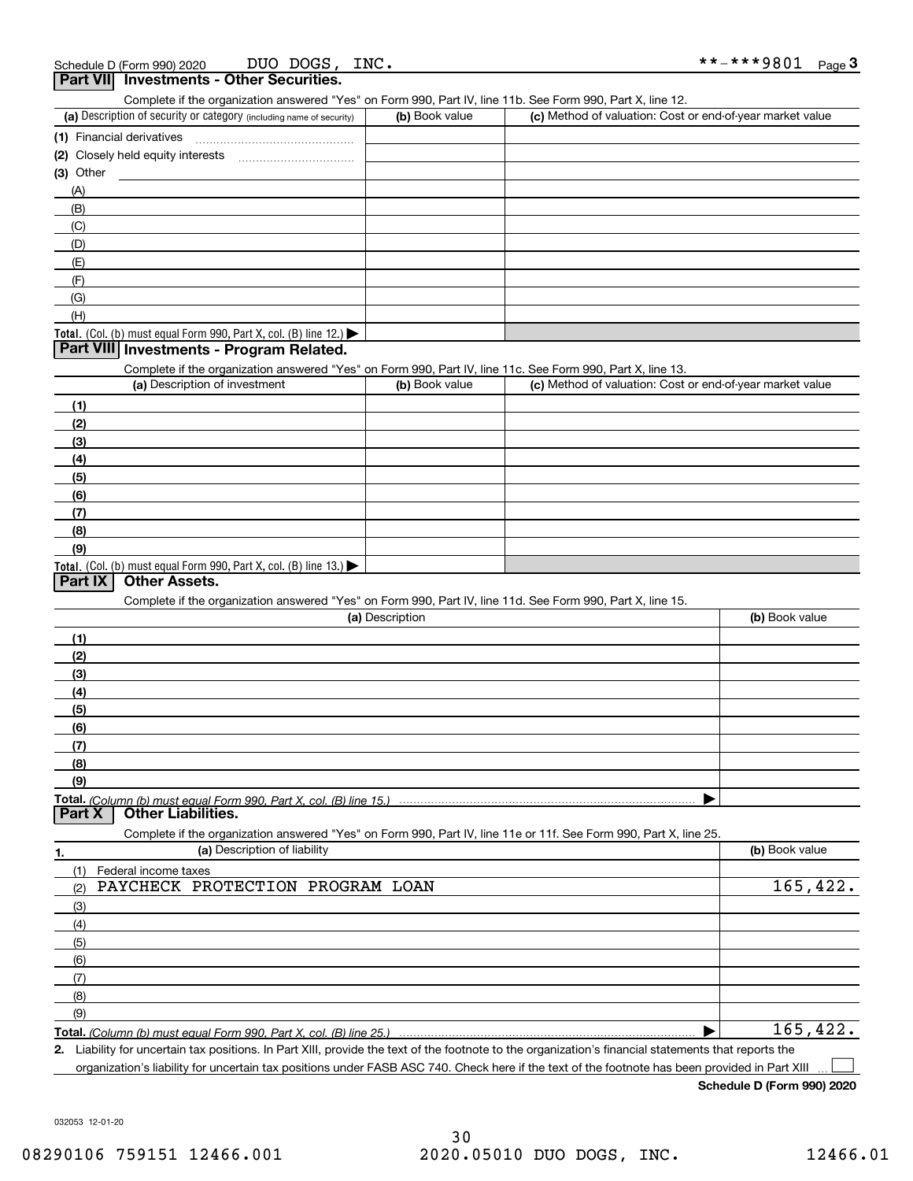Schedule D (Form 990) 2020 DUO DOGS, INC. **-***9801

## Part VII Investments - Other Securities.

Complete if the organization answered "Yes" on Form 990, Part IV, line 11b. See Form 990, Part X, line 12.

| (a) Description of security or category (including name of security) | (b) Book value | (c) Method of valuation: Cost or end-of-year market value |
|---|---|---|
| (1) Financial derivatives | | |
| (2) Closely held equity interests | | |
| (3) Other | | |
| (A) | | |
| (B) | | |
| (C) | | |
| (D) | | |
| (E) | | |
| (F) | | |
| (G) | | |
| (H) | | |
| **Total.** (Col. (b) must equal Form 990, Part X, col. (B) line 12.) | | |

## Part VIII Investments - Program Related.

Complete if the organization answered "Yes" on Form 990, Part IV, line 11c. See Form 990, Part X, line 13.

| (a) Description of investment | (b) Book value | (c) Method of valuation: Cost or end-of-year market value |
|---|---|---|
| (1) | | |
| (2) | | |
| (3) | | |
| (4) | | |
| (5) | | |
| (6) | | |
| (7) | | |
| (8) | | |
| (9) | | |
| **Total.** (Col. (b) must equal Form 990, Part X, col. (B) line 13.) | | |

## Part IX Other Assets.

Complete if the organization answered "Yes" on Form 990, Part IV, line 11d. See Form 990, Part X, line 15.

| (a) Description | (b) Book value |
|---|---|
| (1) | |
| (2) | |
| (3) | |
| (4) | |
| (5) | |
| (6) | |
| (7) | |
| (8) | |
| (9) | |
| **Total.** *(Column (b) must equal Form 990, Part X, col. (B) line 15.)* | |

## Part X Other Liabilities.

Complete if the organization answered "Yes" on Form 990, Part IV, line 11e or 11f. See Form 990, Part X, line 25.

| 1. (a) Description of liability | (b) Book value |
|---|---|
| (1) Federal income taxes | |
| (2) PAYCHECK PROTECTION PROGRAM LOAN | 165,422. |
| (3) | |
| (4) | |
| (5) | |
| (6) | |
| (7) | |
| (8) | |
| (9) | |
| **Total.** *(Column (b) must equal Form 990, Part X, col. (B) line 25.)* | 165,422. |

**2.** Liability for uncertain tax positions. In Part XIII, provide the text of the footnote to the organization's financial statements that reports the organization's liability for uncertain tax positions under FASB ASC 740. Check here if the text of the footnote has been provided in Part XIII ☐

**Schedule D (Form 990) 2020**

032053 12-01-20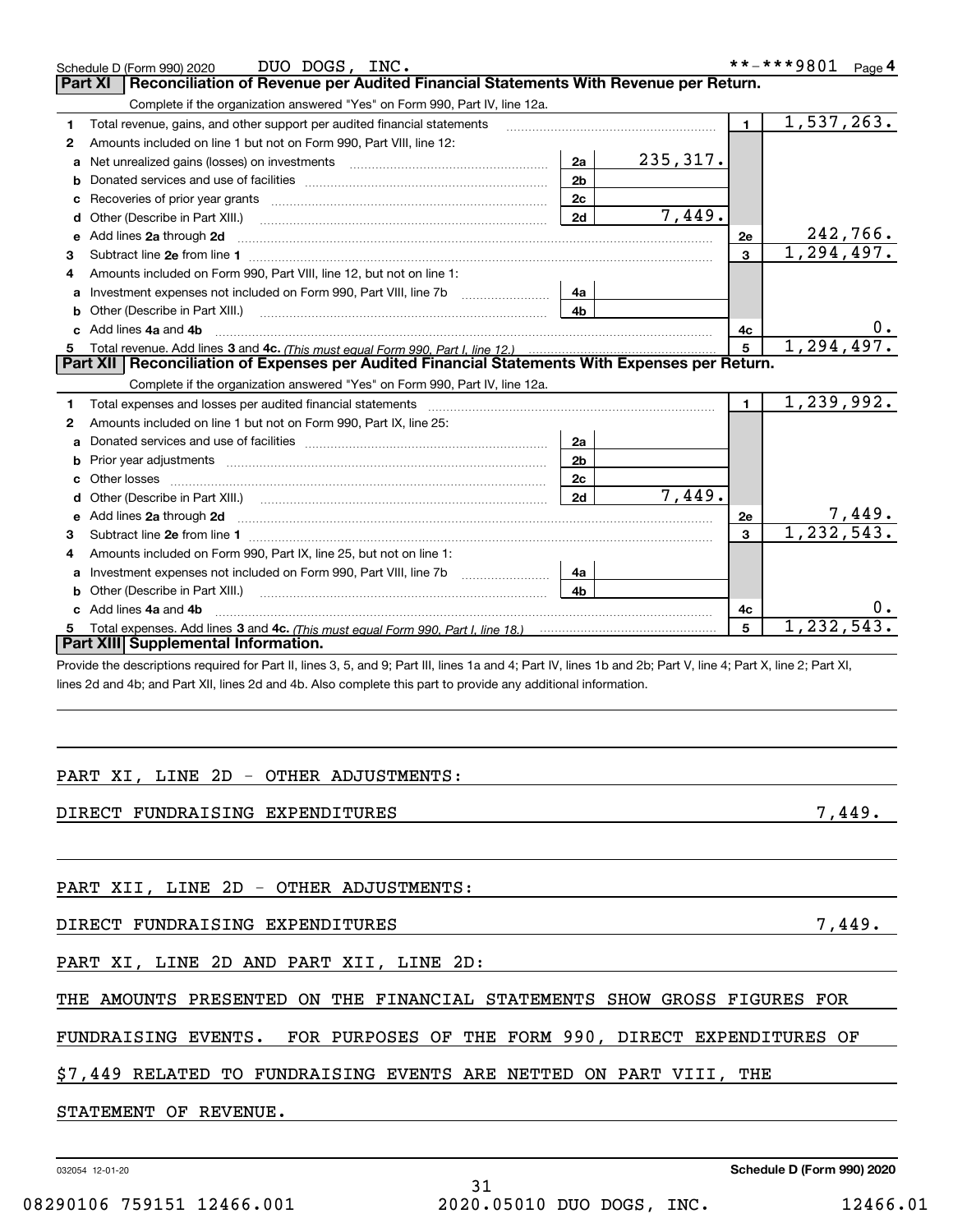Schedule D (Form 990) 2020 DUO DOGS, INC. **-***9801 Page 4

## Part XI Reconciliation of Revenue per Audited Financial Statements With Revenue per Return.

Complete if the organization answered "Yes" on Form 990, Part IV, line 12a.

| | | | | | |
|---|---|---|---|---|---|
| 1 | Total revenue, gains, and other support per audited financial statements | | | 1 | 1,537,263. |
| 2 | Amounts included on line 1 but not on Form 990, Part VIII, line 12: | | | | |
| a | Net unrealized gains (losses) on investments | 2a | 235,317. | | |
| b | Donated services and use of facilities | 2b | | | |
| c | Recoveries of prior year grants | 2c | | | |
| d | Other (Describe in Part XIII.) | 2d | 7,449. | | |
| e | Add lines **2a** through **2d** | | | 2e | 242,766. |
| 3 | Subtract line **2e** from line **1** | | | 3 | 1,294,497. |
| 4 | Amounts included on Form 990, Part VIII, line 12, but not on line 1: | | | | |
| a | Investment expenses not included on Form 990, Part VIII, line 7b | 4a | | | |
| b | Other (Describe in Part XIII.) | 4b | | | |
| c | Add lines **4a** and **4b** | | | 4c | 0. |
| 5 | Total revenue. Add lines **3** and **4c.** *(This must equal Form 990, Part I, line 12.)* | | | 5 | 1,294,497. |

## Part XII Reconciliation of Expenses per Audited Financial Statements With Expenses per Return.

Complete if the organization answered "Yes" on Form 990, Part IV, line 12a.

| | | | | | |
|---|---|---|---|---|---|
| 1 | Total expenses and losses per audited financial statements | | | 1 | 1,239,992. |
| 2 | Amounts included on line 1 but not on Form 990, Part IX, line 25: | | | | |
| a | Donated services and use of facilities | 2a | | | |
| b | Prior year adjustments | 2b | | | |
| c | Other losses | 2c | | | |
| d | Other (Describe in Part XIII.) | 2d | 7,449. | | |
| e | Add lines **2a** through **2d** | | | 2e | 7,449. |
| 3 | Subtract line **2e** from line **1** | | | 3 | 1,232,543. |
| 4 | Amounts included on Form 990, Part IX, line 25, but not on line 1: | | | | |
| a | Investment expenses not included on Form 990, Part VIII, line 7b | 4a | | | |
| b | Other (Describe in Part XIII.) | 4b | | | |
| c | Add lines **4a** and **4b** | | | 4c | 0. |
| 5 | Total expenses. Add lines **3** and **4c.** *(This must equal Form 990, Part I, line 18.)* | | | 5 | 1,232,543. |

## Part XIII Supplemental Information.

Provide the descriptions required for Part II, lines 3, 5, and 9; Part III, lines 1a and 4; Part IV, lines 1b and 2b; Part V, line 4; Part X, line 2; Part XI, lines 2d and 4b; and Part XII, lines 2d and 4b. Also complete this part to provide any additional information.

PART XI, LINE 2D - OTHER ADJUSTMENTS:

DIRECT FUNDRAISING EXPENDITURES 7,449.

PART XII, LINE 2D - OTHER ADJUSTMENTS:

DIRECT FUNDRAISING EXPENDITURES 7,449.

PART XI, LINE 2D AND PART XII, LINE 2D:

THE AMOUNTS PRESENTED ON THE FINANCIAL STATEMENTS SHOW GROSS FIGURES FOR FUNDRAISING EVENTS. FOR PURPOSES OF THE FORM 990, DIRECT EXPENDITURES OF $7,449 RELATED TO FUNDRAISING EVENTS ARE NETTED ON PART VIII, THE STATEMENT OF REVENUE.

032054 12-01-20 **Schedule D (Form 990) 2020**

08290106 759151 12466.001 2020.05010 DUO DOGS, INC. 12466.01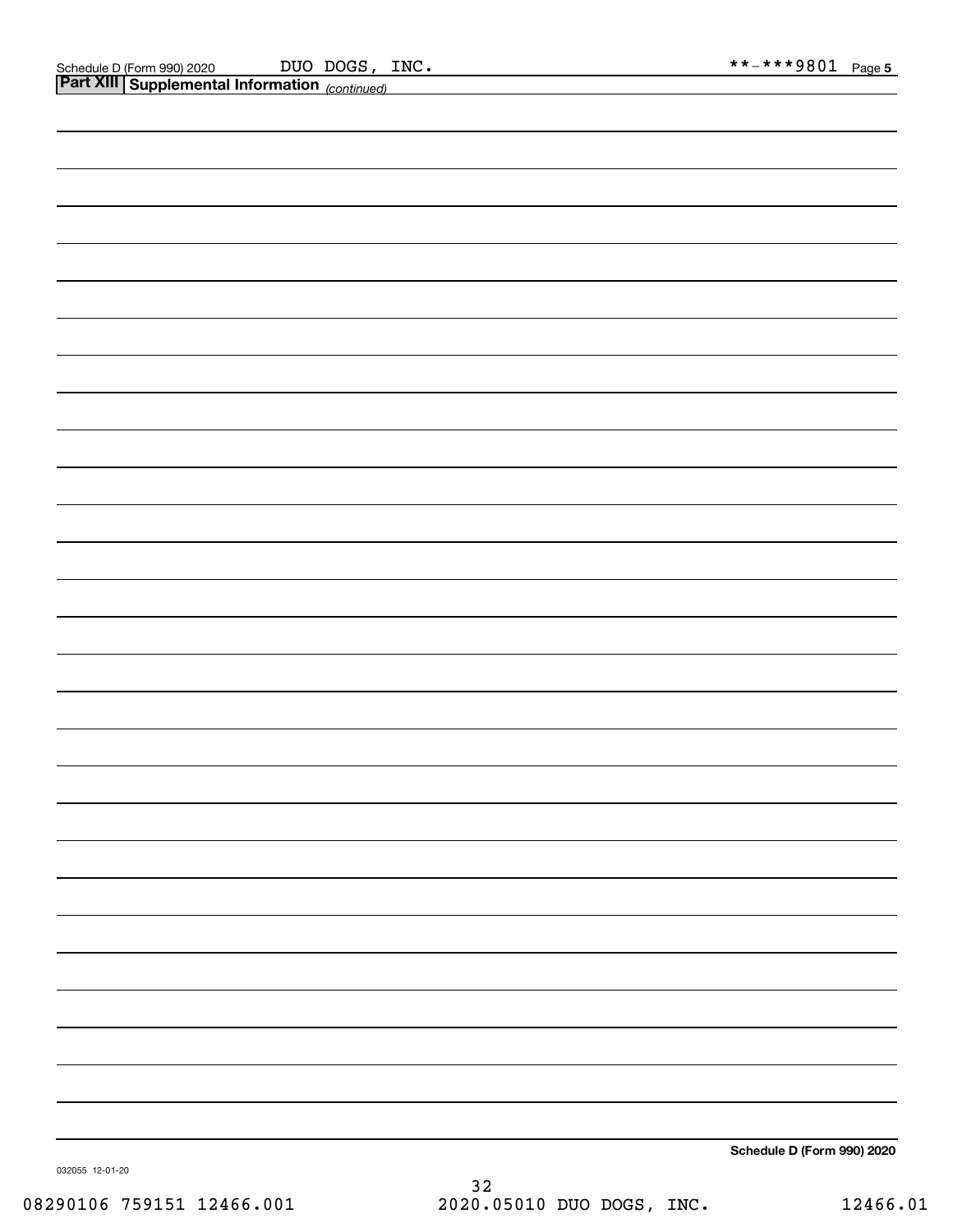## Part XIII Supplemental Information *(continued)*

**Schedule D (Form 990) 2020**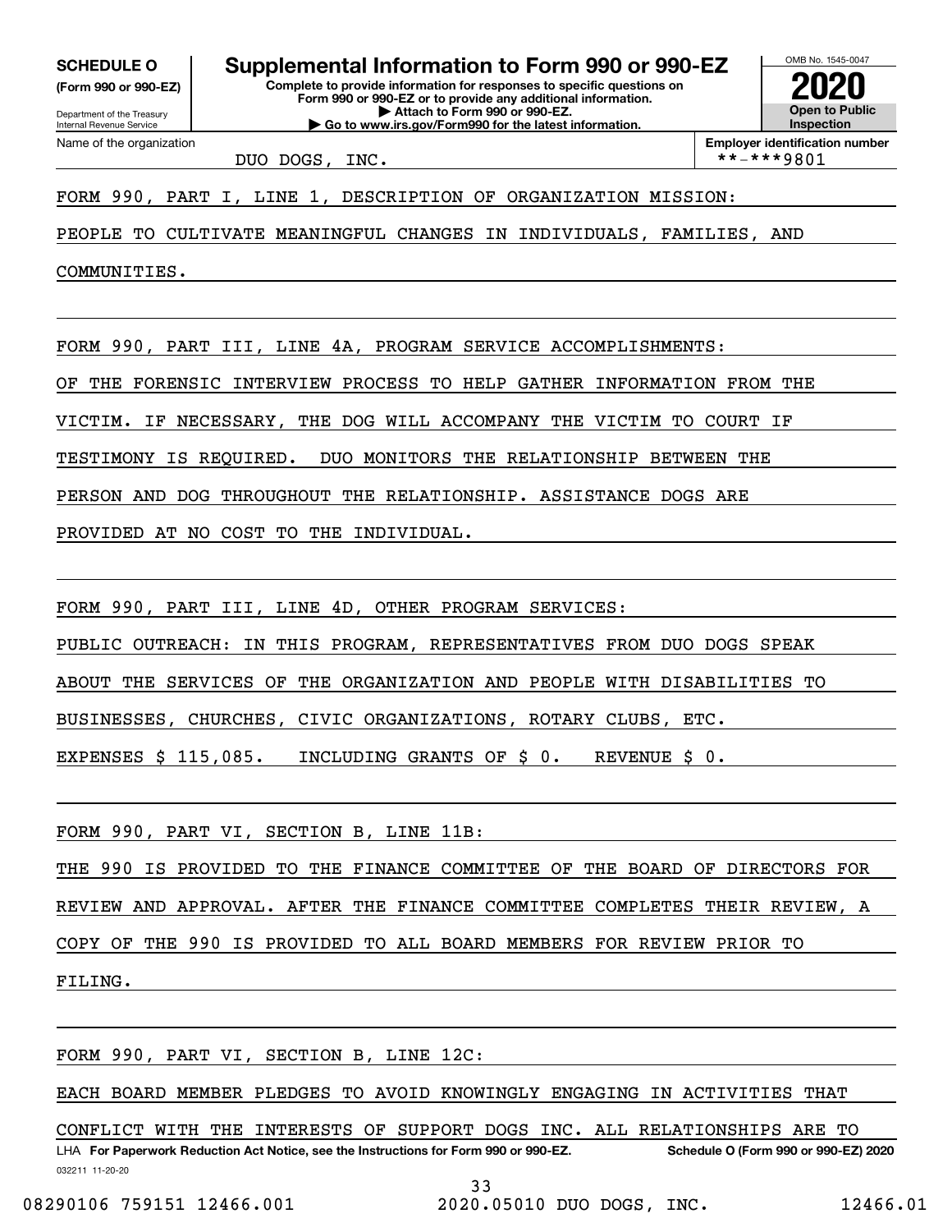**SCHEDULE O** **(Form 990 or 990-EZ)**

Department of the Treasury
Internal Revenue Service

# Supplemental Information to Form 990 or 990-EZ

**Complete to provide information for responses to specific questions on Form 990 or 990-EZ or to provide any additional information.**
**▶ Attach to Form 990 or 990-EZ.**
**▶ Go to www.irs.gov/Form990 for the latest information.**

OMB No. 1545-0047

**2020**

**Open to Public Inspection**

Name of the organization: DUO DOGS, INC.

**Employer identification number**: **-***9801

FORM 990, PART I, LINE 1, DESCRIPTION OF ORGANIZATION MISSION:

PEOPLE TO CULTIVATE MEANINGFUL CHANGES IN INDIVIDUALS, FAMILIES, AND COMMUNITIES.

FORM 990, PART III, LINE 4A, PROGRAM SERVICE ACCOMPLISHMENTS:

OF THE FORENSIC INTERVIEW PROCESS TO HELP GATHER INFORMATION FROM THE VICTIM. IF NECESSARY, THE DOG WILL ACCOMPANY THE VICTIM TO COURT IF TESTIMONY IS REQUIRED. DUO MONITORS THE RELATIONSHIP BETWEEN THE PERSON AND DOG THROUGHOUT THE RELATIONSHIP. ASSISTANCE DOGS ARE PROVIDED AT NO COST TO THE INDIVIDUAL.

FORM 990, PART III, LINE 4D, OTHER PROGRAM SERVICES:

PUBLIC OUTREACH: IN THIS PROGRAM, REPRESENTATIVES FROM DUO DOGS SPEAK ABOUT THE SERVICES OF THE ORGANIZATION AND PEOPLE WITH DISABILITIES TO BUSINESSES, CHURCHES, CIVIC ORGANIZATIONS, ROTARY CLUBS, ETC.

EXPENSES $ 115,085. INCLUDING GRANTS OF $ 0. REVENUE $ 0.

FORM 990, PART VI, SECTION B, LINE 11B:

THE 990 IS PROVIDED TO THE FINANCE COMMITTEE OF THE BOARD OF DIRECTORS FOR REVIEW AND APPROVAL. AFTER THE FINANCE COMMITTEE COMPLETES THEIR REVIEW, A COPY OF THE 990 IS PROVIDED TO ALL BOARD MEMBERS FOR REVIEW PRIOR TO FILING.

FORM 990, PART VI, SECTION B, LINE 12C:

EACH BOARD MEMBER PLEDGES TO AVOID KNOWINGLY ENGAGING IN ACTIVITIES THAT CONFLICT WITH THE INTERESTS OF SUPPORT DOGS INC. ALL RELATIONSHIPS ARE TO

LHA **For Paperwork Reduction Act Notice, see the Instructions for Form 990 or 990-EZ.** **Schedule O (Form 990 or 990-EZ) 2020**

032211 11-20-20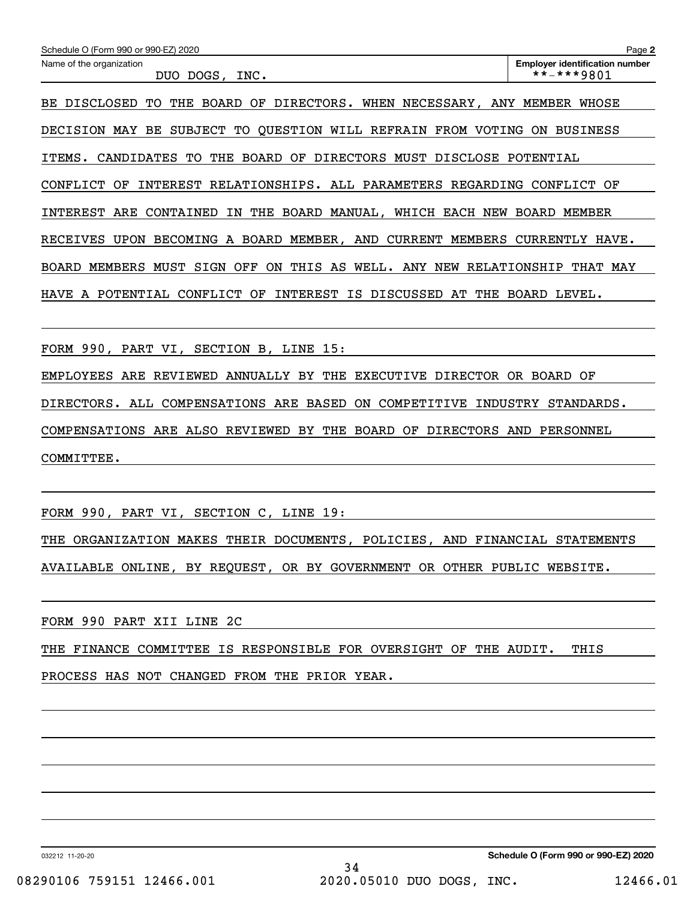Name of the organization: DUO DOGS, INC.

Employer identification number: **-***9801

BE DISCLOSED TO THE BOARD OF DIRECTORS. WHEN NECESSARY, ANY MEMBER WHOSE DECISION MAY BE SUBJECT TO QUESTION WILL REFRAIN FROM VOTING ON BUSINESS ITEMS. CANDIDATES TO THE BOARD OF DIRECTORS MUST DISCLOSE POTENTIAL CONFLICT OF INTEREST RELATIONSHIPS. ALL PARAMETERS REGARDING CONFLICT OF INTEREST ARE CONTAINED IN THE BOARD MANUAL, WHICH EACH NEW BOARD MEMBER RECEIVES UPON BECOMING A BOARD MEMBER, AND CURRENT MEMBERS CURRENTLY HAVE. BOARD MEMBERS MUST SIGN OFF ON THIS AS WELL. ANY NEW RELATIONSHIP THAT MAY HAVE A POTENTIAL CONFLICT OF INTEREST IS DISCUSSED AT THE BOARD LEVEL.

FORM 990, PART VI, SECTION B, LINE 15:

EMPLOYEES ARE REVIEWED ANNUALLY BY THE EXECUTIVE DIRECTOR OR BOARD OF DIRECTORS. ALL COMPENSATIONS ARE BASED ON COMPETITIVE INDUSTRY STANDARDS. COMPENSATIONS ARE ALSO REVIEWED BY THE BOARD OF DIRECTORS AND PERSONNEL COMMITTEE.

FORM 990, PART VI, SECTION C, LINE 19:

THE ORGANIZATION MAKES THEIR DOCUMENTS, POLICIES, AND FINANCIAL STATEMENTS AVAILABLE ONLINE, BY REQUEST, OR BY GOVERNMENT OR OTHER PUBLIC WEBSITE.

FORM 990 PART XII LINE 2C

THE FINANCE COMMITTEE IS RESPONSIBLE FOR OVERSIGHT OF THE AUDIT. THIS PROCESS HAS NOT CHANGED FROM THE PRIOR YEAR.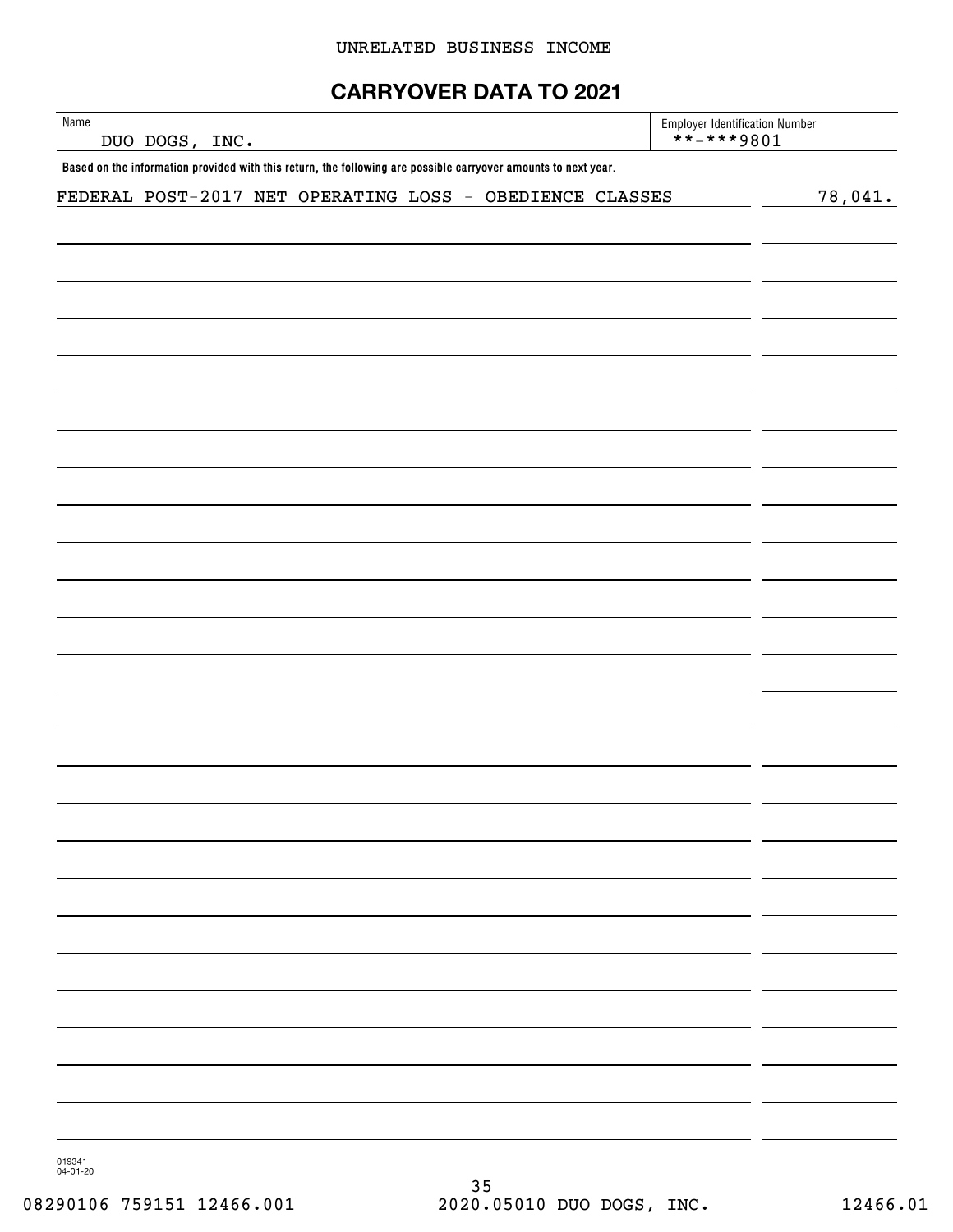UNRELATED BUSINESS INCOME

# CARRYOVER DATA TO 2021

| Name | Employer Identification Number |
| --- | --- |
| DUO DOGS, INC. | **-***9801 |

**Based on the information provided with this return, the following are possible carryover amounts to next year.**

| | |
| --- | --- |
| FEDERAL POST-2017 NET OPERATING LOSS - OBEDIENCE CLASSES | 78,041. |

019341
04-01-20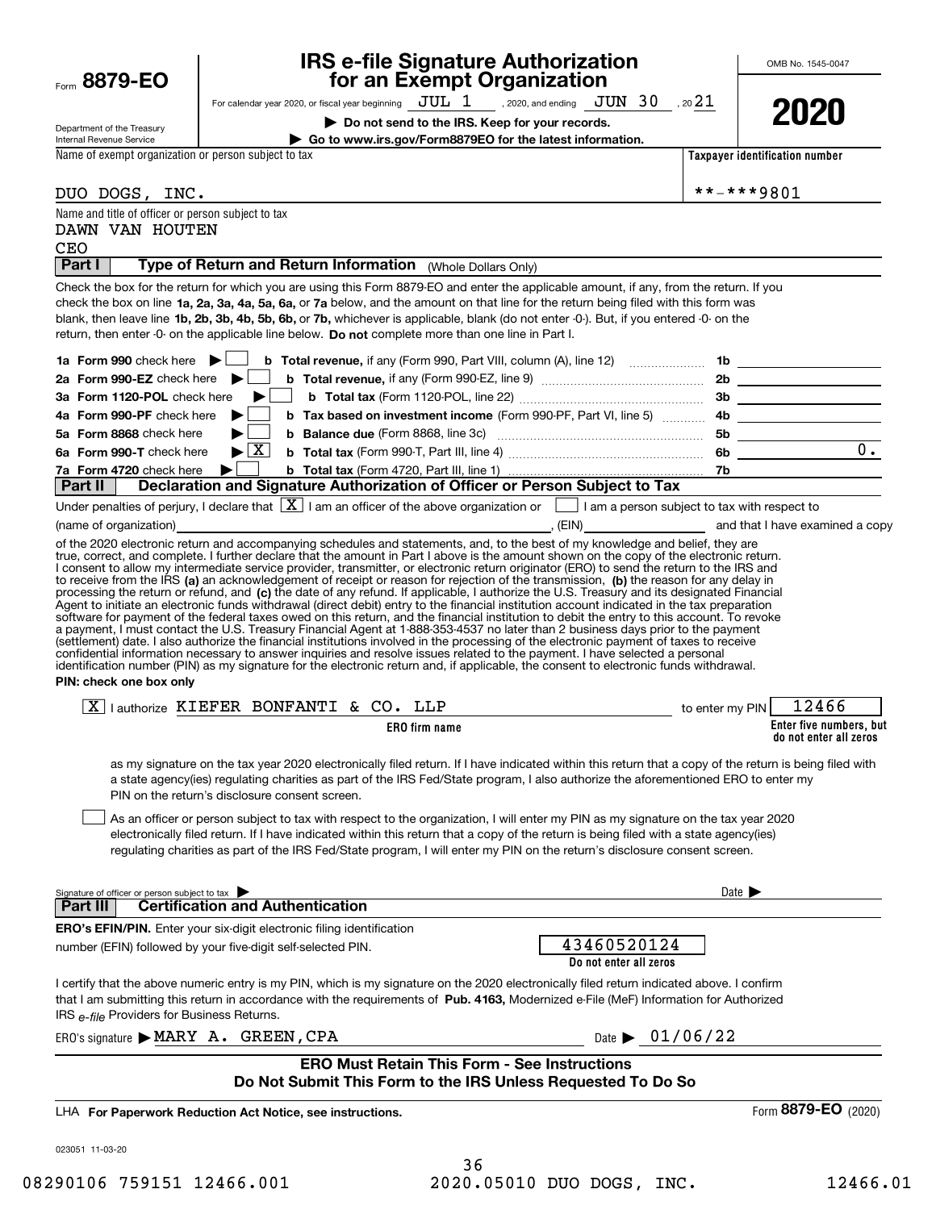Form **8879-EO**

Department of the Treasury
Internal Revenue Service

# IRS e-file Signature Authorization for an Exempt Organization

For calendar year 2020, or fiscal year beginning JUL 1 , 2020, and ending JUN 30 , 20 21

▶ **Do not send to the IRS. Keep for your records.**

▶ **Go to www.irs.gov/Form8879EO for the latest information.**

OMB No. 1545-0047

**2020**

Name of exempt organization or person subject to tax: DUO DOGS, INC.

**Taxpayer identification number:** **-***9801

Name and title of officer or person subject to tax:
DAWN VAN HOUTEN
CEO

## Part I Type of Return and Return Information (Whole Dollars Only)

Check the box for the return for which you are using this Form 8879-EO and enter the applicable amount, if any, from the return. If you check the box on line **1a, 2a, 3a, 4a, 5a, 6a,** or **7a** below, and the amount on that line for the return being filed with this form was blank, then leave line **1b, 2b, 3b, 4b, 5b, 6b,** or **7b,** whichever is applicable, blank (do not enter -0-). But, if you entered -0- on the return, then enter -0- on the applicable line below. **Do not** complete more than one line in Part I.

| | | | |
|---|---|---|---|
| **1a Form 990** check here ▶ ☐ | **b Total revenue,** if any (Form 990, Part VIII, column (A), line 12) | 1b | |
| **2a Form 990-EZ** check here ▶ ☐ | **b Total revenue,** if any (Form 990-EZ, line 9) | 2b | |
| **3a Form 1120-POL** check here ▶ ☐ | **b Total tax** (Form 1120-POL, line 22) | 3b | |
| **4a Form 990-PF** check here ▶ ☐ | **b Tax based on investment income** (Form 990-PF, Part VI, line 5) | 4b | |
| **5a Form 8868** check here ▶ ☐ | **b Balance due** (Form 8868, line 3c) | 5b | |
| **6a Form 990-T** check here ▶ ☒ | **b Total tax** (Form 990-T, Part III, line 4) | 6b | 0. |
| **7a Form 4720** check here ▶ ☐ | **b Total tax** (Form 4720, Part III, line 1) | 7b | |

## Part II Declaration and Signature Authorization of Officer or Person Subject to Tax

Under penalties of perjury, I declare that ☒ I am an officer of the above organization or ☐ I am a person subject to tax with respect to (name of organization) \_\_\_\_\_\_, (EIN) \_\_\_\_\_\_ and that I have examined a copy of the 2020 electronic return and accompanying schedules and statements, and, to the best of my knowledge and belief, they are true, correct, and complete. I further declare that the amount in Part I above is the amount shown on the copy of the electronic return. I consent to allow my intermediate service provider, transmitter, or electronic return originator (ERO) to send the return to the IRS and to receive from the IRS **(a)** an acknowledgement of receipt or reason for rejection of the transmission, **(b)** the reason for any delay in processing the return or refund, and **(c)** the date of any refund. If applicable, I authorize the U.S. Treasury and its designated Financial Agent to initiate an electronic funds withdrawal (direct debit) entry to the financial institution account indicated in the tax preparation software for payment of the federal taxes owed on this return, and the financial institution to debit the entry to this account. To revoke a payment, I must contact the U.S. Treasury Financial Agent at 1-888-353-4537 no later than 2 business days prior to the payment (settlement) date. I also authorize the financial institutions involved in the processing of the electronic payment of taxes to receive confidential information necessary to answer inquiries and resolve issues related to the payment. I have selected a personal identification number (PIN) as my signature for the electronic return and, if applicable, the consent to electronic funds withdrawal.

**PIN: check one box only**

☒ I authorize KIEFER BONFANTI & CO. LLP (**ERO firm name**) to enter my PIN 12466 (**Enter five numbers, but do not enter all zeros**)

as my signature on the tax year 2020 electronically filed return. If I have indicated within this return that a copy of the return is being filed with a state agency(ies) regulating charities as part of the IRS Fed/State program, I also authorize the aforementioned ERO to enter my PIN on the return's disclosure consent screen.

☐ As an officer or person subject to tax with respect to the organization, I will enter my PIN as my signature on the tax year 2020 electronically filed return. If I have indicated within this return that a copy of the return is being filed with a state agency(ies) regulating charities as part of the IRS Fed/State program, I will enter my PIN on the return's disclosure consent screen.

Signature of officer or person subject to tax ▶ \_\_\_\_\_\_ Date ▶ \_\_\_\_\_\_

## Part III Certification and Authentication

**ERO's EFIN/PIN.** Enter your six-digit electronic filing identification number (EFIN) followed by your five-digit self-selected PIN. 43460520124 (**Do not enter all zeros**)

I certify that the above numeric entry is my PIN, which is my signature on the 2020 electronically filed return indicated above. I confirm that I am submitting this return in accordance with the requirements of **Pub. 4163,** Modernized e-File (MeF) Information for Authorized IRS *e-file* Providers for Business Returns.

ERO's signature ▶ MARY A. GREEN, CPA Date ▶ 01/06/22

**ERO Must Retain This Form - See Instructions**
**Do Not Submit This Form to the IRS Unless Requested To Do So**

LHA **For Paperwork Reduction Act Notice, see instructions.** Form **8879-EO** (2020)

023051 11-03-20

08290106 759151 12466.001 2020.05010 DUO DOGS, INC. 12466.01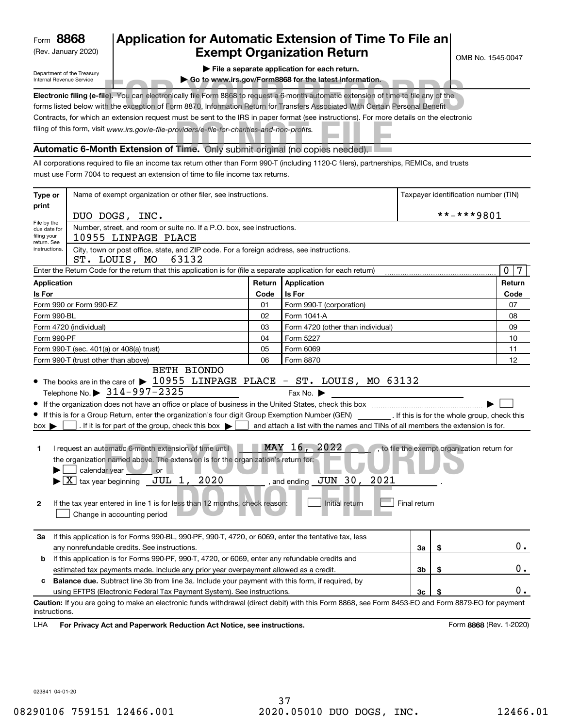Form **8868**
(Rev. January 2020)
Department of the Treasury
Internal Revenue Service

# Application for Automatic Extension of Time To File an Exempt Organization Return

OMB No. 1545-0047

▶ **File a separate application for each return.**
▶ **Go to www.irs.gov/Form8868 for the latest information.**

FOR YOUR RECORDS DO NOT FILE

**Electronic filing (e-file).** You can electronically file Form 8868 to request a 6-month automatic extension of time to file any of the forms listed below with the exception of Form 8870, Information Return for Transfers Associated With Certain Personal Benefit Contracts, for which an extension request must be sent to the IRS in paper format (see instructions). For more details on the electronic filing of this form, visit *www.irs.gov/e-file-providers/e-file-for-charities-and-non-profits.*

## Automatic 6-Month Extension of Time. Only submit original (no copies needed).

All corporations required to file an income tax return other than Form 990-T (including 1120-C filers), partnerships, REMICs, and trusts must use Form 7004 to request an extension of time to file income tax returns.

**Type or print** — File by the due date for filing your return. See instructions.

Name of exempt organization or other filer, see instructions: DUO DOGS, INC.

Taxpayer identification number (TIN): **-***9801

Number, street, and room or suite no. If a P.O. box, see instructions: 10955 LINPAGE PLACE

City, town or post office, state, and ZIP code. For a foreign address, see instructions: ST. LOUIS, MO 63132

Enter the Return Code for the return that this application is for (file a separate application for each return): 07

| Application Is For | Return Code | Application Is For | Return Code |
|---|---|---|---|
| Form 990 or Form 990-EZ | 01 | Form 990-T (corporation) | 07 |
| Form 990-BL | 02 | Form 1041-A | 08 |
| Form 4720 (individual) | 03 | Form 4720 (other than individual) | 09 |
| Form 990-PF | 04 | Form 5227 | 10 |
| Form 990-T (sec. 401(a) or 408(a) trust) | 05 | Form 6069 | 11 |
| Form 990-T (trust other than above) | 06 | Form 8870 | 12 |

- The books are in the care of ▶ BETH BIONDO 10955 LINPAGE PLACE - ST. LOUIS, MO 63132
  Telephone No. ▶ 314-997-2325 Fax No. ▶
- If the organization does not have an office or place of business in the United States, check this box ▶ ☐
- If this is for a Group Return, enter the organization's four digit Group Exemption Number (GEN) ______ . If this is for the whole group, check this box ▶ ☐ . If it is for part of the group, check this box ▶ ☐ and attach a list with the names and TINs of all members the extension is for.

**1** I request an automatic 6-month extension of time until MAY 16, 2022, to file the exempt organization return for the organization named above. The extension is for the organization's return for:
▶ ☐ calendar year ______ or
▶ ☒ tax year beginning JUL 1, 2020, and ending JUN 30, 2021.

**2** If the tax year entered in line 1 is for less than 12 months, check reason: ☐ Initial return ☐ Final return ☐ Change in accounting period

| | | | |
|---|---|---|---|
| **3a** If this application is for Forms 990-BL, 990-PF, 990-T, 4720, or 6069, enter the tentative tax, less any nonrefundable credits. See instructions. | 3a | $ | 0. |
| **b** If this application is for Forms 990-PF, 990-T, 4720, or 6069, enter any refundable credits and estimated tax payments made. Include any prior year overpayment allowed as a credit. | 3b | $ | 0. |
| **c** **Balance due.** Subtract line 3b from line 3a. Include your payment with this form, if required, by using EFTPS (Electronic Federal Tax Payment System). See instructions. | 3c | $ | 0. |

**Caution:** If you are going to make an electronic funds withdrawal (direct debit) with this Form 8868, see Form 8453-EO and Form 8879-EO for payment instructions.

LHA **For Privacy Act and Paperwork Reduction Act Notice, see instructions.** Form **8868** (Rev. 1-2020)

023841 04-01-20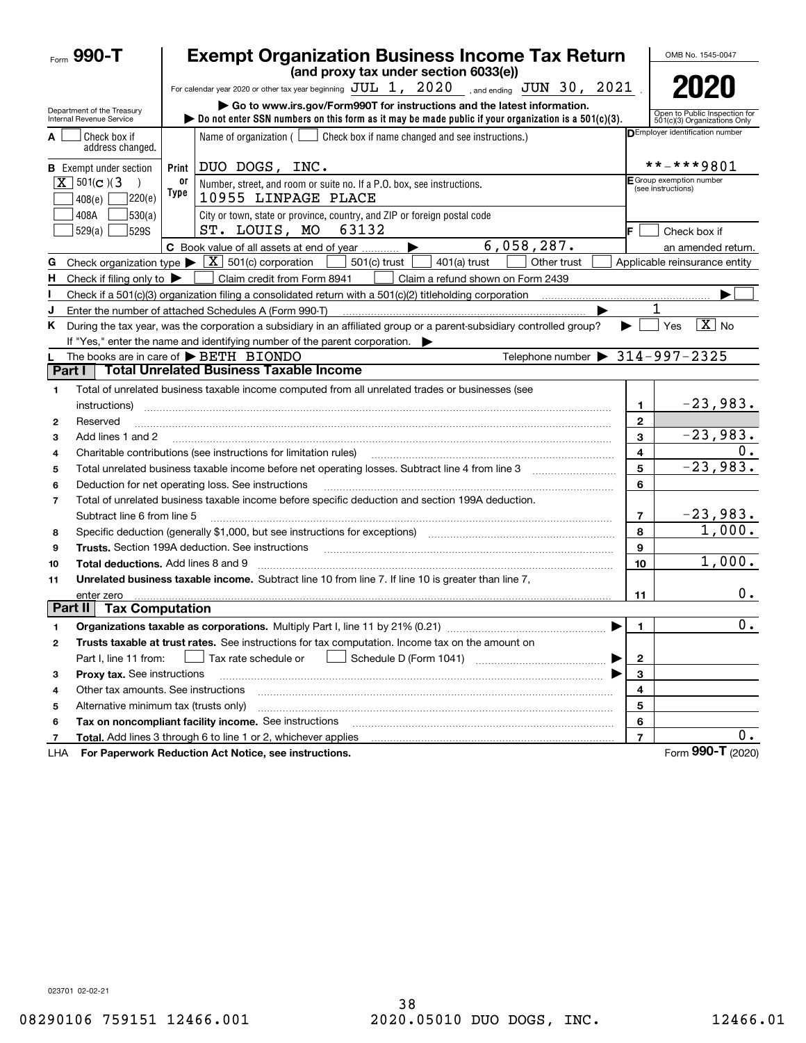# Form 990-T

## Exempt Organization Business Income Tax Return

**(and proxy tax under section 6033(e))**

For calendar year 2020 or other tax year beginning JUL 1, 2020 , and ending JUN 30, 2021 .

▶ Go to www.irs.gov/Form990T for instructions and the latest information.

▶ Do not enter SSN numbers on this form as it may be made public if your organization is a 501(c)(3).

Department of the Treasury
Internal Revenue Service

OMB No. 1545-0047

**2020**

Open to Public Inspection for 501(c)(3) Organizations Only

**A** [ ] Check box if address changed.

**B** Exempt under section
[X] 501(c)(3)
[ ] 408(e) [ ] 220(e)
[ ] 408A [ ] 530(a)
[ ] 529(a) [ ] 529S

Print or Type

Name of organization ( [ ] Check box if name changed and see instructions.)
DUO DOGS, INC.

Number, street, and room or suite no. If a P.O. box, see instructions.
10955 LINPAGE PLACE

City or town, state or province, country, and ZIP or foreign postal code
ST. LOUIS, MO 63132

**C** Book value of all assets at end of year ▶ 6,058,287.

**D** Employer identification number: **-***9801

**E** Group exemption number (see instructions)

**F** [ ] Check box if an amended return.

**G** Check organization type ▶ [X] 501(c) corporation [ ] 501(c) trust [ ] 401(a) trust [ ] Other trust [ ] Applicable reinsurance entity

**H** Check if filing only to ▶ [ ] Claim credit from Form 8941 [ ] Claim a refund shown on Form 2439

**I** Check if a 501(c)(3) organization filing a consolidated return with a 501(c)(2) titleholding corporation ▶ [ ]

**J** Enter the number of attached Schedules A (Form 990-T) ▶ 1

**K** During the tax year, was the corporation a subsidiary in an affiliated group or a parent-subsidiary controlled group? ▶ [ ] Yes [X] No

If "Yes," enter the name and identifying number of the parent corporation. ▶

**L** The books are in care of ▶ BETH BIONDO Telephone number ▶ 314-997-2325

## Part I — Total Unrelated Business Taxable Income

| | | Line | Amount |
|---|---|---|---|
| 1 | Total of unrelated business taxable income computed from all unrelated trades or businesses (see instructions) | 1 | -23,983. |
| 2 | Reserved | 2 | |
| 3 | Add lines 1 and 2 | 3 | -23,983. |
| 4 | Charitable contributions (see instructions for limitation rules) | 4 | 0. |
| 5 | Total unrelated business taxable income before net operating losses. Subtract line 4 from line 3 | 5 | -23,983. |
| 6 | Deduction for net operating loss. See instructions | 6 | |
| 7 | Total of unrelated business taxable income before specific deduction and section 199A deduction. Subtract line 6 from line 5 | 7 | -23,983. |
| 8 | Specific deduction (generally $1,000, but see instructions for exceptions) | 8 | 1,000. |
| 9 | **Trusts.** Section 199A deduction. See instructions | 9 | |
| 10 | **Total deductions.** Add lines 8 and 9 | 10 | 1,000. |
| 11 | **Unrelated business taxable income.** Subtract line 10 from line 7. If line 10 is greater than line 7, enter zero | 11 | 0. |

## Part II — Tax Computation

| | | Line | Amount |
|---|---|---|---|
| 1 | **Organizations taxable as corporations.** Multiply Part I, line 11 by 21% (0.21) ▶ | 1 | 0. |
| 2 | **Trusts taxable at trust rates.** See instructions for tax computation. Income tax on the amount on Part I, line 11 from: [ ] Tax rate schedule or [ ] Schedule D (Form 1041) ▶ | 2 | |
| 3 | **Proxy tax.** See instructions ▶ | 3 | |
| 4 | Other tax amounts. See instructions | 4 | |
| 5 | Alternative minimum tax (trusts only) | 5 | |
| 6 | **Tax on noncompliant facility income.** See instructions | 6 | |
| 7 | **Total.** Add lines 3 through 6 to line 1 or 2, whichever applies | 7 | 0. |

LHA **For Paperwork Reduction Act Notice, see instructions.** Form **990-T** (2020)

023701 02-02-21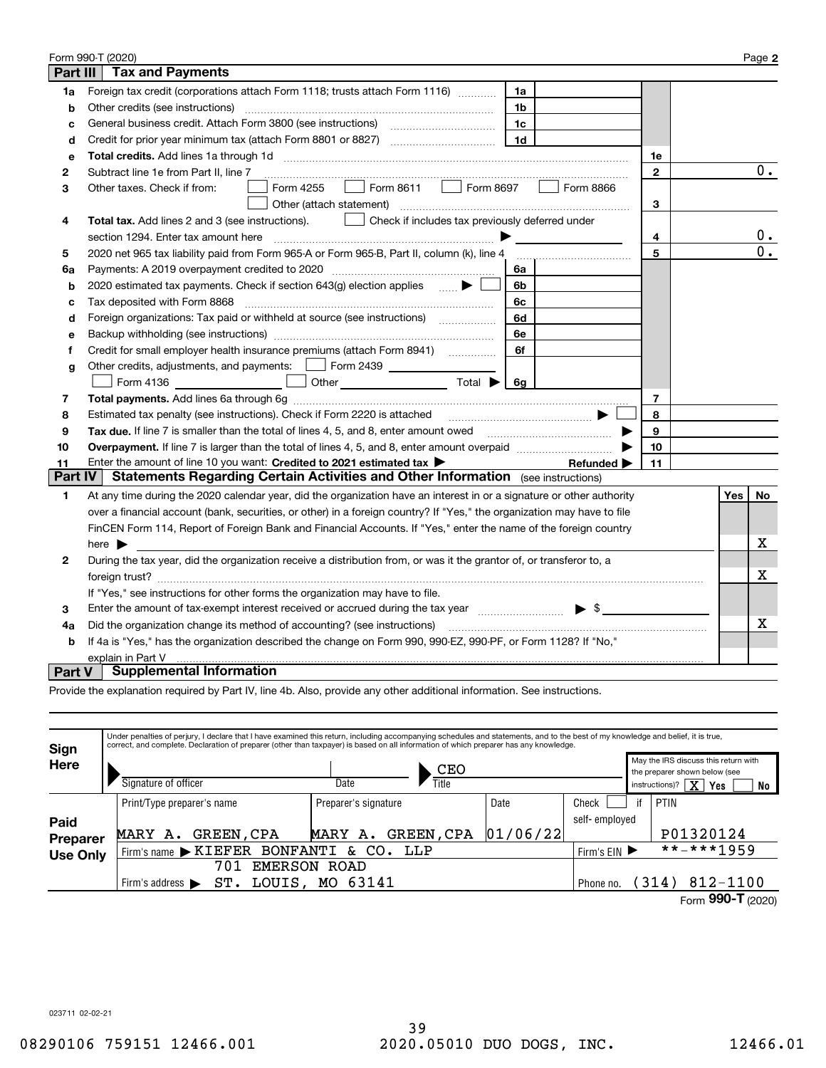Form 990-T (2020) Page **2**

## Part III Tax and Payments

| | | | | | |
|---|---|---|---|---|---|
| **1a** | Foreign tax credit (corporations attach Form 1118; trusts attach Form 1116) | 1a | | | |
| **b** | Other credits (see instructions) | 1b | | | |
| **c** | General business credit. Attach Form 3800 (see instructions) | 1c | | | |
| **d** | Credit for prior year minimum tax (attach Form 8801 or 8827) | 1d | | | |
| **e** | **Total credits.** Add lines 1a through 1d | | | 1e | |
| **2** | Subtract line 1e from Part II, line 7 | | | 2 | 0. |
| **3** | Other taxes. Check if from: ☐ Form 4255 ☐ Form 8611 ☐ Form 8697 ☐ Form 8866 ☐ Other (attach statement) | | | 3 | |
| **4** | **Total tax.** Add lines 2 and 3 (see instructions). ☐ Check if includes tax previously deferred under section 1294. Enter tax amount here ▶ | | | 4 | 0. |
| **5** | 2020 net 965 tax liability paid from Form 965-A or Form 965-B, Part II, column (k), line 4 | | | 5 | 0. |
| **6a** | Payments: A 2019 overpayment credited to 2020 | 6a | | | |
| **b** | 2020 estimated tax payments. Check if section 643(g) election applies ▶ ☐ | 6b | | | |
| **c** | Tax deposited with Form 8868 | 6c | | | |
| **d** | Foreign organizations: Tax paid or withheld at source (see instructions) | 6d | | | |
| **e** | Backup withholding (see instructions) | 6e | | | |
| **f** | Credit for small employer health insurance premiums (attach Form 8941) | 6f | | | |
| **g** | Other credits, adjustments, and payments: ☐ Form 2439 ______ ☐ Form 4136 ______ ☐ Other ______ Total ▶ | 6g | | | |
| **7** | **Total payments.** Add lines 6a through 6g | | | 7 | |
| **8** | Estimated tax penalty (see instructions). Check if Form 2220 is attached ▶ ☐ | | | 8 | |
| **9** | **Tax due.** If line 7 is smaller than the total of lines 4, 5, and 8, enter amount owed ▶ | | | 9 | |
| **10** | **Overpayment.** If line 7 is larger than the total of lines 4, 5, and 8, enter amount overpaid ▶ | | | 10 | |
| **11** | Enter the amount of line 10 you want: **Credited to 2021 estimated tax** ▶ **Refunded** ▶ | | | 11 | |

## Part IV Statements Regarding Certain Activities and Other Information (see instructions)

| | | Yes | No |
|---|---|---|---|
| **1** | At any time during the 2020 calendar year, did the organization have an interest in or a signature or other authority over a financial account (bank, securities, or other) in a foreign country? If "Yes," the organization may have to file FinCEN Form 114, Report of Foreign Bank and Financial Accounts. If "Yes," enter the name of the foreign country here ▶ | | X |
| **2** | During the tax year, did the organization receive a distribution from, or was it the grantor of, or transferor to, a foreign trust? If "Yes," see instructions for other forms the organization may have to file. | | X |
| **3** | Enter the amount of tax-exempt interest received or accrued during the tax year ▶ $ | | |
| **4a** | Did the organization change its method of accounting? (see instructions) | | X |
| **b** | If 4a is "Yes," has the organization described the change on Form 990, 990-EZ, 990-PF, or Form 1128? If "No," explain in Part V | | |

## Part V Supplemental Information

Provide the explanation required by Part IV, line 4b. Also, provide any other additional information. See instructions.

**Sign Here**

Under penalties of perjury, I declare that I have examined this return, including accompanying schedules and statements, and to the best of my knowledge and belief, it is true, correct, and complete. Declaration of preparer (other than taxpayer) is based on all information of which preparer has any knowledge.

| Signature of officer | Date | Title | |
|---|---|---|---|
| | | CEO | May the IRS discuss this return with the preparer shown below (see instructions)? ☒ Yes ☐ No |

**Paid Preparer Use Only**

| Print/Type preparer's name | Preparer's signature | Date | Check ☐ if self-employed | PTIN |
|---|---|---|---|---|
| MARY A. GREEN, CPA | MARY A. GREEN, CPA | 01/06/22 | | P01320124 |
| Firm's name ▶ KIEFER BONFANTI & CO. LLP | | | Firm's EIN ▶ | \*\*-\*\*\*1959 |
| Firm's address ▶ 701 EMERSON ROAD ST. LOUIS, MO 63141 | | | Phone no. | (314) 812-1100 |

Form **990-T** (2020)

023711 02-02-21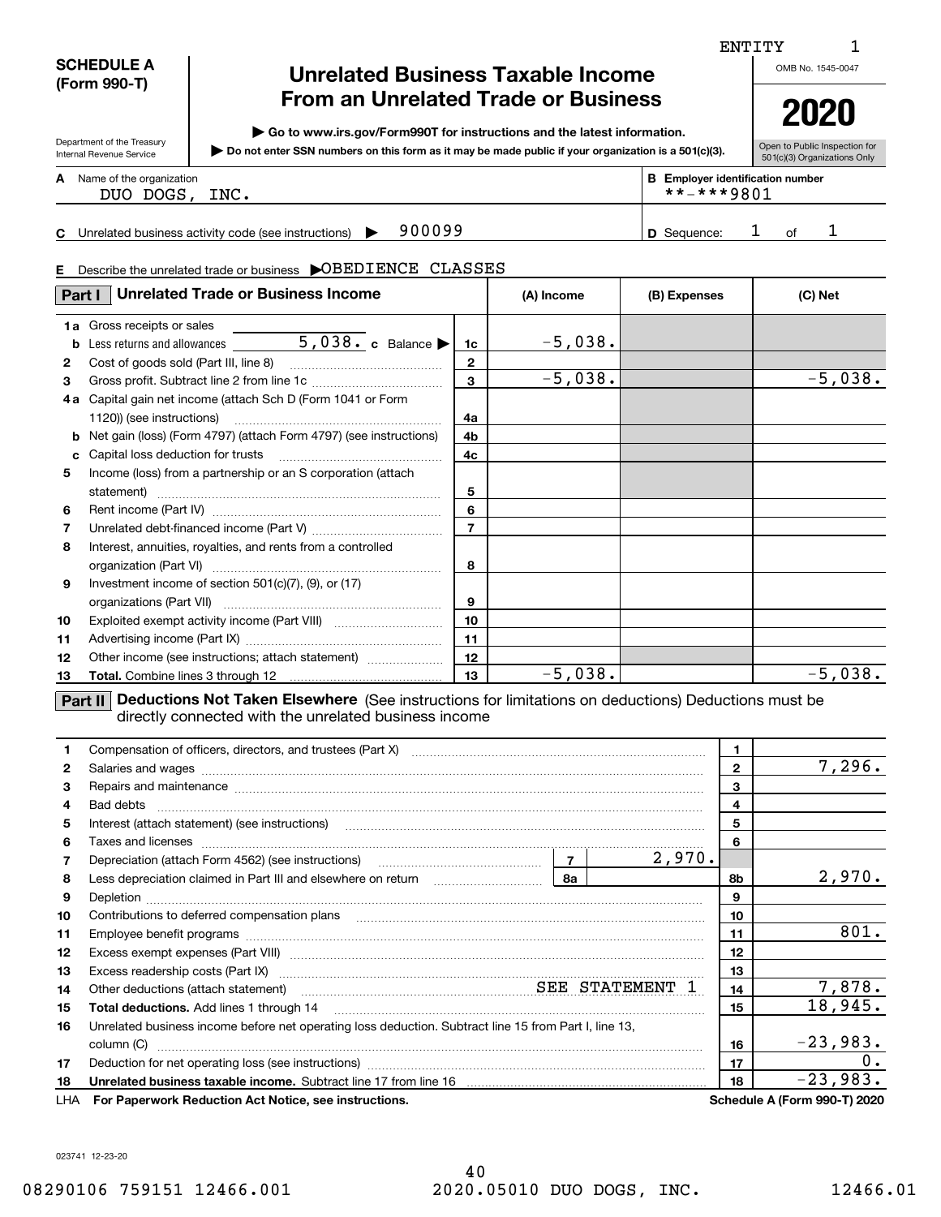ENTITY 1

**SCHEDULE A (Form 990-T)**

Department of the Treasury
Internal Revenue Service

# Unrelated Business Taxable Income From an Unrelated Trade or Business

▶ Go to www.irs.gov/Form990T for instructions and the latest information.
▶ Do not enter SSN numbers on this form as it may be made public if your organization is a 501(c)(3).

OMB No. 1545-0047

**2020**

Open to Public Inspection for 501(c)(3) Organizations Only

**A** Name of the organization: DUO DOGS, INC.

**B** Employer identification number: **-***9801

**C** Unrelated business activity code (see instructions) ▶ 900099

**D** Sequence: 1 of 1

**E** Describe the unrelated trade or business ▶OBEDIENCE CLASSES

| Part I Unrelated Trade or Business Income | | (A) Income | (B) Expenses | (C) Net |
|---|---|---|---|---|
| **1a** Gross receipts or sales | | | | |
| **b** Less returns and allowances 5,038. **c** Balance ▶ | 1c | -5,038. | | |
| **2** Cost of goods sold (Part III, line 8) | 2 | | | |
| **3** Gross profit. Subtract line 2 from line 1c | 3 | -5,038. | | -5,038. |
| **4a** Capital gain net income (attach Sch D (Form 1041 or Form 1120)) (see instructions) | 4a | | | |
| **b** Net gain (loss) (Form 4797) (attach Form 4797) (see instructions) | 4b | | | |
| **c** Capital loss deduction for trusts | 4c | | | |
| **5** Income (loss) from a partnership or an S corporation (attach statement) | 5 | | | |
| **6** Rent income (Part IV) | 6 | | | |
| **7** Unrelated debt-financed income (Part V) | 7 | | | |
| **8** Interest, annuities, royalties, and rents from a controlled organization (Part VI) | 8 | | | |
| **9** Investment income of section 501(c)(7), (9), or (17) organizations (Part VII) | 9 | | | |
| **10** Exploited exempt activity income (Part VIII) | 10 | | | |
| **11** Advertising income (Part IX) | 11 | | | |
| **12** Other income (see instructions; attach statement) | 12 | | | |
| **13** **Total.** Combine lines 3 through 12 | 13 | -5,038. | | -5,038. |

**Part II Deductions Not Taken Elsewhere** (See instructions for limitations on deductions) Deductions must be directly connected with the unrelated business income

| | | | |
|---|---|---|---|
| **1** Compensation of officers, directors, and trustees (Part X) | | 1 | |
| **2** Salaries and wages | | 2 | 7,296. |
| **3** Repairs and maintenance | | 3 | |
| **4** Bad debts | | 4 | |
| **5** Interest (attach statement) (see instructions) | | 5 | |
| **6** Taxes and licenses | | 6 | |
| **7** Depreciation (attach Form 4562) (see instructions) | 7: 2,970. | | |
| **8** Less depreciation claimed in Part III and elsewhere on return | 8a | 8b | 2,970. |
| **9** Depletion | | 9 | |
| **10** Contributions to deferred compensation plans | | 10 | |
| **11** Employee benefit programs | | 11 | 801. |
| **12** Excess exempt expenses (Part VIII) | | 12 | |
| **13** Excess readership costs (Part IX) | | 13 | |
| **14** Other deductions (attach statement) | SEE STATEMENT 1 | 14 | 7,878. |
| **15** **Total deductions.** Add lines 1 through 14 | | 15 | 18,945. |
| **16** Unrelated business income before net operating loss deduction. Subtract line 15 from Part I, line 13, column (C) | | 16 | -23,983. |
| **17** Deduction for net operating loss (see instructions) | | 17 | 0. |
| **18** **Unrelated business taxable income.** Subtract line 17 from line 16 | | 18 | -23,983. |

LHA **For Paperwork Reduction Act Notice, see instructions.** **Schedule A (Form 990-T) 2020**

023741 12-23-20

08290106 759151 12466.001 2020.05010 DUO DOGS, INC. 12466.01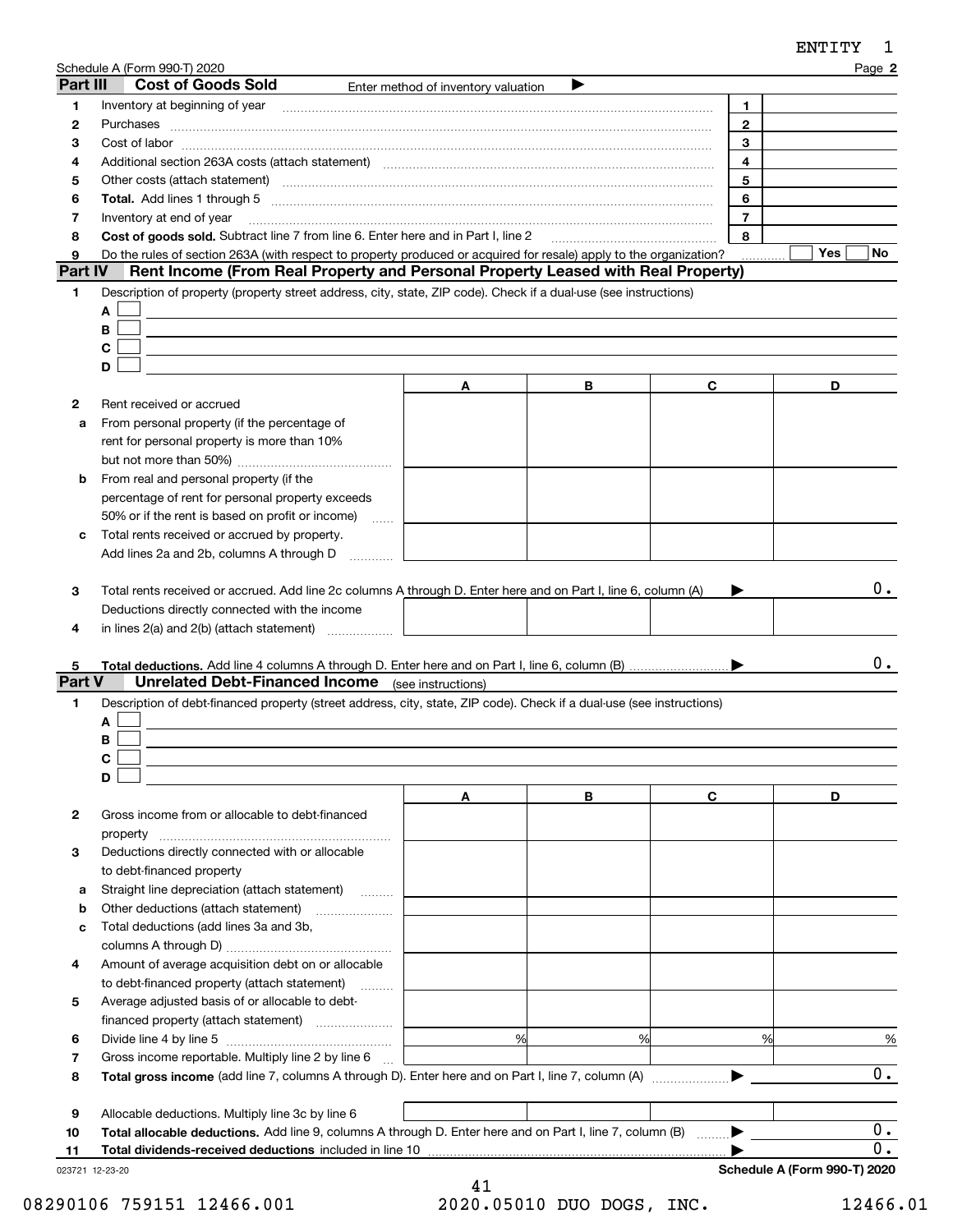Schedule A (Form 990-T) 2020

## Part III Cost of Goods Sold

Enter method of inventory valuation ▶

| | | | |
|---|---|---|---|
| 1 | Inventory at beginning of year | 1 | |
| 2 | Purchases | 2 | |
| 3 | Cost of labor | 3 | |
| 4 | Additional section 263A costs (attach statement) | 4 | |
| 5 | Other costs (attach statement) | 5 | |
| 6 | **Total.** Add lines 1 through 5 | 6 | |
| 7 | Inventory at end of year | 7 | |
| 8 | **Cost of goods sold.** Subtract line 7 from line 6. Enter here and in Part I, line 2 | 8 | |
| 9 | Do the rules of section 263A (with respect to property produced or acquired for resale) apply to the organization? | | ☐ Yes ☐ No |

## Part IV Rent Income (From Real Property and Personal Property Leased with Real Property)

1 Description of property (property street address, city, state, ZIP code). Check if a dual-use (see instructions)

A ☐

B ☐

C ☐

D ☐

| | | A | B | C | D |
|---|---|---|---|---|---|
| 2 | Rent received or accrued | | | | |
| a | From personal property (if the percentage of rent for personal property is more than 10% but not more than 50%) | | | | |
| b | From real and personal property (if the percentage of rent for personal property exceeds 50% or if the rent is based on profit or income) | | | | |
| c | Total rents received or accrued by property. Add lines 2a and 2b, columns A through D | | | | |

3 Total rents received or accrued. Add line 2c columns A through D. Enter here and on Part I, line 6, column (A) ▶ 0.

| | | A | B | C | D |
|---|---|---|---|---|---|
| 4 | Deductions directly connected with the income in lines 2(a) and 2(b) (attach statement) | | | | |

5 **Total deductions.** Add line 4 columns A through D. Enter here and on Part I, line 6, column (B) ▶ 0.

## Part V Unrelated Debt-Financed Income (see instructions)

1 Description of debt-financed property (street address, city, state, ZIP code). Check if a dual-use (see instructions)

A ☐

B ☐

C ☐

D ☐

| | | A | B | C | D |
|---|---|---|---|---|---|
| 2 | Gross income from or allocable to debt-financed property | | | | |
| 3 | Deductions directly connected with or allocable to debt-financed property | | | | |
| a | Straight line depreciation (attach statement) | | | | |
| b | Other deductions (attach statement) | | | | |
| c | Total deductions (add lines 3a and 3b, columns A through D) | | | | |
| 4 | Amount of average acquisition debt on or allocable to debt-financed property (attach statement) | | | | |
| 5 | Average adjusted basis of or allocable to debt-financed property (attach statement) | | | | |
| 6 | Divide line 4 by line 5 | % | % | % | % |
| 7 | Gross income reportable. Multiply line 2 by line 6 | | | | |

8 **Total gross income** (add line 7, columns A through D). Enter here and on Part I, line 7, column (A) ▶ 0.

| | | A | B | C | D |
|---|---|---|---|---|---|
| 9 | Allocable deductions. Multiply line 3c by line 6 | | | | |

10 **Total allocable deductions.** Add line 9, columns A through D. Enter here and on Part I, line 7, column (B) ▶ 0.

11 **Total dividends-received deductions** included in line 10 ▶ 0.

**Schedule A (Form 990-T) 2020**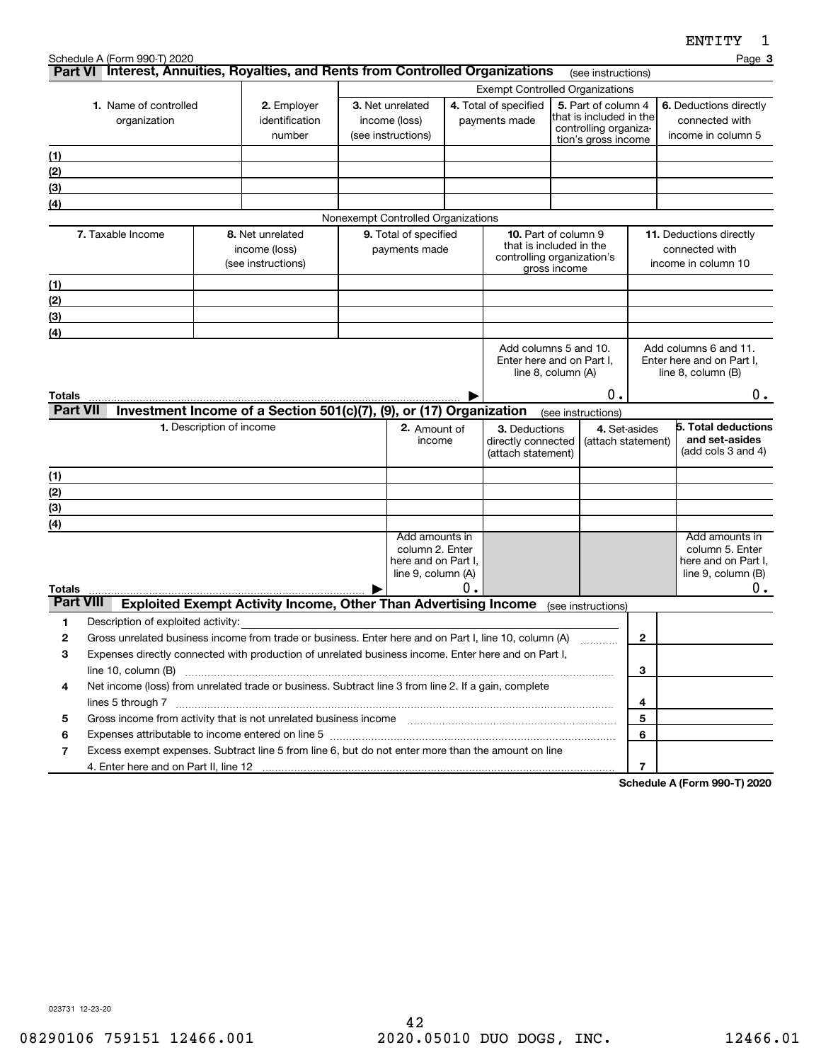Schedule A (Form 990-T) 2020

## Part VI Interest, Annuities, Royalties, and Rents from Controlled Organizations (see instructions)

| 1. Name of controlled organization | 2. Employer identification number | Exempt Controlled Organizations | | | |
|---|---|---|---|---|---|
| | | 3. Net unrelated income (loss) (see instructions) | 4. Total of specified payments made | 5. Part of column 4 that is included in the controlling organization's gross income | 6. Deductions directly connected with income in column 5 |
| (1) | | | | | |
| (2) | | | | | |
| (3) | | | | | |
| (4) | | | | | |

Nonexempt Controlled Organizations

| 7. Taxable Income | 8. Net unrelated income (loss) (see instructions) | 9. Total of specified payments made | 10. Part of column 9 that is included in the controlling organization's gross income | 11. Deductions directly connected with income in column 10 |
|---|---|---|---|---|
| (1) | | | | |
| (2) | | | | |
| (3) | | | | |
| (4) | | | | |
| Totals | | ▶ | Add columns 5 and 10. Enter here and on Part I, line 8, column (A) 0. | Add columns 6 and 11. Enter here and on Part I, line 8, column (B) 0. |

## Part VII Investment Income of a Section 501(c)(7), (9), or (17) Organization (see instructions)

| 1. Description of income | 2. Amount of income | 3. Deductions directly connected (attach statement) | 4. Set-asides (attach statement) | 5. Total deductions and set-asides (add cols 3 and 4) |
|---|---|---|---|---|
| (1) | | | | |
| (2) | | | | |
| (3) | | | | |
| (4) | | | | |
| Totals ▶ | Add amounts in column 2. Enter here and on Part I, line 9, column (A) 0. | | | Add amounts in column 5. Enter here and on Part I, line 9, column (B) 0. |

## Part VIII Exploited Exempt Activity Income, Other Than Advertising Income (see instructions)

| | | | |
|---|---|---|---|
| 1 | Description of exploited activity: | | |
| 2 | Gross unrelated business income from trade or business. Enter here and on Part I, line 10, column (A) | 2 | |
| 3 | Expenses directly connected with production of unrelated business income. Enter here and on Part I, line 10, column (B) | 3 | |
| 4 | Net income (loss) from unrelated trade or business. Subtract line 3 from line 2. If a gain, complete lines 5 through 7 | 4 | |
| 5 | Gross income from activity that is not unrelated business income | 5 | |
| 6 | Expenses attributable to income entered on line 5 | 6 | |
| 7 | Excess exempt expenses. Subtract line 5 from line 6, but do not enter more than the amount on line 4. Enter here and on Part II, line 12 | 7 | |

Schedule A (Form 990-T) 2020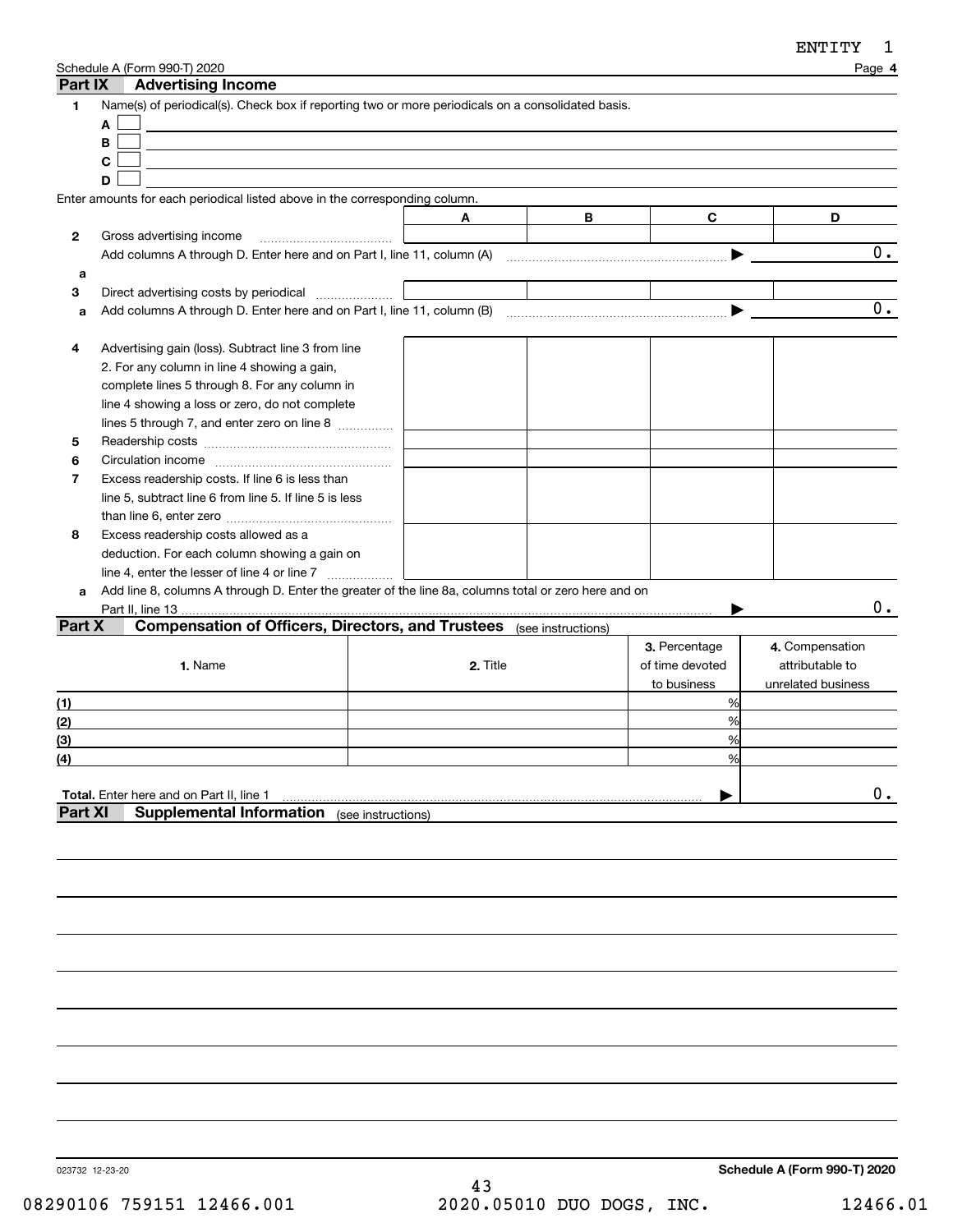ENTITY 1

Schedule A (Form 990-T) 2020 Page **4**

## Part IX Advertising Income

**1** Name(s) of periodical(s). Check box if reporting two or more periodicals on a consolidated basis.

**A** ☐

**B** ☐

**C** ☐

**D** ☐

Enter amounts for each periodical listed above in the corresponding column.

| | A | B | C | D |
|---|---|---|---|---|
| **2** Gross advertising income | | | | |
| **a** Add columns A through D. Enter here and on Part I, line 11, column (A) ▶ | | | | 0. |
| **3** Direct advertising costs by periodical | | | | |
| **a** Add columns A through D. Enter here and on Part I, line 11, column (B) ▶ | | | | 0. |
| **4** Advertising gain (loss). Subtract line 3 from line 2. For any column in line 4 showing a gain, complete lines 5 through 8. For any column in line 4 showing a loss or zero, do not complete lines 5 through 7, and enter zero on line 8 | | | | |
| **5** Readership costs | | | | |
| **6** Circulation income | | | | |
| **7** Excess readership costs. If line 6 is less than line 5, subtract line 6 from line 5. If line 5 is less than line 6, enter zero | | | | |
| **8** Excess readership costs allowed as a deduction. For each column showing a gain on line 4, enter the lesser of line 4 or line 7 | | | | |
| **a** Add line 8, columns A through D. Enter the greater of the line 8a, columns total or zero here and on Part II, line 13 ▶ | | | | 0. |

## Part X Compensation of Officers, Directors, and Trustees (see instructions)

| 1. Name | 2. Title | 3. Percentage of time devoted to business | 4. Compensation attributable to unrelated business |
|---|---|---|---|
| (1) | | % | |
| (2) | | % | |
| (3) | | % | |
| (4) | | % | |
| **Total.** Enter here and on Part II, line 1 ▶ | | | 0. |

## Part XI Supplemental Information (see instructions)

023732 12-23-20

**Schedule A (Form 990-T) 2020**

08290106 759151 12466.001 2020.05010 DUO DOGS, INC. 12466.01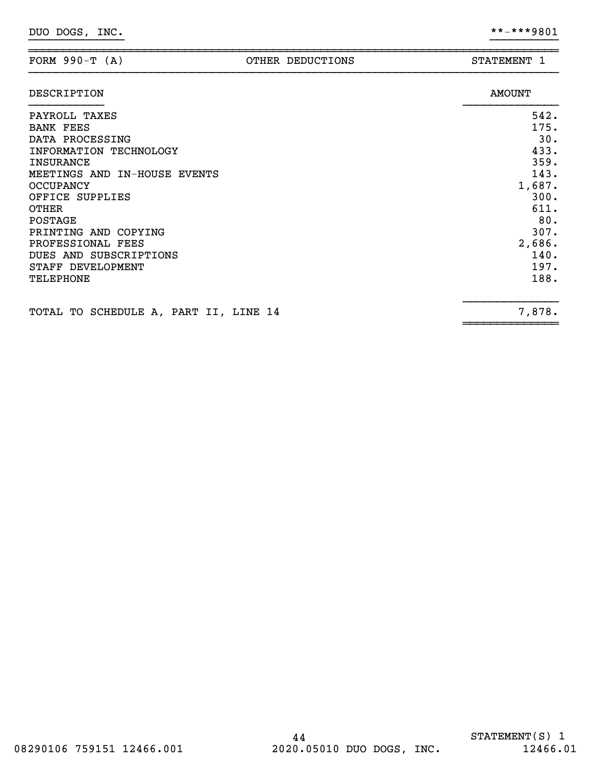DUO DOGS, INC. **-***9801

| FORM 990-T (A) | OTHER DEDUCTIONS | STATEMENT 1 |
|---|---|---|

| DESCRIPTION | AMOUNT |
|---|---|
| PAYROLL TAXES | 542. |
| BANK FEES | 175. |
| DATA PROCESSING | 30. |
| INFORMATION TECHNOLOGY | 433. |
| INSURANCE | 359. |
| MEETINGS AND IN-HOUSE EVENTS | 143. |
| OCCUPANCY | 1,687. |
| OFFICE SUPPLIES | 300. |
| OTHER | 611. |
| POSTAGE | 80. |
| PRINTING AND COPYING | 307. |
| PROFESSIONAL FEES | 2,686. |
| DUES AND SUBSCRIPTIONS | 140. |
| STAFF DEVELOPMENT | 197. |
| TELEPHONE | 188. |
| TOTAL TO SCHEDULE A, PART II, LINE 14 | 7,878. |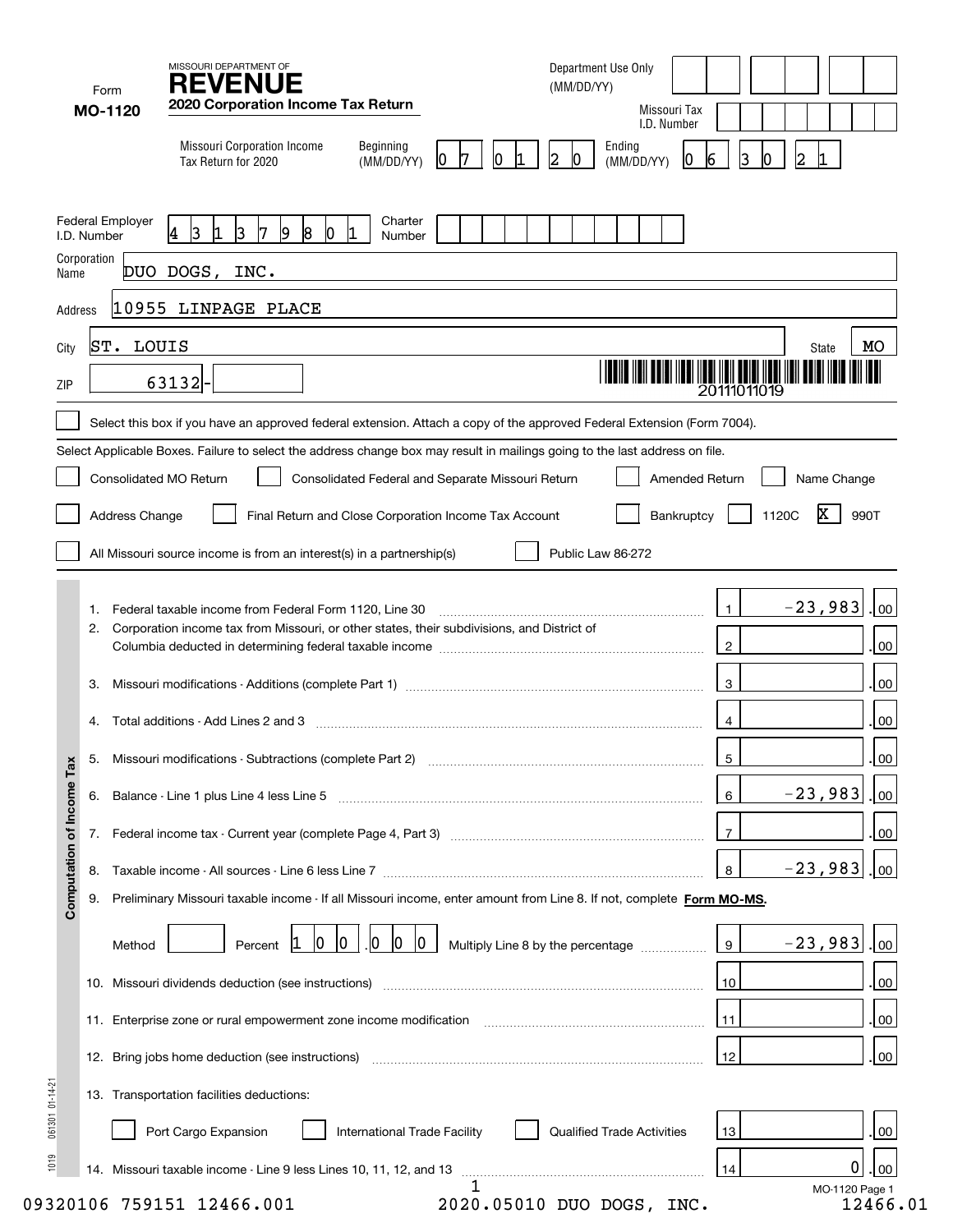MISSOURI DEPARTMENT OF
# REVENUE

Form **MO-1120**

**2020 Corporation Income Tax Return**

Department Use Only (MM/DD/YY)

Missouri Tax I.D. Number

Missouri Corporation Income Tax Return for 2020 Beginning (MM/DD/YY) 07 01 20 Ending (MM/DD/YY) 06 30 21

Federal Employer I.D. Number: 431379801 Charter Number:

Corporation Name: DUO DOGS, INC.

Address: 10955 LINPAGE PLACE

City: ST. LOUIS State: MO

ZIP: 63132-

20111011019

☐ Select this box if you have an approved federal extension. Attach a copy of the approved Federal Extension (Form 7004).

Select Applicable Boxes. Failure to select the address change box may result in mailings going to the last address on file.

☐ Consolidated MO Return ☐ Consolidated Federal and Separate Missouri Return ☐ Amended Return ☐ Name Change

☐ Address Change ☐ Final Return and Close Corporation Income Tax Account ☐ Bankruptcy ☐ 1120C ☒ 990T

☐ All Missouri source income is from an interest(s) in a partnership(s) ☐ Public Law 86-272

## Computation of Income Tax

| Line | Description | | Amount |
|---|---|---|---|
| 1. | Federal taxable income from Federal Form 1120, Line 30 | 1 | -23,983.00 |
| 2. | Corporation income tax from Missouri, or other states, their subdivisions, and District of Columbia deducted in determining federal taxable income | 2 | .00 |
| 3. | Missouri modifications - Additions (complete Part 1) | 3 | .00 |
| 4. | Total additions - Add Lines 2 and 3 | 4 | .00 |
| 5. | Missouri modifications - Subtractions (complete Part 2) | 5 | .00 |
| 6. | Balance - Line 1 plus Line 4 less Line 5 | 6 | -23,983.00 |
| 7. | Federal income tax - Current year (complete Page 4, Part 3) | 7 | .00 |
| 8. | Taxable income - All sources - Line 6 less Line 7 | 8 | -23,983.00 |
| 9. | Preliminary Missouri taxable income - If all Missouri income, enter amount from Line 8. If not, complete **Form MO-MS**. Method ___ Percent 100.000 Multiply Line 8 by the percentage | 9 | -23,983.00 |
| 10. | Missouri dividends deduction (see instructions) | 10 | .00 |
| 11. | Enterprise zone or rural empowerment zone income modification | 11 | .00 |
| 12. | Bring jobs home deduction (see instructions) | 12 | .00 |
| 13. | Transportation facilities deductions: ☐ Port Cargo Expansion ☐ International Trade Facility ☐ Qualified Trade Activities | 13 | .00 |
| 14. | Missouri taxable income - Line 9 less Lines 10, 11, 12, and 13 | 14 | 0.00 |

MO-1120 Page 1

09320106 759151 12466.001 2020.05010 DUO DOGS, INC. 12466.01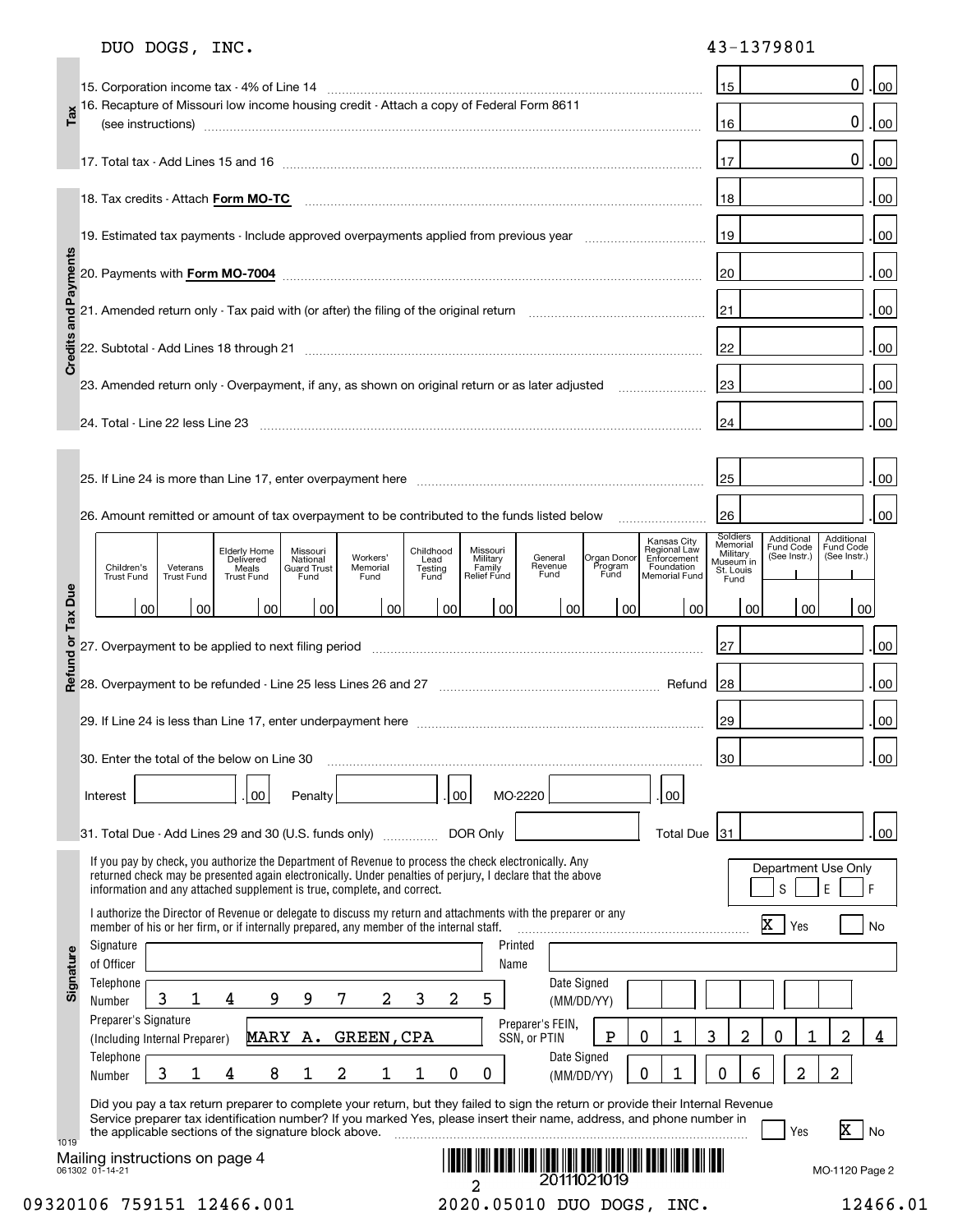DUO DOGS, INC. 43-1379801

## Tax

| Line | Description | Line No. | Amount |
|---|---|---|---|
| 15. | Corporation income tax - 4% of Line 14 | 15 | 0.00 |
| 16. | Recapture of Missouri low income housing credit - Attach a copy of Federal Form 8611 (see instructions) | 16 | 0.00 |
| 17. | Total tax - Add Lines 15 and 16 | 17 | 0.00 |

## Credits and Payments

| Line | Description | Line No. | Amount |
|---|---|---|---|
| 18. | Tax credits - Attach **Form MO-TC** | 18 | .00 |
| 19. | Estimated tax payments - Include approved overpayments applied from previous year | 19 | .00 |
| 20. | Payments with **Form MO-7004** | 20 | .00 |
| 21. | Amended return only - Tax paid with (or after) the filing of the original return | 21 | .00 |
| 22. | Subtotal - Add Lines 18 through 21 | 22 | .00 |
| 23. | Amended return only - Overpayment, if any, as shown on original return or as later adjusted | 23 | .00 |
| 24. | Total - Line 22 less Line 23 | 24 | .00 |

## Refund or Tax Due

| Line | Description | Line No. | Amount |
|---|---|---|---|
| 25. | If Line 24 is more than Line 17, enter overpayment here | 25 | .00 |
| 26. | Amount remitted or amount of tax overpayment to be contributed to the funds listed below | 26 | .00 |

| Children's Trust Fund | Veterans Trust Fund | Elderly Home Delivered Meals Trust Fund | Missouri National Guard Trust Fund | Workers' Memorial Fund | Childhood Lead Testing Fund | Missouri Military Family Relief Fund | General Revenue Fund | Organ Donor Program Fund | Kansas City Regional Law Enforcement Foundation Memorial Fund | Soldiers Memorial Military Museum in St. Louis Fund | Additional Fund Code (See Instr.) | Additional Fund Code (See Instr.) |
|---|---|---|---|---|---|---|---|---|---|---|---|---|
| 00 | 00 | 00 | 00 | 00 | 00 | 00 | 00 | 00 | 00 | 00 | 00 | 00 |

| Line | Description | Line No. | Amount |
|---|---|---|---|
| 27. | Overpayment to be applied to next filing period | 27 | .00 |
| 28. | Overpayment to be refunded - Line 25 less Lines 26 and 27 — Refund | 28 | .00 |
| 29. | If Line 24 is less than Line 17, enter underpayment here | 29 | .00 |
| 30. | Enter the total of the below on Line 30 | 30 | .00 |

Interest .00 Penalty .00 MO-2220 .00

| Line | Description | Line No. | Amount |
|---|---|---|---|
| 31. | Total Due - Add Lines 29 and 30 (U.S. funds only) — DOR Only — Total Due | 31 | .00 |

## Signature

If you pay by check, you authorize the Department of Revenue to process the check electronically. Any returned check may be presented again electronically. Under penalties of perjury, I declare that the above information and any attached supplement is true, complete, and correct.

Department Use Only: S E F

I authorize the Director of Revenue or delegate to discuss my return and attachments with the preparer or any member of his or her firm, or if internally prepared, any member of the internal staff. [X] Yes [ ] No

Signature of Officer: 
Printed Name: 
Telephone Number: 314 997 2325
Date Signed (MM/DD/YY): 

Preparer's Signature (Including Internal Preparer): MARY A. GREEN, CPA
Preparer's FEIN, SSN, or PTIN: P01320124
Telephone Number: 314 812 1100
Date Signed (MM/DD/YY): 01 06 22

Did you pay a tax return preparer to complete your return, but they failed to sign the return or provide their Internal Revenue Service preparer tax identification number? If you marked Yes, please insert their name, address, and phone number in the applicable sections of the signature block above. [ ] Yes [X] No

Mailing instructions on page 4

061302 01-14-21

20111021019

MO-1120 Page 2

09320106 759151 12466.001 2020.05010 DUO DOGS, INC. 12466.01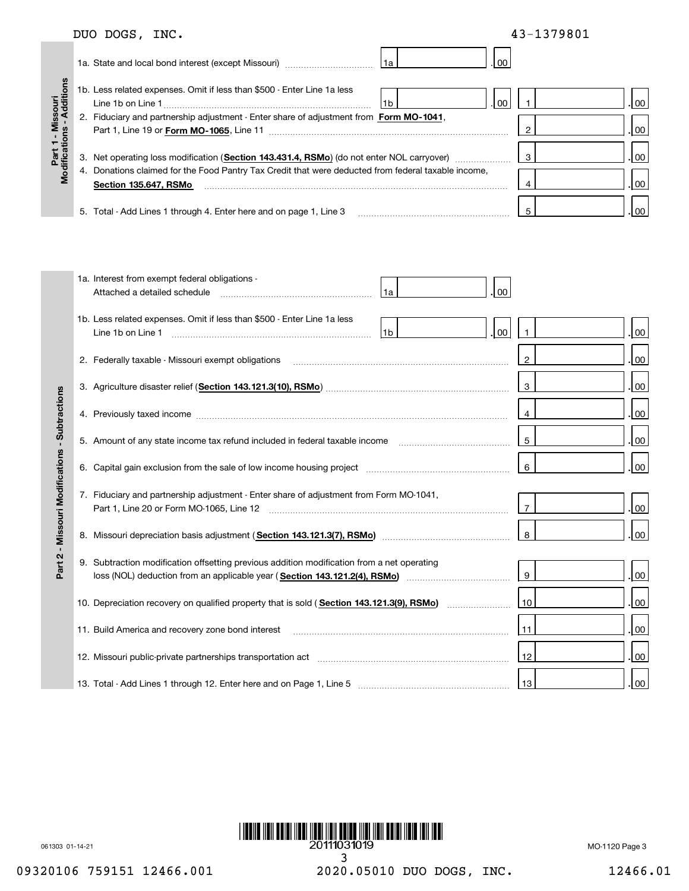DUO DOGS, INC. 43-1379801

## Part 1 - Missouri Modifications - Additions

| Line | Description | Sub-line | Amount |
|---|---|---|---|
| 1a | State and local bond interest (except Missouri) | 1a .00 | |
| 1b | Less related expenses. Omit if less than $500 - Enter Line 1a less Line 1b on Line 1 | 1b .00 | 1 .00 |
| 2 | Fiduciary and partnership adjustment - Enter share of adjustment from **Form MO-1041**, Part 1, Line 19 or **Form MO-1065**, Line 11 | | 2 .00 |
| 3 | Net operating loss modification (**Section 143.431.4, RSMo**) (do not enter NOL carryover) | | 3 .00 |
| 4 | Donations claimed for the Food Pantry Tax Credit that were deducted from federal taxable income, **Section 135.647, RSMo** | | 4 .00 |
| 5 | Total - Add Lines 1 through 4. Enter here and on page 1, Line 3 | | 5 .00 |

## Part 2 - Missouri Modifications - Subtractions

| Line | Description | Sub-line | Amount |
|---|---|---|---|
| 1a | Interest from exempt federal obligations - Attached a detailed schedule | 1a .00 | |
| 1b | Less related expenses. Omit if less than $500 - Enter Line 1a less Line 1b on Line 1 | 1b .00 | 1 .00 |
| 2 | Federally taxable - Missouri exempt obligations | | 2 .00 |
| 3 | Agriculture disaster relief (**Section 143.121.3(10), RSMo**) | | 3 .00 |
| 4 | Previously taxed income | | 4 .00 |
| 5 | Amount of any state income tax refund included in federal taxable income | | 5 .00 |
| 6 | Capital gain exclusion from the sale of low income housing project | | 6 .00 |
| 7 | Fiduciary and partnership adjustment - Enter share of adjustment from Form MO-1041, Part 1, Line 20 or Form MO-1065, Line 12 | | 7 .00 |
| 8 | Missouri depreciation basis adjustment (**Section 143.121.3(7), RSMo)** | | 8 .00 |
| 9 | Subtraction modification offsetting previous addition modification from a net operating loss (NOL) deduction from an applicable year (**Section 143.121.2(4), RSMo)** | | 9 .00 |
| 10 | Depreciation recovery on qualified property that is sold (**Section 143.121.3(9), RSMo)** | | 10 .00 |
| 11 | Build America and recovery zone bond interest | | 11 .00 |
| 12 | Missouri public-private partnerships transportation act | | 12 .00 |
| 13 | Total - Add Lines 1 through 12. Enter here and on Page 1, Line 5 | | 13 .00 |

061303 01-14-21 20111031019 MO-1120 Page 3

09320106 759151 12466.001 2020.05010 DUO DOGS, INC. 12466.01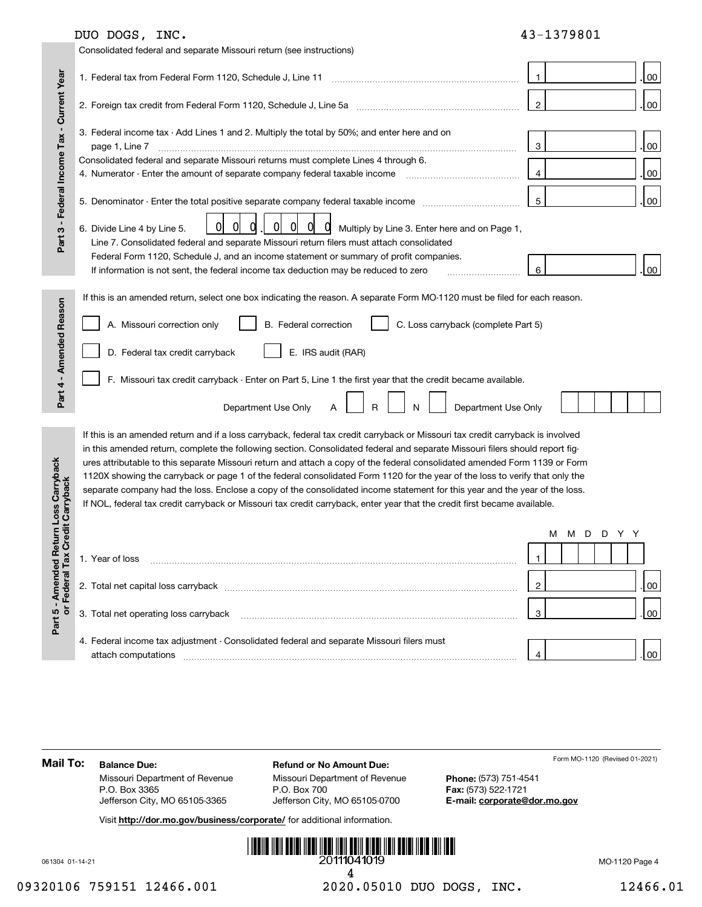DUO DOGS, INC. 43-1379801

Consolidated federal and separate Missouri return (see instructions)

## Part 3 - Federal Income Tax - Current Year

| | | |
|---|---|---|
| 1. Federal tax from Federal Form 1120, Schedule J, Line 11 | 1 | .00 |
| 2. Foreign tax credit from Federal Form 1120, Schedule J, Line 5a | 2 | .00 |
| 3. Federal income tax - Add Lines 1 and 2. Multiply the total by 50%; and enter here and on page 1, Line 7 | 3 | .00 |

Consolidated federal and separate Missouri returns must complete Lines 4 through 6.

| | | |
|---|---|---|
| 4. Numerator - Enter the amount of separate company federal taxable income | 4 | .00 |
| 5. Denominator - Enter the total positive separate company federal taxable income | 5 | .00 |

6. Divide Line 4 by Line 5. 000.0000 Multiply by Line 3. Enter here and on Page 1, Line 7. Consolidated federal and separate Missouri return filers must attach consolidated Federal Form 1120, Schedule J, and an income statement or summary of profit companies. If information is not sent, the federal income tax deduction may be reduced to zero — 6 .00

## Part 4 - Amended Reason

If this is an amended return, select one box indicating the reason. A separate Form MO-1120 must be filed for each reason.

- ☐ A. Missouri correction only
- ☐ B. Federal correction
- ☐ C. Loss carryback (complete Part 5)
- ☐ D. Federal tax credit carryback
- ☐ E. IRS audit (RAR)
- ☐ F. Missouri tax credit carryback - Enter on Part 5, Line 1 the first year that the credit became available.

Department Use Only A ☐ R ☐ N ☐ Department Use Only

## Part 5 - Amended Return Loss Carryback or Federal Tax Credit Carryback

If this is an amended return and if a loss carryback, federal tax credit carryback or Missouri tax credit carryback is involved in this amended return, complete the following section. Consolidated federal and separate Missouri filers should report figures attributable to this separate Missouri return and attach a copy of the federal consolidated amended Form 1139 or Form 1120X showing the carryback or page 1 of the federal consolidated Form 1120 for the year of the loss to verify that only the separate company had the loss. Enclose a copy of the consolidated income statement for this year and the year of the loss. If NOL, federal tax credit carryback or Missouri tax credit carryback, enter year that the credit first became available.

| | | |
|---|---|---|
| 1. Year of loss | 1 (M M D D Y Y) | |
| 2. Total net capital loss carryback | 2 | .00 |
| 3. Total net operating loss carryback | 3 | .00 |
| 4. Federal income tax adjustment - Consolidated federal and separate Missouri filers must attach computations | 4 | .00 |

**Mail To:**

**Balance Due:**
Missouri Department of Revenue
P.O. Box 3365
Jefferson City, MO 65105-3365

**Refund or No Amount Due:**
Missouri Department of Revenue
P.O. Box 700
Jefferson City, MO 65105-0700

**Phone:** (573) 751-4541
**Fax:** (573) 522-1721
**E-mail:** corporate@dor.mo.gov

Form MO-1120 (Revised 01-2021)

Visit **http://dor.mo.gov/business/corporate/** for additional information.

061304 01-14-21 20111041019 MO-1120 Page 4

09320106 759151 12466.001 2020.05010 DUO DOGS, INC. 12466.01